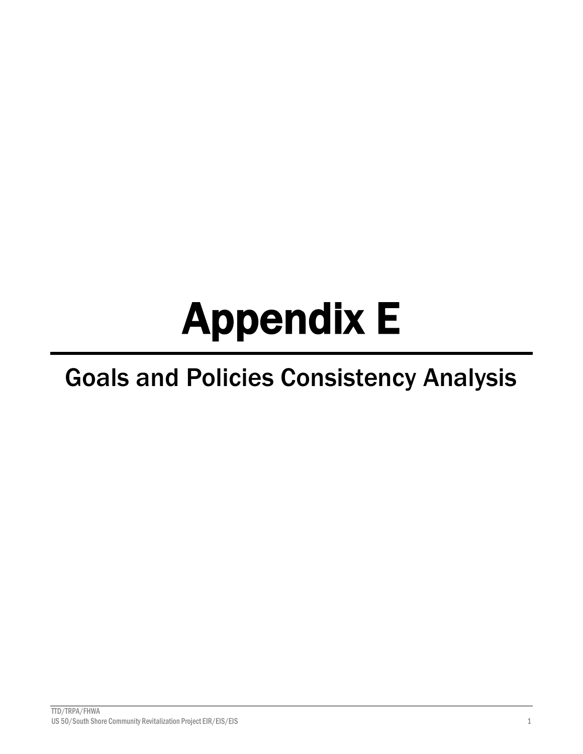# Appendix E

## Goals and Policies Consistency Analysis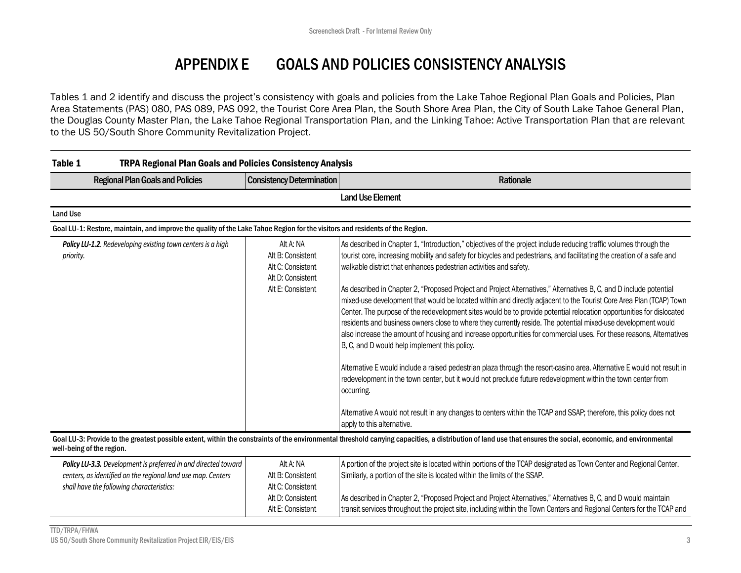# APPENDIX E GOALS AND POLICIES CONSISTENCY ANALYSIS

Tables 1 and 2 identify and discuss the project's consistency with goals and policies from the Lake Tahoe Regional Plan Goals and Policies, Plan Area Statements (PAS) 080, PAS 089, PAS 092, the Tourist Core Area Plan, the South Shore Area Plan, the City of South Lake Tahoe General Plan, the Douglas County Master Plan, the Lake Tahoe Regional Transportation Plan, and the Linking Tahoe: Active Transportation Plan that are relevant to the US 50/South Shore Community Revitalization Project.

**Table 1 TRPA Regional Plan Goals and Policies Consistency Analysis**

| Regional Plan Goals and Policies | Consistency Determination | Rationale |
|---|---|---|
| | | **Land Use Element** |
| **Land Use** | | |
| **Goal LU-1: Restore, maintain, and improve the quality of the Lake Tahoe Region for the visitors and residents of the Region.** | | |
| ***Policy LU-1.2**. Redeveloping existing town centers is a high priority.* | Alt A: NA<br>Alt B: Consistent<br>Alt C: Consistent<br>Alt D: Consistent<br>Alt E: Consistent | As described in Chapter 1, "Introduction," objectives of the project include reducing traffic volumes through the tourist core, increasing mobility and safety for bicycles and pedestrians, and facilitating the creation of a safe and walkable district that enhances pedestrian activities and safety.<br><br>As described in Chapter 2, "Proposed Project and Project Alternatives," Alternatives B, C, and D include potential mixed-use development that would be located within and directly adjacent to the Tourist Core Area Plan (TCAP) Town Center. The purpose of the redevelopment sites would be to provide potential relocation opportunities for dislocated residents and business owners close to where they currently reside. The potential mixed-use development would also increase the amount of housing and increase opportunities for commercial uses. For these reasons, Alternatives B, C, and D would help implement this policy.<br><br>Alternative E would include a raised pedestrian plaza through the resort-casino area. Alternative E would not result in redevelopment in the town center, but it would not preclude future redevelopment within the town center from occurring.<br><br>Alternative A would not result in any changes to centers within the TCAP and SSAP; therefore, this policy does not apply to this alternative. |
| **Goal LU-3: Provide to the greatest possible extent, within the constraints of the environmental threshold carrying capacities, a distribution of land use that ensures the social, economic, and environmental well-being of the region.** | | |
| ***Policy LU-3.3.** Development is preferred in and directed toward centers, as identified on the regional land use map. Centers shall have the following characteristics:* | Alt A: NA<br>Alt B: Consistent<br>Alt C: Consistent<br>Alt D: Consistent<br>Alt E: Consistent | A portion of the project site is located within portions of the TCAP designated as Town Center and Regional Center. Similarly, a portion of the site is located within the limits of the SSAP.<br><br>As described in Chapter 2, "Proposed Project and Project Alternatives," Alternatives B, C, and D would maintain transit services throughout the project site, including within the Town Centers and Regional Centers for the TCAP and |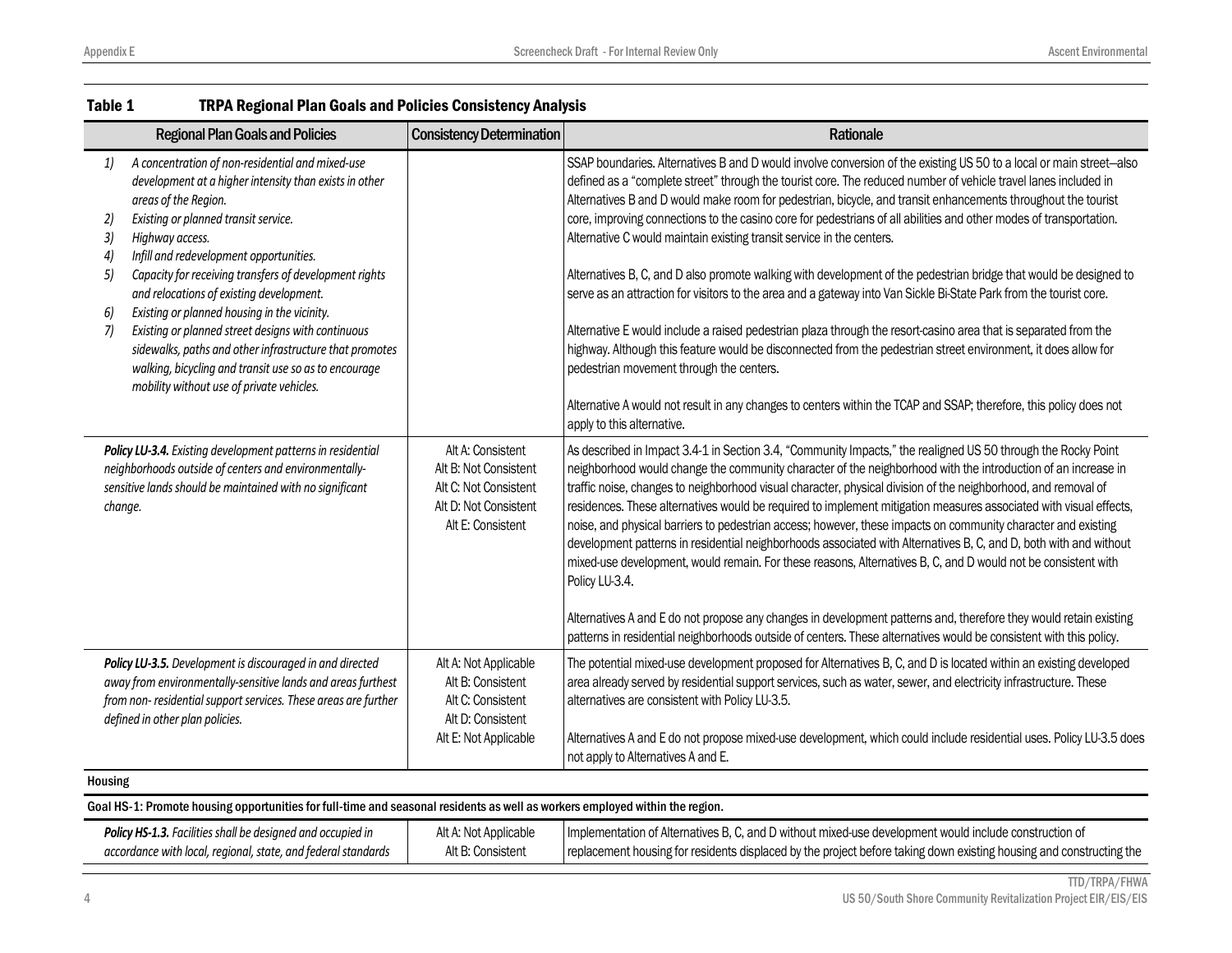**Table 1 TRPA Regional Plan Goals and Policies Consistency Analysis**

| Regional Plan Goals and Policies | Consistency Determination | Rationale |
|---|---|---|
| *1) A concentration of non-residential and mixed-use development at a higher intensity than exists in other areas of the Region.*<br>*2) Existing or planned transit service.*<br>*3) Highway access.*<br>*4) Infill and redevelopment opportunities.*<br>*5) Capacity for receiving transfers of development rights and relocations of existing development.*<br>*6) Existing or planned housing in the vicinity.*<br>*7) Existing or planned street designs with continuous sidewalks, paths and other infrastructure that promotes walking, bicycling and transit use so as to encourage mobility without use of private vehicles.* | | SSAP boundaries. Alternatives B and D would involve conversion of the existing US 50 to a local or main street—also defined as a "complete street" through the tourist core. The reduced number of vehicle travel lanes included in Alternatives B and D would make room for pedestrian, bicycle, and transit enhancements throughout the tourist core, improving connections to the casino core for pedestrians of all abilities and other modes of transportation. Alternative C would maintain existing transit service in the centers.<br><br>Alternatives B, C, and D also promote walking with development of the pedestrian bridge that would be designed to serve as an attraction for visitors to the area and a gateway into Van Sickle Bi-State Park from the tourist core.<br><br>Alternative E would include a raised pedestrian plaza through the resort-casino area that is separated from the highway. Although this feature would be disconnected from the pedestrian street environment, it does allow for pedestrian movement through the centers.<br><br>Alternative A would not result in any changes to centers within the TCAP and SSAP; therefore, this policy does not apply to this alternative. |
| ***Policy LU-3.4.*** *Existing development patterns in residential neighborhoods outside of centers and environmentally-sensitive lands should be maintained with no significant change.* | Alt A: Consistent<br>Alt B: Not Consistent<br>Alt C: Not Consistent<br>Alt D: Not Consistent<br>Alt E: Consistent | As described in Impact 3.4-1 in Section 3.4, "Community Impacts," the realigned US 50 through the Rocky Point neighborhood would change the community character of the neighborhood with the introduction of an increase in traffic noise, changes to neighborhood visual character, physical division of the neighborhood, and removal of residences. These alternatives would be required to implement mitigation measures associated with visual effects, noise, and physical barriers to pedestrian access; however, these impacts on community character and existing development patterns in residential neighborhoods associated with Alternatives B, C, and D, both with and without mixed-use development, would remain. For these reasons, Alternatives B, C, and D would not be consistent with Policy LU-3.4.<br><br>Alternatives A and E do not propose any changes in development patterns and, therefore they would retain existing patterns in residential neighborhoods outside of centers. These alternatives would be consistent with this policy. |
| ***Policy LU-3.5.*** *Development is discouraged in and directed away from environmentally-sensitive lands and areas furthest from non- residential support services. These areas are further defined in other plan policies.* | Alt A: Not Applicable<br>Alt B: Consistent<br>Alt C: Consistent<br>Alt D: Consistent<br>Alt E: Not Applicable | The potential mixed-use development proposed for Alternatives B, C, and D is located within an existing developed area already served by residential support services, such as water, sewer, and electricity infrastructure. These alternatives are consistent with Policy LU-3.5.<br><br>Alternatives A and E do not propose mixed-use development, which could include residential uses. Policy LU-3.5 does not apply to Alternatives A and E. |
| **Housing** | | |
| **Goal HS-1: Promote housing opportunities for full-time and seasonal residents as well as workers employed within the region.** | | |
| ***Policy HS-1.3.*** *Facilities shall be designed and occupied in accordance with local, regional, state, and federal standards* | Alt A: Not Applicable<br>Alt B: Consistent | Implementation of Alternatives B, C, and D without mixed-use development would include construction of replacement housing for residents displaced by the project before taking down existing housing and constructing the |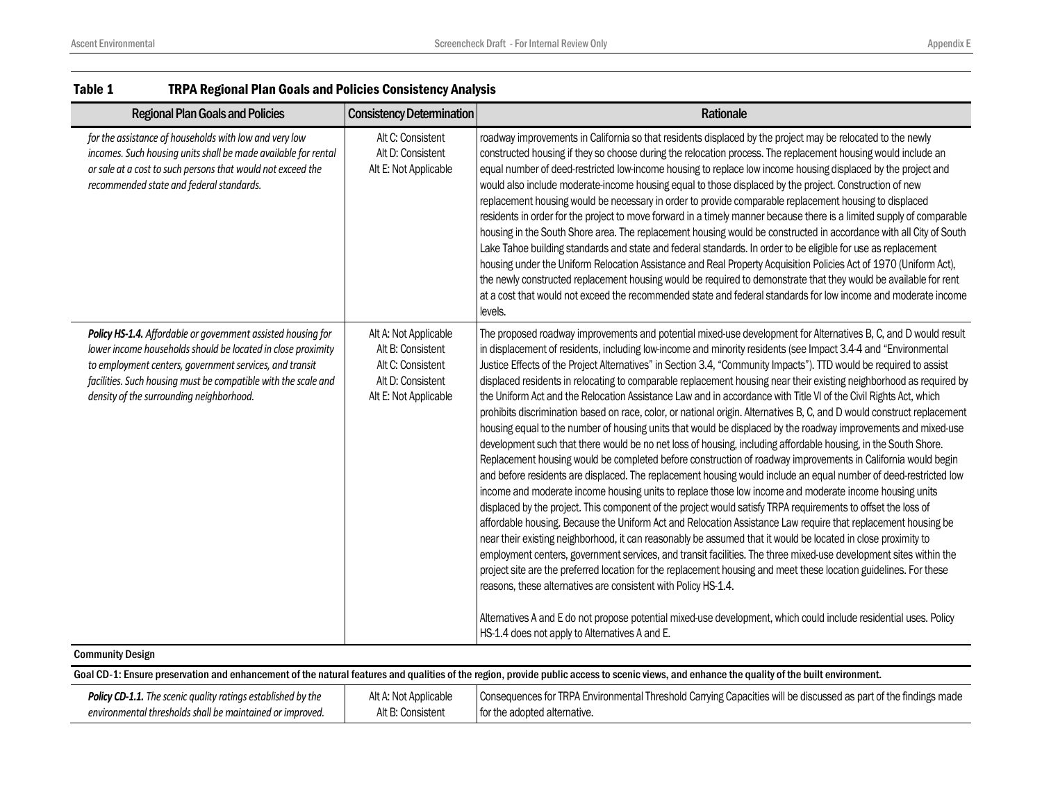Table 1 TRPA Regional Plan Goals and Policies Consistency Analysis

| Regional Plan Goals and Policies | Consistency Determination | Rationale |
|---|---|---|
| *for the assistance of households with low and very low incomes. Such housing units shall be made available for rental or sale at a cost to such persons that would not exceed the recommended state and federal standards.* | Alt C: Consistent<br>Alt D: Consistent<br>Alt E: Not Applicable | roadway improvements in California so that residents displaced by the project may be relocated to the newly constructed housing if they so choose during the relocation process. The replacement housing would include an equal number of deed-restricted low-income housing to replace low income housing displaced by the project and would also include moderate-income housing equal to those displaced by the project. Construction of new replacement housing would be necessary in order to provide comparable replacement housing to displaced residents in order for the project to move forward in a timely manner because there is a limited supply of comparable housing in the South Shore area. The replacement housing would be constructed in accordance with all City of South Lake Tahoe building standards and state and federal standards. In order to be eligible for use as replacement housing under the Uniform Relocation Assistance and Real Property Acquisition Policies Act of 1970 (Uniform Act), the newly constructed replacement housing would be required to demonstrate that they would be available for rent at a cost that would not exceed the recommended state and federal standards for low income and moderate income levels. |
| ***Policy HS-1.4.*** *Affordable or government assisted housing for lower income households should be located in close proximity to employment centers, government services, and transit facilities. Such housing must be compatible with the scale and density of the surrounding neighborhood.* | Alt A: Not Applicable<br>Alt B: Consistent<br>Alt C: Consistent<br>Alt D: Consistent<br>Alt E: Not Applicable | The proposed roadway improvements and potential mixed-use development for Alternatives B, C, and D would result in displacement of residents, including low-income and minority residents (see Impact 3.4-4 and "Environmental Justice Effects of the Project Alternatives" in Section 3.4, "Community Impacts"). TTD would be required to assist displaced residents in relocating to comparable replacement housing near their existing neighborhood as required by the Uniform Act and the Relocation Assistance Law and in accordance with Title VI of the Civil Rights Act, which prohibits discrimination based on race, color, or national origin. Alternatives B, C, and D would construct replacement housing equal to the number of housing units that would be displaced by the roadway improvements and mixed-use development such that there would be no net loss of housing, including affordable housing, in the South Shore. Replacement housing would be completed before construction of roadway improvements in California would begin and before residents are displaced. The replacement housing would include an equal number of deed-restricted low income and moderate income housing units to replace those low income and moderate income housing units displaced by the project. This component of the project would satisfy TRPA requirements to offset the loss of affordable housing. Because the Uniform Act and Relocation Assistance Law require that replacement housing be near their existing neighborhood, it can reasonably be assumed that it would be located in close proximity to employment centers, government services, and transit facilities. The three mixed-use development sites within the project site are the preferred location for the replacement housing and meet these location guidelines. For these reasons, these alternatives are consistent with Policy HS-1.4.<br><br>Alternatives A and E do not propose potential mixed-use development, which could include residential uses. Policy HS-1.4 does not apply to Alternatives A and E. |
| **Community Design** | | |
| **Goal CD-1: Ensure preservation and enhancement of the natural features and qualities of the region, provide public access to scenic views, and enhance the quality of the built environment.** | | |
| ***Policy CD-1.1.*** *The scenic quality ratings established by the environmental thresholds shall be maintained or improved.* | Alt A: Not Applicable<br>Alt B: Consistent | Consequences for TRPA Environmental Threshold Carrying Capacities will be discussed as part of the findings made for the adopted alternative. |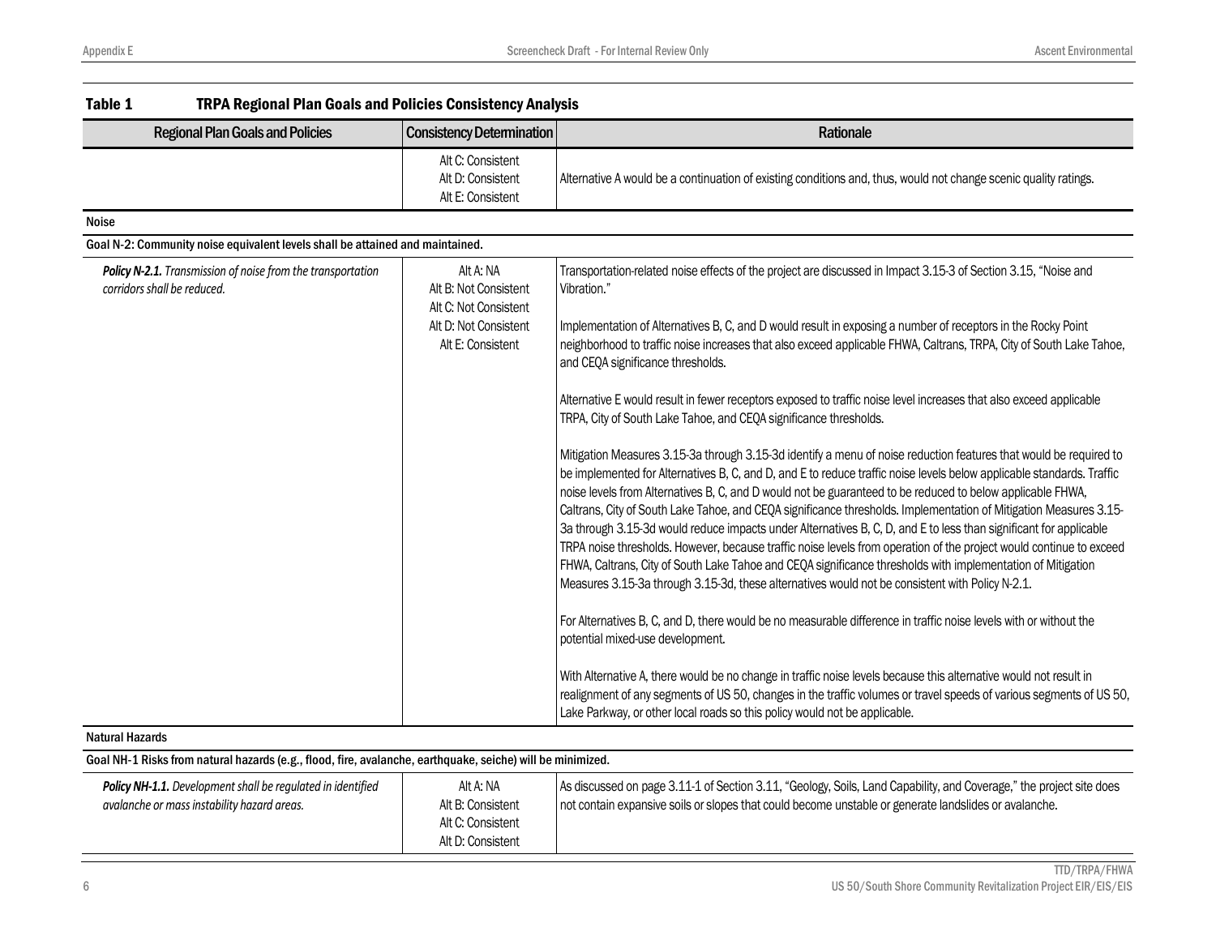**Table 1 TRPA Regional Plan Goals and Policies Consistency Analysis**

| Regional Plan Goals and Policies | Consistency Determination | Rationale |
|---|---|---|
| | Alt C: Consistent<br>Alt D: Consistent<br>Alt E: Consistent | Alternative A would be a continuation of existing conditions and, thus, would not change scenic quality ratings. |
| **Noise** | | |
| **Goal N-2: Community noise equivalent levels shall be attained and maintained.** | | |
| ***Policy N-2.1.*** *Transmission of noise from the transportation corridors shall be reduced.* | Alt A: NA<br>Alt B: Not Consistent<br>Alt C: Not Consistent<br>Alt D: Not Consistent<br>Alt E: Consistent | Transportation-related noise effects of the project are discussed in Impact 3.15-3 of Section 3.15, "Noise and Vibration."<br><br>Implementation of Alternatives B, C, and D would result in exposing a number of receptors in the Rocky Point neighborhood to traffic noise increases that also exceed applicable FHWA, Caltrans, TRPA, City of South Lake Tahoe, and CEQA significance thresholds.<br><br>Alternative E would result in fewer receptors exposed to traffic noise level increases that also exceed applicable TRPA, City of South Lake Tahoe, and CEQA significance thresholds.<br><br>Mitigation Measures 3.15-3a through 3.15-3d identify a menu of noise reduction features that would be required to be implemented for Alternatives B, C, and D, and E to reduce traffic noise levels below applicable standards. Traffic noise levels from Alternatives B, C, and D would not be guaranteed to be reduced to below applicable FHWA, Caltrans, City of South Lake Tahoe, and CEQA significance thresholds. Implementation of Mitigation Measures 3.15-3a through 3.15-3d would reduce impacts under Alternatives B, C, D, and E to less than significant for applicable TRPA noise thresholds. However, because traffic noise levels from operation of the project would continue to exceed FHWA, Caltrans, City of South Lake Tahoe and CEQA significance thresholds with implementation of Mitigation Measures 3.15-3a through 3.15-3d, these alternatives would not be consistent with Policy N-2.1.<br><br>For Alternatives B, C, and D, there would be no measurable difference in traffic noise levels with or without the potential mixed-use development.<br><br>With Alternative A, there would be no change in traffic noise levels because this alternative would not result in realignment of any segments of US 50, changes in the traffic volumes or travel speeds of various segments of US 50, Lake Parkway, or other local roads so this policy would not be applicable. |
| **Natural Hazards** | | |
| **Goal NH-1 Risks from natural hazards (e.g., flood, fire, avalanche, earthquake, seiche) will be minimized.** | | |
| ***Policy NH-1.1.*** *Development shall be regulated in identified avalanche or mass instability hazard areas.* | Alt A: NA<br>Alt B: Consistent<br>Alt C: Consistent<br>Alt D: Consistent | As discussed on page 3.11-1 of Section 3.11, "Geology, Soils, Land Capability, and Coverage," the project site does not contain expansive soils or slopes that could become unstable or generate landslides or avalanche. |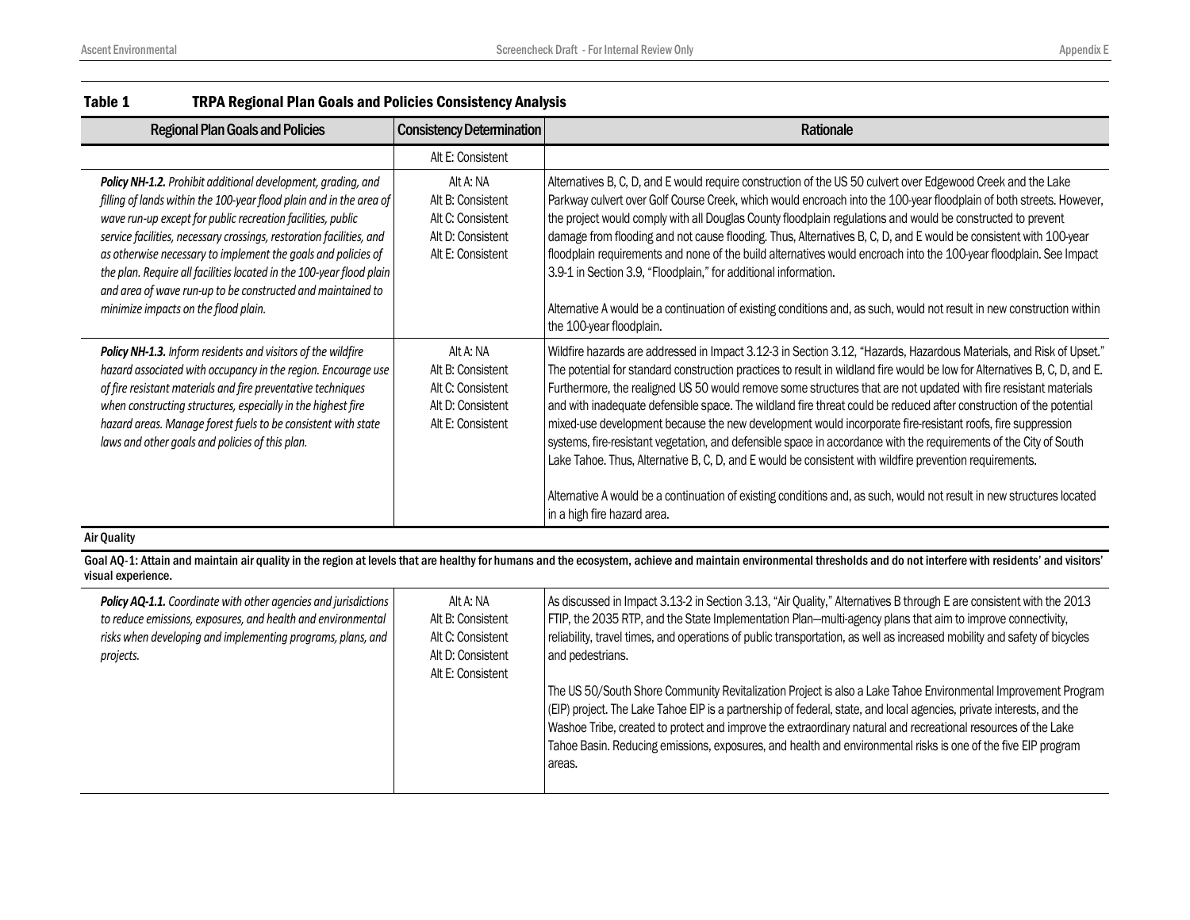**Table 1 TRPA Regional Plan Goals and Policies Consistency Analysis**

| Regional Plan Goals and Policies | Consistency Determination | Rationale |
|---|---|---|
| | Alt E: Consistent | |
| ***Policy NH-1.2.*** *Prohibit additional development, grading, and filling of lands within the 100-year flood plain and in the area of wave run-up except for public recreation facilities, public service facilities, necessary crossings, restoration facilities, and as otherwise necessary to implement the goals and policies of the plan. Require all facilities located in the 100-year flood plain and area of wave run-up to be constructed and maintained to minimize impacts on the flood plain.* | Alt A: NA<br>Alt B: Consistent<br>Alt C: Consistent<br>Alt D: Consistent<br>Alt E: Consistent | Alternatives B, C, D, and E would require construction of the US 50 culvert over Edgewood Creek and the Lake Parkway culvert over Golf Course Creek, which would encroach into the 100-year floodplain of both streets. However, the project would comply with all Douglas County floodplain regulations and would be constructed to prevent damage from flooding and not cause flooding. Thus, Alternatives B, C, D, and E would be consistent with 100-year floodplain requirements and none of the build alternatives would encroach into the 100-year floodplain. See Impact 3.9-1 in Section 3.9, "Floodplain," for additional information.<br><br>Alternative A would be a continuation of existing conditions and, as such, would not result in new construction within the 100-year floodplain. |
| ***Policy NH-1.3.*** *Inform residents and visitors of the wildfire hazard associated with occupancy in the region. Encourage use of fire resistant materials and fire preventative techniques when constructing structures, especially in the highest fire hazard areas. Manage forest fuels to be consistent with state laws and other goals and policies of this plan.* | Alt A: NA<br>Alt B: Consistent<br>Alt C: Consistent<br>Alt D: Consistent<br>Alt E: Consistent | Wildfire hazards are addressed in Impact 3.12-3 in Section 3.12, "Hazards, Hazardous Materials, and Risk of Upset." The potential for standard construction practices to result in wildland fire would be low for Alternatives B, C, D, and E. Furthermore, the realigned US 50 would remove some structures that are not updated with fire resistant materials and with inadequate defensible space. The wildland fire threat could be reduced after construction of the potential mixed-use development because the new development would incorporate fire-resistant roofs, fire suppression systems, fire-resistant vegetation, and defensible space in accordance with the requirements of the City of South Lake Tahoe. Thus, Alternative B, C, D, and E would be consistent with wildfire prevention requirements.<br><br>Alternative A would be a continuation of existing conditions and, as such, would not result in new structures located in a high fire hazard area. |
| **Air Quality** | | |
| **Goal AQ-1: Attain and maintain air quality in the region at levels that are healthy for humans and the ecosystem, achieve and maintain environmental thresholds and do not interfere with residents' and visitors' visual experience.** | | |
| ***Policy AQ-1.1.*** *Coordinate with other agencies and jurisdictions to reduce emissions, exposures, and health and environmental risks when developing and implementing programs, plans, and projects.* | Alt A: NA<br>Alt B: Consistent<br>Alt C: Consistent<br>Alt D: Consistent<br>Alt E: Consistent | As discussed in Impact 3.13-2 in Section 3.13, "Air Quality," Alternatives B through E are consistent with the 2013 FTIP, the 2035 RTP, and the State Implementation Plan—multi-agency plans that aim to improve connectivity, reliability, travel times, and operations of public transportation, as well as increased mobility and safety of bicycles and pedestrians.<br><br>The US 50/South Shore Community Revitalization Project is also a Lake Tahoe Environmental Improvement Program (EIP) project. The Lake Tahoe EIP is a partnership of federal, state, and local agencies, private interests, and the Washoe Tribe, created to protect and improve the extraordinary natural and recreational resources of the Lake Tahoe Basin. Reducing emissions, exposures, and health and environmental risks is one of the five EIP program areas. |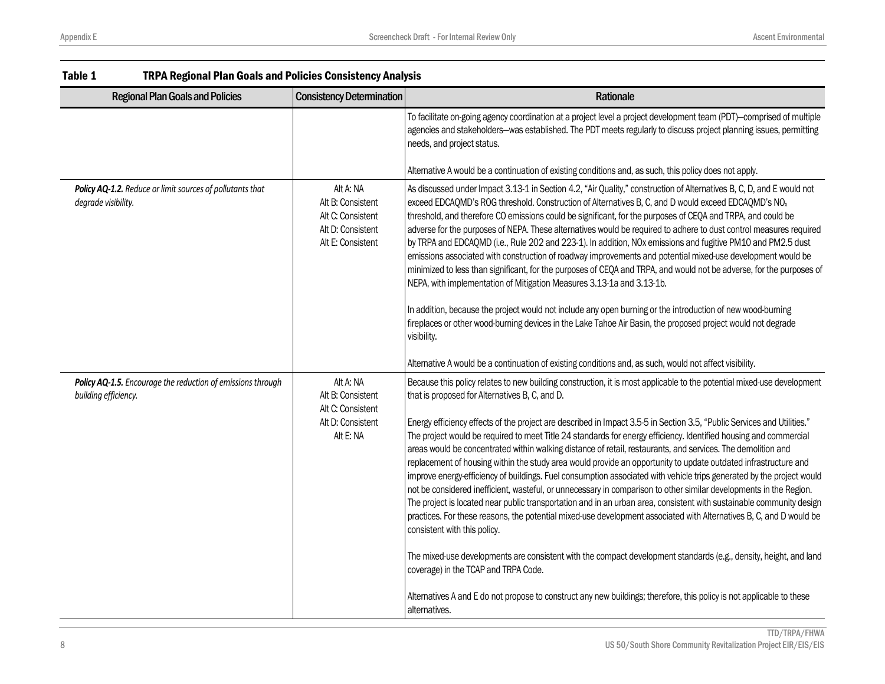**Table 1 TRPA Regional Plan Goals and Policies Consistency Analysis**

| Regional Plan Goals and Policies | Consistency Determination | Rationale |
|---|---|---|
| | | To facilitate on-going agency coordination at a project level a project development team (PDT)—comprised of multiple agencies and stakeholders—was established. The PDT meets regularly to discuss project planning issues, permitting needs, and project status.<br><br>Alternative A would be a continuation of existing conditions and, as such, this policy does not apply. |
| ***Policy AQ-1.2.*** *Reduce or limit sources of pollutants that degrade visibility.* | Alt A: NA<br>Alt B: Consistent<br>Alt C: Consistent<br>Alt D: Consistent<br>Alt E: Consistent | As discussed under Impact 3.13-1 in Section 4.2, "Air Quality," construction of Alternatives B, C, D, and E would not exceed EDCAQMD's ROG threshold. Construction of Alternatives B, C, and D would exceed EDCAQMD's $NO_x$ threshold, and therefore CO emissions could be significant, for the purposes of CEQA and TRPA, and could be adverse for the purposes of NEPA. These alternatives would be required to adhere to dust control measures required by TRPA and EDCAQMD (i.e., Rule 202 and 223-1). In addition, NOx emissions and fugitive PM10 and PM2.5 dust emissions associated with construction of roadway improvements and potential mixed-use development would be minimized to less than significant, for the purposes of CEQA and TRPA, and would not be adverse, for the purposes of NEPA, with implementation of Mitigation Measures 3.13-1a and 3.13-1b.<br><br>In addition, because the project would not include any open burning or the introduction of new wood-burning fireplaces or other wood-burning devices in the Lake Tahoe Air Basin, the proposed project would not degrade visibility.<br><br>Alternative A would be a continuation of existing conditions and, as such, would not affect visibility. |
| ***Policy AQ-1.5.*** *Encourage the reduction of emissions through building efficiency.* | Alt A: NA<br>Alt B: Consistent<br>Alt C: Consistent<br>Alt D: Consistent<br>Alt E: NA | Because this policy relates to new building construction, it is most applicable to the potential mixed-use development that is proposed for Alternatives B, C, and D.<br><br>Energy efficiency effects of the project are described in Impact 3.5-5 in Section 3.5, "Public Services and Utilities." The project would be required to meet Title 24 standards for energy efficiency. Identified housing and commercial areas would be concentrated within walking distance of retail, restaurants, and services. The demolition and replacement of housing within the study area would provide an opportunity to update outdated infrastructure and improve energy-efficiency of buildings. Fuel consumption associated with vehicle trips generated by the project would not be considered inefficient, wasteful, or unnecessary in comparison to other similar developments in the Region. The project is located near public transportation and in an urban area, consistent with sustainable community design practices. For these reasons, the potential mixed-use development associated with Alternatives B, C, and D would be consistent with this policy.<br><br>The mixed-use developments are consistent with the compact development standards (e.g., density, height, and land coverage) in the TCAP and TRPA Code.<br><br>Alternatives A and E do not propose to construct any new buildings; therefore, this policy is not applicable to these alternatives. |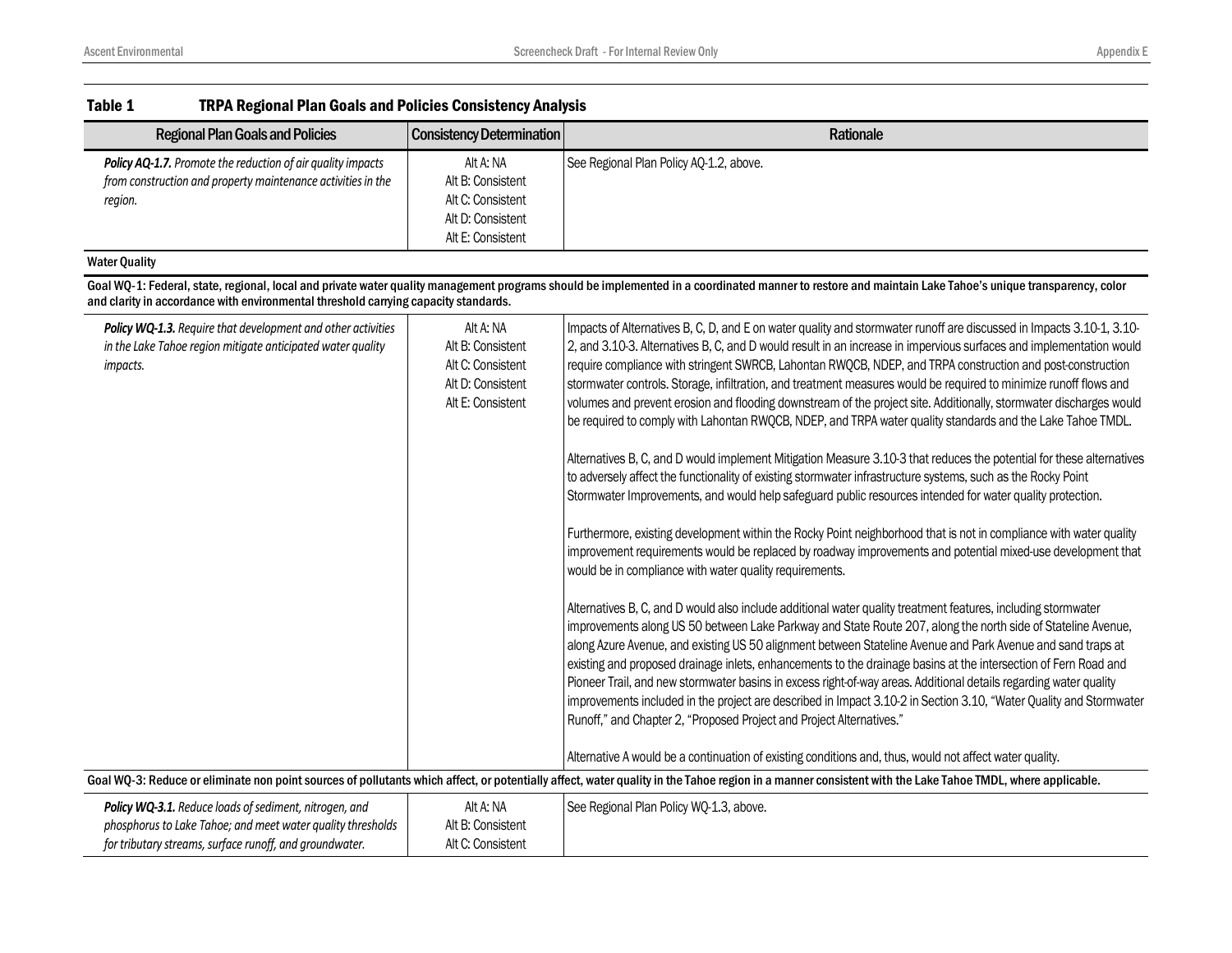**Table 1 TRPA Regional Plan Goals and Policies Consistency Analysis**

| Regional Plan Goals and Policies | Consistency Determination | Rationale |
|---|---|---|
| ***Policy AQ-1.7.*** *Promote the reduction of air quality impacts from construction and property maintenance activities in the region.* | Alt A: NA<br>Alt B: Consistent<br>Alt C: Consistent<br>Alt D: Consistent<br>Alt E: Consistent | See Regional Plan Policy AQ-1.2, above. |
| **Water Quality** | | |
| **Goal WQ-1: Federal, state, regional, local and private water quality management programs should be implemented in a coordinated manner to restore and maintain Lake Tahoe's unique transparency, color and clarity in accordance with environmental threshold carrying capacity standards.** | | |
| ***Policy WQ-1.3.*** *Require that development and other activities in the Lake Tahoe region mitigate anticipated water quality impacts.* | Alt A: NA<br>Alt B: Consistent<br>Alt C: Consistent<br>Alt D: Consistent<br>Alt E: Consistent | Impacts of Alternatives B, C, D, and E on water quality and stormwater runoff are discussed in Impacts 3.10-1, 3.10-2, and 3.10-3. Alternatives B, C, and D would result in an increase in impervious surfaces and implementation would require compliance with stringent SWRCB, Lahontan RWQCB, NDEP, and TRPA construction and post-construction stormwater controls. Storage, infiltration, and treatment measures would be required to minimize runoff flows and volumes and prevent erosion and flooding downstream of the project site. Additionally, stormwater discharges would be required to comply with Lahontan RWQCB, NDEP, and TRPA water quality standards and the Lake Tahoe TMDL.<br><br>Alternatives B, C, and D would implement Mitigation Measure 3.10-3 that reduces the potential for these alternatives to adversely affect the functionality of existing stormwater infrastructure systems, such as the Rocky Point Stormwater Improvements, and would help safeguard public resources intended for water quality protection.<br><br>Furthermore, existing development within the Rocky Point neighborhood that is not in compliance with water quality improvement requirements would be replaced by roadway improvements and potential mixed-use development that would be in compliance with water quality requirements.<br><br>Alternatives B, C, and D would also include additional water quality treatment features, including stormwater improvements along US 50 between Lake Parkway and State Route 207, along the north side of Stateline Avenue, along Azure Avenue, and existing US 50 alignment between Stateline Avenue and Park Avenue and sand traps at existing and proposed drainage inlets, enhancements to the drainage basins at the intersection of Fern Road and Pioneer Trail, and new stormwater basins in excess right-of-way areas. Additional details regarding water quality improvements included in the project are described in Impact 3.10-2 in Section 3.10, "Water Quality and Stormwater Runoff," and Chapter 2, "Proposed Project and Project Alternatives."<br><br>Alternative A would be a continuation of existing conditions and, thus, would not affect water quality. |
| **Goal WQ-3: Reduce or eliminate non point sources of pollutants which affect, or potentially affect, water quality in the Tahoe region in a manner consistent with the Lake Tahoe TMDL, where applicable.** | | |
| ***Policy WQ-3.1.*** *Reduce loads of sediment, nitrogen, and phosphorus to Lake Tahoe; and meet water quality thresholds for tributary streams, surface runoff, and groundwater.* | Alt A: NA<br>Alt B: Consistent<br>Alt C: Consistent | See Regional Plan Policy WQ-1.3, above. |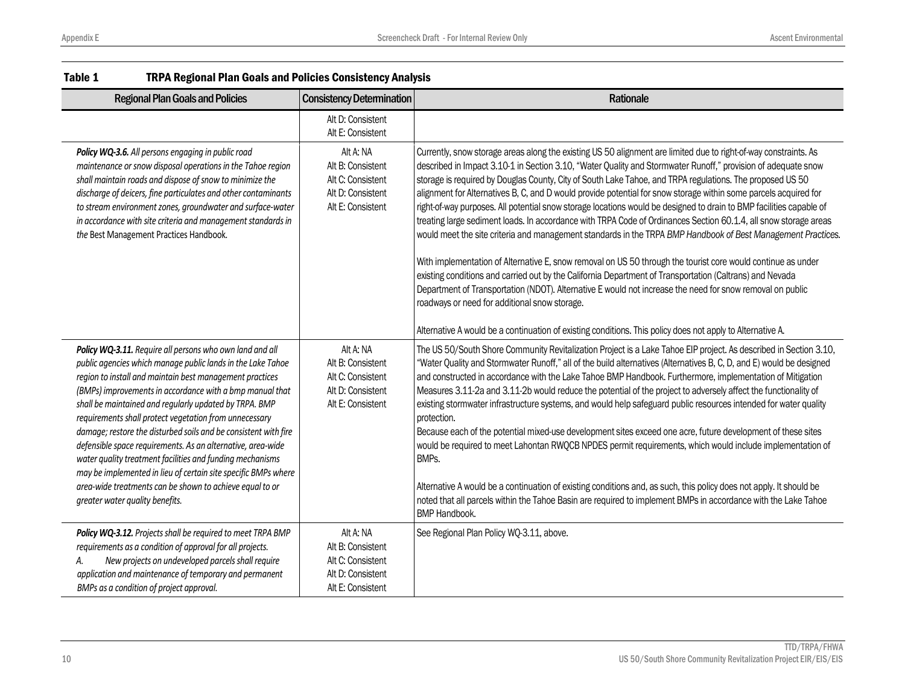**Table 1 TRPA Regional Plan Goals and Policies Consistency Analysis**

| Regional Plan Goals and Policies | Consistency Determination | Rationale |
|---|---|---|
| | Alt D: Consistent<br>Alt E: Consistent | |
| ***Policy WQ-3.6.*** *All persons engaging in public road maintenance or snow disposal operations in the Tahoe region shall maintain roads and dispose of snow to minimize the discharge of deicers, fine particulates and other contaminants to stream environment zones, groundwater and surface-water in accordance with site criteria and management standards in the* Best Management Practices Handbook. | Alt A: NA<br>Alt B: Consistent<br>Alt C: Consistent<br>Alt D: Consistent<br>Alt E: Consistent | Currently, snow storage areas along the existing US 50 alignment are limited due to right-of-way constraints. As described in Impact 3.10-1 in Section 3.10, "Water Quality and Stormwater Runoff," provision of adequate snow storage is required by Douglas County, City of South Lake Tahoe, and TRPA regulations. The proposed US 50 alignment for Alternatives B, C, and D would provide potential for snow storage within some parcels acquired for right-of-way purposes. All potential snow storage locations would be designed to drain to BMP facilities capable of treating large sediment loads. In accordance with TRPA Code of Ordinances Section 60.1.4, all snow storage areas would meet the site criteria and management standards in the TRPA *BMP Handbook of Best Management Practices*.<br><br>With implementation of Alternative E, snow removal on US 50 through the tourist core would continue as under existing conditions and carried out by the California Department of Transportation (Caltrans) and Nevada Department of Transportation (NDOT). Alternative E would not increase the need for snow removal on public roadways or need for additional snow storage.<br><br>Alternative A would be a continuation of existing conditions. This policy does not apply to Alternative A. |
| ***Policy WQ-3.11.*** *Require all persons who own land and all public agencies which manage public lands in the Lake Tahoe region to install and maintain best management practices (BMPs) improvements in accordance with a bmp manual that shall be maintained and regularly updated by TRPA. BMP requirements shall protect vegetation from unnecessary damage; restore the disturbed soils and be consistent with fire defensible space requirements. As an alternative, area-wide water quality treatment facilities and funding mechanisms may be implemented in lieu of certain site specific BMPs where area-wide treatments can be shown to achieve equal to or greater water quality benefits.* | Alt A: NA<br>Alt B: Consistent<br>Alt C: Consistent<br>Alt D: Consistent<br>Alt E: Consistent | The US 50/South Shore Community Revitalization Project is a Lake Tahoe EIP project. As described in Section 3.10, "Water Quality and Stormwater Runoff," all of the build alternatives (Alternatives B, C, D, and E) would be designed and constructed in accordance with the Lake Tahoe BMP Handbook. Furthermore, implementation of Mitigation Measures 3.11-2a and 3.11-2b would reduce the potential of the project to adversely affect the functionality of existing stormwater infrastructure systems, and would help safeguard public resources intended for water quality protection.<br>Because each of the potential mixed-use development sites exceed one acre, future development of these sites would be required to meet Lahontan RWQCB NPDES permit requirements, which would include implementation of BMPs.<br><br>Alternative A would be a continuation of existing conditions and, as such, this policy does not apply. It should be noted that all parcels within the Tahoe Basin are required to implement BMPs in accordance with the Lake Tahoe BMP Handbook. |
| ***Policy WQ-3.12.*** *Projects shall be required to meet TRPA BMP requirements as a condition of approval for all projects.*<br>*A. New projects on undeveloped parcels shall require application and maintenance of temporary and permanent BMPs as a condition of project approval.* | Alt A: NA<br>Alt B: Consistent<br>Alt C: Consistent<br>Alt D: Consistent<br>Alt E: Consistent | See Regional Plan Policy WQ-3.11, above. |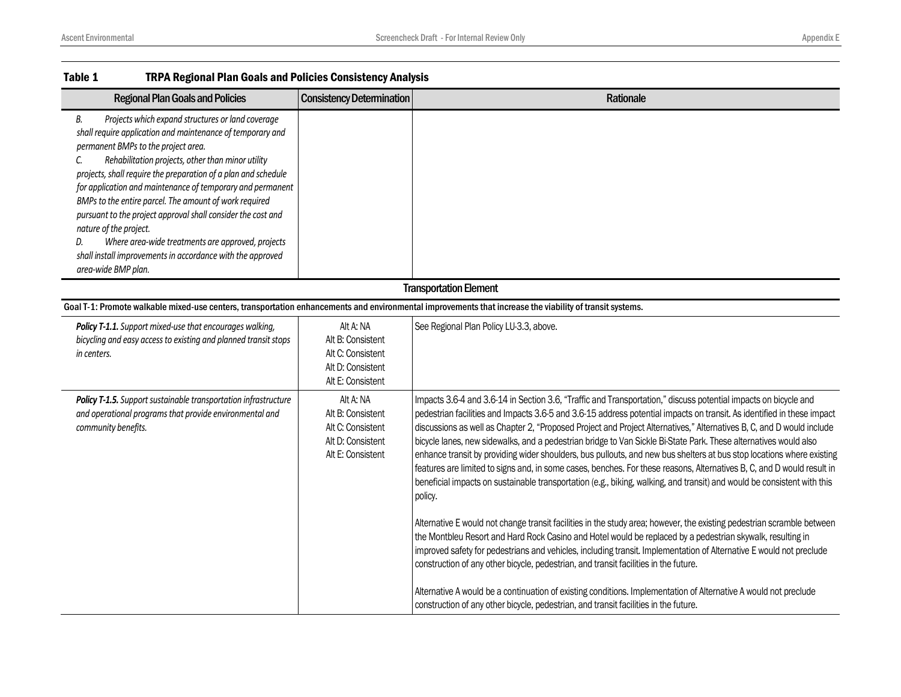**Table 1 TRPA Regional Plan Goals and Policies Consistency Analysis**

| Regional Plan Goals and Policies | Consistency Determination | Rationale |
|---|---|---|
| *B. Projects which expand structures or land coverage shall require application and maintenance of temporary and permanent BMPs to the project area.*<br>*C. Rehabilitation projects, other than minor utility projects, shall require the preparation of a plan and schedule for application and maintenance of temporary and permanent BMPs to the entire parcel. The amount of work required pursuant to the project approval shall consider the cost and nature of the project.*<br>*D. Where area-wide treatments are approved, projects shall install improvements in accordance with the approved area-wide BMP plan.* | | |
| **Transportation Element** | | |
| **Goal T-1: Promote walkable mixed-use centers, transportation enhancements and environmental improvements that increase the viability of transit systems.** | | |
| ***Policy T-1.1.*** *Support mixed-use that encourages walking, bicycling and easy access to existing and planned transit stops in centers.* | Alt A: NA<br>Alt B: Consistent<br>Alt C: Consistent<br>Alt D: Consistent<br>Alt E: Consistent | See Regional Plan Policy LU-3.3, above. |
| ***Policy T-1.5.*** *Support sustainable transportation infrastructure and operational programs that provide environmental and community benefits.* | Alt A: NA<br>Alt B: Consistent<br>Alt C: Consistent<br>Alt D: Consistent<br>Alt E: Consistent | Impacts 3.6-4 and 3.6-14 in Section 3.6, "Traffic and Transportation," discuss potential impacts on bicycle and pedestrian facilities and Impacts 3.6-5 and 3.6-15 address potential impacts on transit. As identified in these impact discussions as well as Chapter 2, "Proposed Project and Project Alternatives," Alternatives B, C, and D would include bicycle lanes, new sidewalks, and a pedestrian bridge to Van Sickle Bi-State Park. These alternatives would also enhance transit by providing wider shoulders, bus pullouts, and new bus shelters at bus stop locations where existing features are limited to signs and, in some cases, benches. For these reasons, Alternatives B, C, and D would result in beneficial impacts on sustainable transportation (e.g., biking, walking, and transit) and would be consistent with this policy.<br><br>Alternative E would not change transit facilities in the study area; however, the existing pedestrian scramble between the Montbleu Resort and Hard Rock Casino and Hotel would be replaced by a pedestrian skywalk, resulting in improved safety for pedestrians and vehicles, including transit. Implementation of Alternative E would not preclude construction of any other bicycle, pedestrian, and transit facilities in the future.<br><br>Alternative A would be a continuation of existing conditions. Implementation of Alternative A would not preclude construction of any other bicycle, pedestrian, and transit facilities in the future. |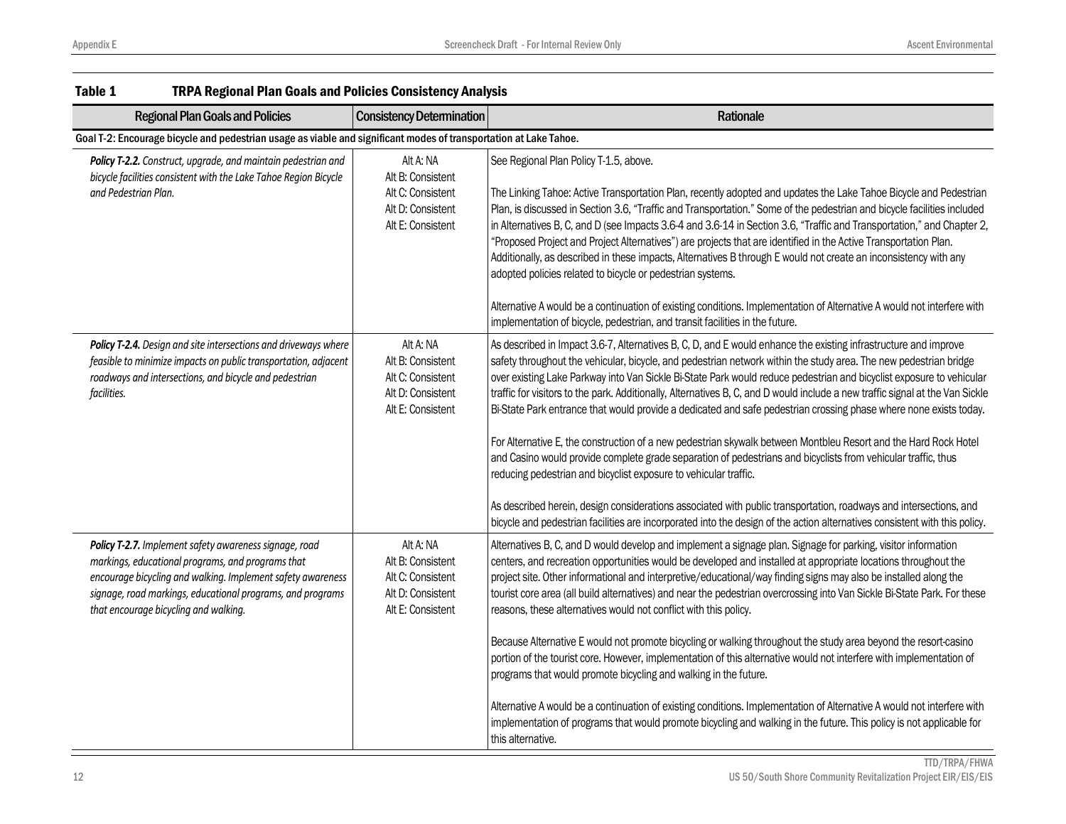**Table 1 TRPA Regional Plan Goals and Policies Consistency Analysis**

| Regional Plan Goals and Policies | Consistency Determination | Rationale |
|---|---|---|
| **Goal T-2: Encourage bicycle and pedestrian usage as viable and significant modes of transportation at Lake Tahoe.** | | |
| ***Policy T-2.2.*** *Construct, upgrade, and maintain pedestrian and bicycle facilities consistent with the Lake Tahoe Region Bicycle and Pedestrian Plan.* | Alt A: NA<br>Alt B: Consistent<br>Alt C: Consistent<br>Alt D: Consistent<br>Alt E: Consistent | See Regional Plan Policy T-1.5, above.<br><br>The Linking Tahoe: Active Transportation Plan, recently adopted and updates the Lake Tahoe Bicycle and Pedestrian Plan, is discussed in Section 3.6, "Traffic and Transportation." Some of the pedestrian and bicycle facilities included in Alternatives B, C, and D (see Impacts 3.6-4 and 3.6-14 in Section 3.6, "Traffic and Transportation," and Chapter 2, "Proposed Project and Project Alternatives") are projects that are identified in the Active Transportation Plan. Additionally, as described in these impacts, Alternatives B through E would not create an inconsistency with any adopted policies related to bicycle or pedestrian systems.<br><br>Alternative A would be a continuation of existing conditions. Implementation of Alternative A would not interfere with implementation of bicycle, pedestrian, and transit facilities in the future. |
| ***Policy T-2.4.*** *Design and site intersections and driveways where feasible to minimize impacts on public transportation, adjacent roadways and intersections, and bicycle and pedestrian facilities.* | Alt A: NA<br>Alt B: Consistent<br>Alt C: Consistent<br>Alt D: Consistent<br>Alt E: Consistent | As described in Impact 3.6-7, Alternatives B, C, D, and E would enhance the existing infrastructure and improve safety throughout the vehicular, bicycle, and pedestrian network within the study area. The new pedestrian bridge over existing Lake Parkway into Van Sickle Bi-State Park would reduce pedestrian and bicyclist exposure to vehicular traffic for visitors to the park. Additionally, Alternatives B, C, and D would include a new traffic signal at the Van Sickle Bi-State Park entrance that would provide a dedicated and safe pedestrian crossing phase where none exists today.<br><br>For Alternative E, the construction of a new pedestrian skywalk between Montbleu Resort and the Hard Rock Hotel and Casino would provide complete grade separation of pedestrians and bicyclists from vehicular traffic, thus reducing pedestrian and bicyclist exposure to vehicular traffic.<br><br>As described herein, design considerations associated with public transportation, roadways and intersections, and bicycle and pedestrian facilities are incorporated into the design of the action alternatives consistent with this policy. |
| ***Policy T-2.7.*** *Implement safety awareness signage, road markings, educational programs, and programs that encourage bicycling and walking. Implement safety awareness signage, road markings, educational programs, and programs that encourage bicycling and walking.* | Alt A: NA<br>Alt B: Consistent<br>Alt C: Consistent<br>Alt D: Consistent<br>Alt E: Consistent | Alternatives B, C, and D would develop and implement a signage plan. Signage for parking, visitor information centers, and recreation opportunities would be developed and installed at appropriate locations throughout the project site. Other informational and interpretive/educational/way finding signs may also be installed along the tourist core area (all build alternatives) and near the pedestrian overcrossing into Van Sickle Bi-State Park. For these reasons, these alternatives would not conflict with this policy.<br><br>Because Alternative E would not promote bicycling or walking throughout the study area beyond the resort-casino portion of the tourist core. However, implementation of this alternative would not interfere with implementation of programs that would promote bicycling and walking in the future.<br><br>Alternative A would be a continuation of existing conditions. Implementation of Alternative A would not interfere with implementation of programs that would promote bicycling and walking in the future. This policy is not applicable for this alternative. |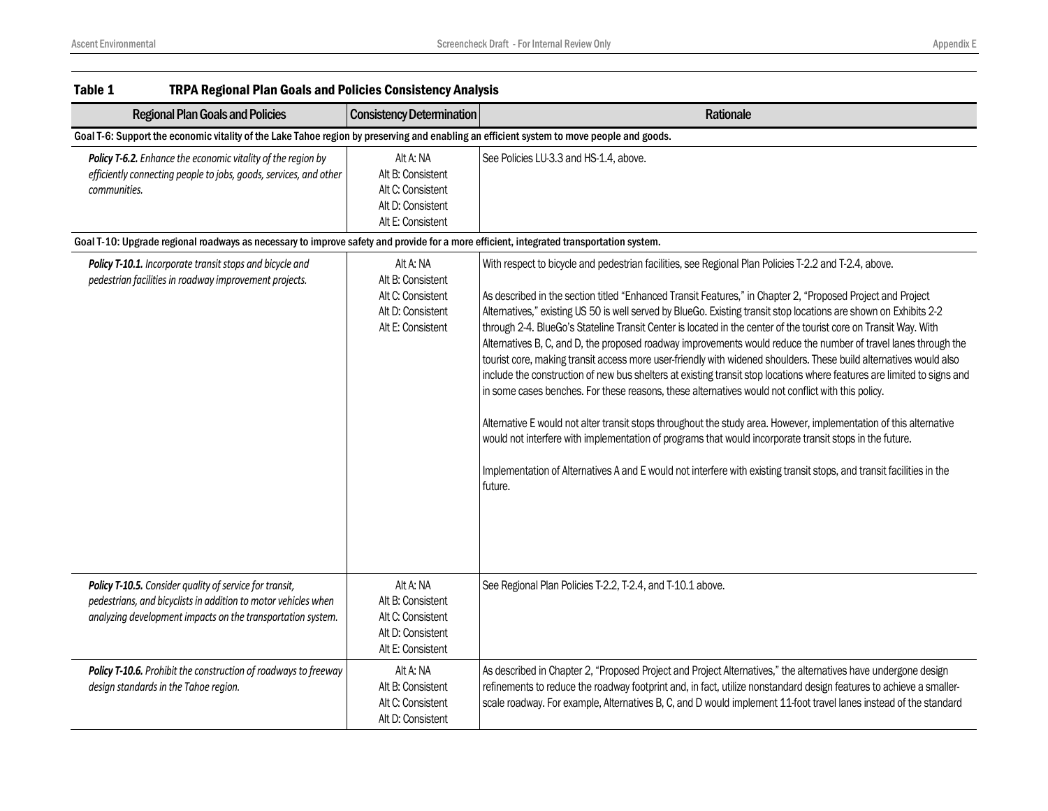**Table 1 TRPA Regional Plan Goals and Policies Consistency Analysis**

| Regional Plan Goals and Policies | Consistency Determination | Rationale |
|---|---|---|
| **Goal T-6: Support the economic vitality of the Lake Tahoe region by preserving and enabling an efficient system to move people and goods.** | | |
| ***Policy T-6.2.*** *Enhance the economic vitality of the region by efficiently connecting people to jobs, goods, services, and other communities.* | Alt A: NA<br>Alt B: Consistent<br>Alt C: Consistent<br>Alt D: Consistent<br>Alt E: Consistent | See Policies LU-3.3 and HS-1.4, above. |
| **Goal T-10: Upgrade regional roadways as necessary to improve safety and provide for a more efficient, integrated transportation system.** | | |
| ***Policy T-10.1.*** *Incorporate transit stops and bicycle and pedestrian facilities in roadway improvement projects.* | Alt A: NA<br>Alt B: Consistent<br>Alt C: Consistent<br>Alt D: Consistent<br>Alt E: Consistent | With respect to bicycle and pedestrian facilities, see Regional Plan Policies T-2.2 and T-2.4, above.<br><br>As described in the section titled "Enhanced Transit Features," in Chapter 2, "Proposed Project and Project Alternatives," existing US 50 is well served by BlueGo. Existing transit stop locations are shown on Exhibits 2-2 through 2-4. BlueGo's Stateline Transit Center is located in the center of the tourist core on Transit Way. With Alternatives B, C, and D, the proposed roadway improvements would reduce the number of travel lanes through the tourist core, making transit access more user-friendly with widened shoulders. These build alternatives would also include the construction of new bus shelters at existing transit stop locations where features are limited to signs and in some cases benches. For these reasons, these alternatives would not conflict with this policy.<br><br>Alternative E would not alter transit stops throughout the study area. However, implementation of this alternative would not interfere with implementation of programs that would incorporate transit stops in the future.<br><br>Implementation of Alternatives A and E would not interfere with existing transit stops, and transit facilities in the future. |
| ***Policy T-10.5.*** *Consider quality of service for transit, pedestrians, and bicyclists in addition to motor vehicles when analyzing development impacts on the transportation system.* | Alt A: NA<br>Alt B: Consistent<br>Alt C: Consistent<br>Alt D: Consistent<br>Alt E: Consistent | See Regional Plan Policies T-2.2, T-2.4, and T-10.1 above. |
| ***Policy T-10.6.*** *Prohibit the construction of roadways to freeway design standards in the Tahoe region.* | Alt A: NA<br>Alt B: Consistent<br>Alt C: Consistent<br>Alt D: Consistent | As described in Chapter 2, "Proposed Project and Project Alternatives," the alternatives have undergone design refinements to reduce the roadway footprint and, in fact, utilize nonstandard design features to achieve a smaller-scale roadway. For example, Alternatives B, C, and D would implement 11-foot travel lanes instead of the standard |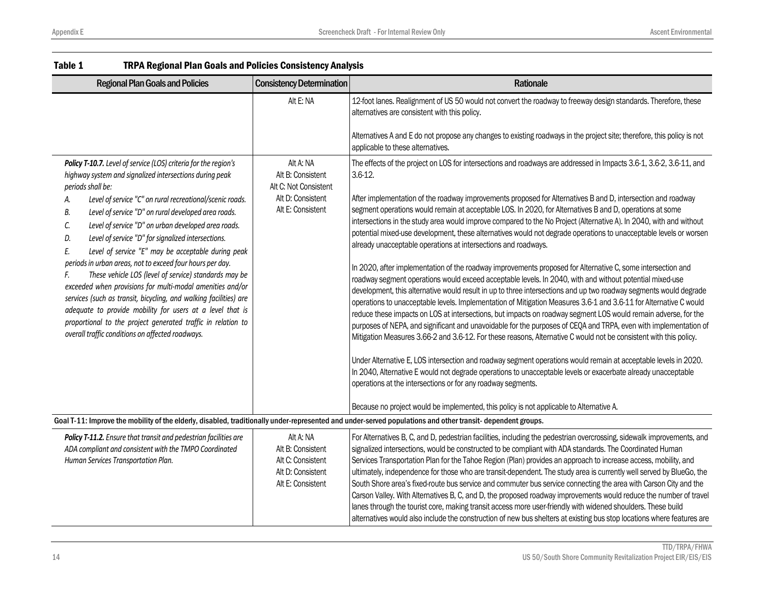## Table 1 TRPA Regional Plan Goals and Policies Consistency Analysis

| Regional Plan Goals and Policies | Consistency Determination | Rationale |
|---|---|---|
| | Alt E: NA | 12-foot lanes. Realignment of US 50 would not convert the roadway to freeway design standards. Therefore, these alternatives are consistent with this policy.<br><br>Alternatives A and E do not propose any changes to existing roadways in the project site; therefore, this policy is not applicable to these alternatives. |
| ***Policy T-10.7.*** *Level of service (LOS) criteria for the region's highway system and signalized intersections during peak periods shall be:*<br>*A. Level of service "C" on rural recreational/scenic roads.*<br>*B. Level of service "D" on rural developed area roads.*<br>*C. Level of service "D" on urban developed area roads.*<br>*D. Level of service "D" for signalized intersections.*<br>*E. Level of service "E" may be acceptable during peak periods in urban areas, not to exceed four hours per day.*<br>*F. These vehicle LOS (level of service) standards may be exceeded when provisions for multi-modal amenities and/or services (such as transit, bicycling, and walking facilities) are adequate to provide mobility for users at a level that is proportional to the project generated traffic in relation to overall traffic conditions on affected roadways.* | Alt A: NA<br>Alt B: Consistent<br>Alt C: Not Consistent<br>Alt D: Consistent<br>Alt E: Consistent | The effects of the project on LOS for intersections and roadways are addressed in Impacts 3.6-1, 3.6-2, 3.6-11, and 3.6-12.<br><br>After implementation of the roadway improvements proposed for Alternatives B and D, intersection and roadway segment operations would remain at acceptable LOS. In 2020, for Alternatives B and D, operations at some intersections in the study area would improve compared to the No Project (Alternative A). In 2040, with and without potential mixed-use development, these alternatives would not degrade operations to unacceptable levels or worsen already unacceptable operations at intersections and roadways.<br><br>In 2020, after implementation of the roadway improvements proposed for Alternative C, some intersection and roadway segment operations would exceed acceptable levels. In 2040, with and without potential mixed-use development, this alternative would result in up to three intersections and up two roadway segments would degrade operations to unacceptable levels. Implementation of Mitigation Measures 3.6-1 and 3.6-11 for Alternative C would reduce these impacts on LOS at intersections, but impacts on roadway segment LOS would remain adverse, for the purposes of NEPA, and significant and unavoidable for the purposes of CEQA and TRPA, even with implementation of Mitigation Measures 3.66-2 and 3.6-12. For these reasons, Alternative C would not be consistent with this policy.<br><br>Under Alternative E, LOS intersection and roadway segment operations would remain at acceptable levels in 2020. In 2040, Alternative E would not degrade operations to unacceptable levels or exacerbate already unacceptable operations at the intersections or for any roadway segments.<br><br>Because no project would be implemented, this policy is not applicable to Alternative A. |
| **Goal T-11: Improve the mobility of the elderly, disabled, traditionally under-represented and under-served populations and other transit- dependent groups.** | | |
| ***Policy T-11.2.*** *Ensure that transit and pedestrian facilities are ADA compliant and consistent with the TMPO Coordinated Human Services Transportation Plan.* | Alt A: NA<br>Alt B: Consistent<br>Alt C: Consistent<br>Alt D: Consistent<br>Alt E: Consistent | For Alternatives B, C, and D, pedestrian facilities, including the pedestrian overcrossing, sidewalk improvements, and signalized intersections, would be constructed to be compliant with ADA standards. The Coordinated Human Services Transportation Plan for the Tahoe Region (Plan) provides an approach to increase access, mobility, and ultimately, independence for those who are transit-dependent. The study area is currently well served by BlueGo, the South Shore area's fixed-route bus service and commuter bus service connecting the area with Carson City and the Carson Valley. With Alternatives B, C, and D, the proposed roadway improvements would reduce the number of travel lanes through the tourist core, making transit access more user-friendly with widened shoulders. These build alternatives would also include the construction of new bus shelters at existing bus stop locations where features are |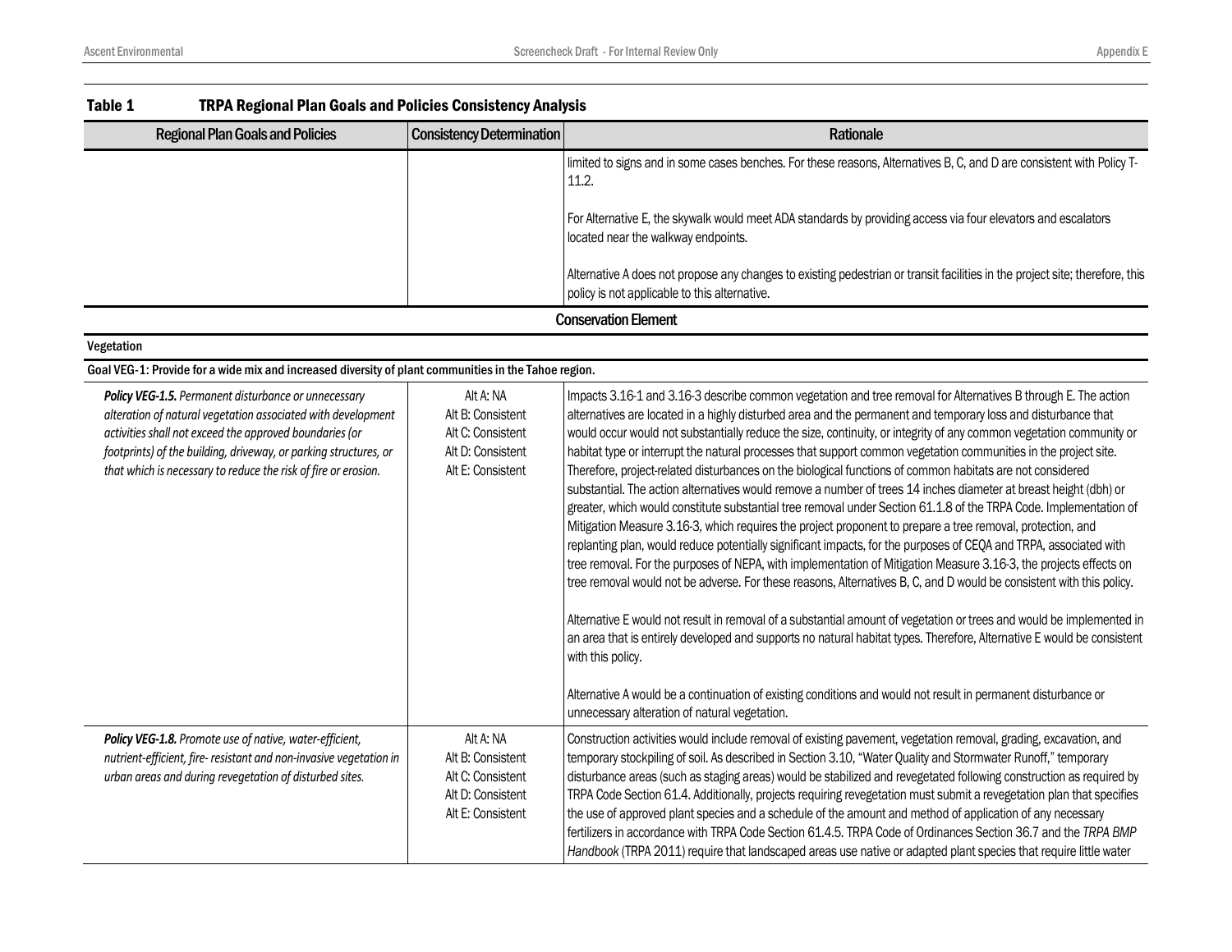Table 1 TRPA Regional Plan Goals and Policies Consistency Analysis

| Regional Plan Goals and Policies | Consistency Determination | Rationale |
|---|---|---|
| | | limited to signs and in some cases benches. For these reasons, Alternatives B, C, and D are consistent with Policy T-11.2.<br><br>For Alternative E, the skywalk would meet ADA standards by providing access via four elevators and escalators located near the walkway endpoints.<br><br>Alternative A does not propose any changes to existing pedestrian or transit facilities in the project site; therefore, this policy is not applicable to this alternative. |
| **Conservation Element** | | |
| **Vegetation** | | |
| **Goal VEG-1: Provide for a wide mix and increased diversity of plant communities in the Tahoe region.** | | |
| ***Policy VEG-1.5.*** *Permanent disturbance or unnecessary alteration of natural vegetation associated with development activities shall not exceed the approved boundaries (or footprints) of the building, driveway, or parking structures, or that which is necessary to reduce the risk of fire or erosion.* | Alt A: NA<br>Alt B: Consistent<br>Alt C: Consistent<br>Alt D: Consistent<br>Alt E: Consistent | Impacts 3.16-1 and 3.16-3 describe common vegetation and tree removal for Alternatives B through E. The action alternatives are located in a highly disturbed area and the permanent and temporary loss and disturbance that would occur would not substantially reduce the size, continuity, or integrity of any common vegetation community or habitat type or interrupt the natural processes that support common vegetation communities in the project site. Therefore, project-related disturbances on the biological functions of common habitats are not considered substantial. The action alternatives would remove a number of trees 14 inches diameter at breast height (dbh) or greater, which would constitute substantial tree removal under Section 61.1.8 of the TRPA Code. Implementation of Mitigation Measure 3.16-3, which requires the project proponent to prepare a tree removal, protection, and replanting plan, would reduce potentially significant impacts, for the purposes of CEQA and TRPA, associated with tree removal. For the purposes of NEPA, with implementation of Mitigation Measure 3.16-3, the projects effects on tree removal would not be adverse. For these reasons, Alternatives B, C, and D would be consistent with this policy.<br><br>Alternative E would not result in removal of a substantial amount of vegetation or trees and would be implemented in an area that is entirely developed and supports no natural habitat types. Therefore, Alternative E would be consistent with this policy.<br><br>Alternative A would be a continuation of existing conditions and would not result in permanent disturbance or unnecessary alteration of natural vegetation. |
| ***Policy VEG-1.8.*** *Promote use of native, water-efficient, nutrient-efficient, fire- resistant and non-invasive vegetation in urban areas and during revegetation of disturbed sites.* | Alt A: NA<br>Alt B: Consistent<br>Alt C: Consistent<br>Alt D: Consistent<br>Alt E: Consistent | Construction activities would include removal of existing pavement, vegetation removal, grading, excavation, and temporary stockpiling of soil. As described in Section 3.10, "Water Quality and Stormwater Runoff," temporary disturbance areas (such as staging areas) would be stabilized and revegetated following construction as required by TRPA Code Section 61.4. Additionally, projects requiring revegetation must submit a revegetation plan that specifies the use of approved plant species and a schedule of the amount and method of application of any necessary fertilizers in accordance with TRPA Code Section 61.4.5. TRPA Code of Ordinances Section 36.7 and the *TRPA BMP Handbook* (TRPA 2011) require that landscaped areas use native or adapted plant species that require little water |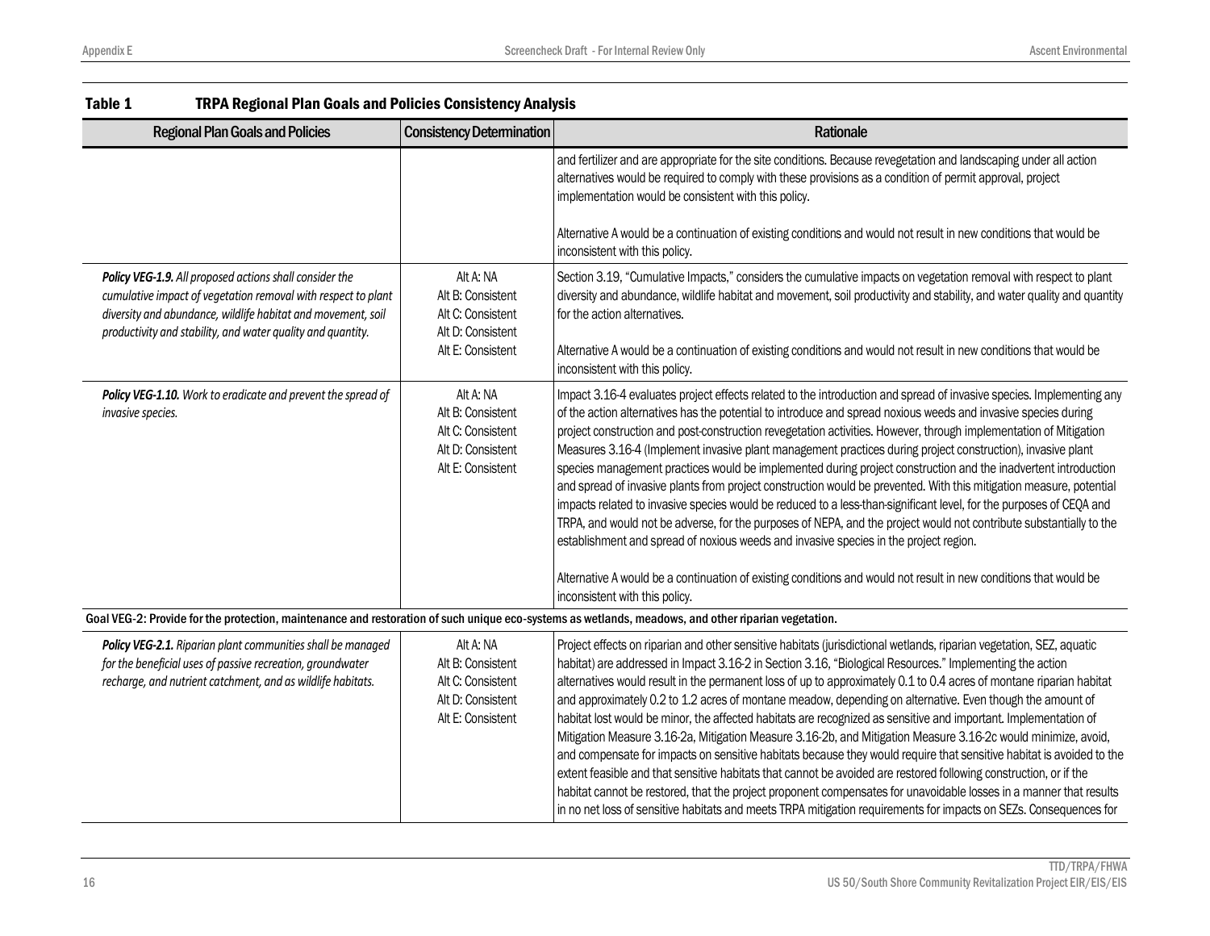**Table 1 TRPA Regional Plan Goals and Policies Consistency Analysis**

| Regional Plan Goals and Policies | Consistency Determination | Rationale |
|---|---|---|
| | | and fertilizer and are appropriate for the site conditions. Because revegetation and landscaping under all action alternatives would be required to comply with these provisions as a condition of permit approval, project implementation would be consistent with this policy.<br><br>Alternative A would be a continuation of existing conditions and would not result in new conditions that would be inconsistent with this policy. |
| ***Policy VEG-1.9.*** *All proposed actions shall consider the cumulative impact of vegetation removal with respect to plant diversity and abundance, wildlife habitat and movement, soil productivity and stability, and water quality and quantity.* | Alt A: NA<br>Alt B: Consistent<br>Alt C: Consistent<br>Alt D: Consistent<br>Alt E: Consistent | Section 3.19, "Cumulative Impacts," considers the cumulative impacts on vegetation removal with respect to plant diversity and abundance, wildlife habitat and movement, soil productivity and stability, and water quality and quantity for the action alternatives.<br><br>Alternative A would be a continuation of existing conditions and would not result in new conditions that would be inconsistent with this policy. |
| ***Policy VEG-1.10.*** *Work to eradicate and prevent the spread of invasive species.* | Alt A: NA<br>Alt B: Consistent<br>Alt C: Consistent<br>Alt D: Consistent<br>Alt E: Consistent | Impact 3.16-4 evaluates project effects related to the introduction and spread of invasive species. Implementing any of the action alternatives has the potential to introduce and spread noxious weeds and invasive species during project construction and post-construction revegetation activities. However, through implementation of Mitigation Measures 3.16-4 (Implement invasive plant management practices during project construction), invasive plant species management practices would be implemented during project construction and the inadvertent introduction and spread of invasive plants from project construction would be prevented. With this mitigation measure, potential impacts related to invasive species would be reduced to a less-than-significant level, for the purposes of CEQA and TRPA, and would not be adverse, for the purposes of NEPA, and the project would not contribute substantially to the establishment and spread of noxious weeds and invasive species in the project region.<br><br>Alternative A would be a continuation of existing conditions and would not result in new conditions that would be inconsistent with this policy. |
| **Goal VEG-2: Provide for the protection, maintenance and restoration of such unique eco-systems as wetlands, meadows, and other riparian vegetation.** | | |
| ***Policy VEG-2.1.*** *Riparian plant communities shall be managed for the beneficial uses of passive recreation, groundwater recharge, and nutrient catchment, and as wildlife habitats.* | Alt A: NA<br>Alt B: Consistent<br>Alt C: Consistent<br>Alt D: Consistent<br>Alt E: Consistent | Project effects on riparian and other sensitive habitats (jurisdictional wetlands, riparian vegetation, SEZ, aquatic habitat) are addressed in Impact 3.16-2 in Section 3.16, "Biological Resources." Implementing the action alternatives would result in the permanent loss of up to approximately 0.1 to 0.4 acres of montane riparian habitat and approximately 0.2 to 1.2 acres of montane meadow, depending on alternative. Even though the amount of habitat lost would be minor, the affected habitats are recognized as sensitive and important. Implementation of Mitigation Measure 3.16-2a, Mitigation Measure 3.16-2b, and Mitigation Measure 3.16-2c would minimize, avoid, and compensate for impacts on sensitive habitats because they would require that sensitive habitat is avoided to the extent feasible and that sensitive habitats that cannot be avoided are restored following construction, or if the habitat cannot be restored, that the project proponent compensates for unavoidable losses in a manner that results in no net loss of sensitive habitats and meets TRPA mitigation requirements for impacts on SEZs. Consequences for |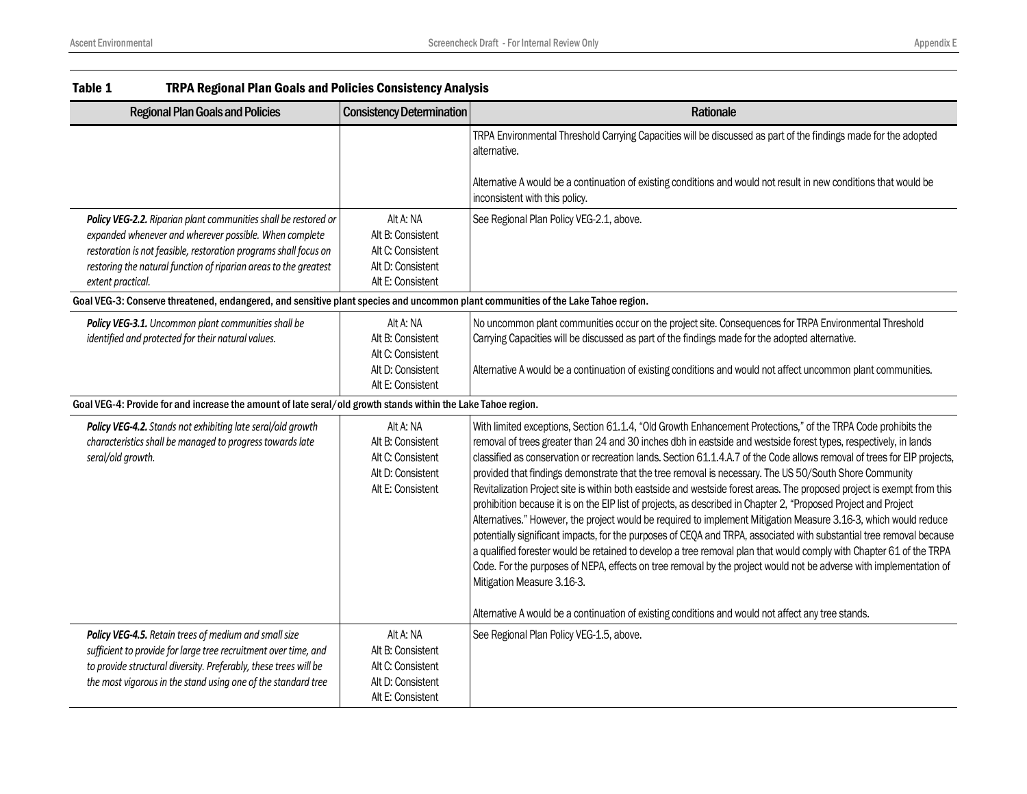## Table 1 TRPA Regional Plan Goals and Policies Consistency Analysis

| Regional Plan Goals and Policies | Consistency Determination | Rationale |
|---|---|---|
| | | TRPA Environmental Threshold Carrying Capacities will be discussed as part of the findings made for the adopted alternative.<br><br>Alternative A would be a continuation of existing conditions and would not result in new conditions that would be inconsistent with this policy. |
| ***Policy VEG-2.2.*** *Riparian plant communities shall be restored or expanded whenever and wherever possible. When complete restoration is not feasible, restoration programs shall focus on restoring the natural function of riparian areas to the greatest extent practical.* | Alt A: NA<br>Alt B: Consistent<br>Alt C: Consistent<br>Alt D: Consistent<br>Alt E: Consistent | See Regional Plan Policy VEG-2.1, above. |
| **Goal VEG-3: Conserve threatened, endangered, and sensitive plant species and uncommon plant communities of the Lake Tahoe region.** | | |
| ***Policy VEG-3.1.*** *Uncommon plant communities shall be identified and protected for their natural values.* | Alt A: NA<br>Alt B: Consistent<br>Alt C: Consistent<br>Alt D: Consistent<br>Alt E: Consistent | No uncommon plant communities occur on the project site. Consequences for TRPA Environmental Threshold Carrying Capacities will be discussed as part of the findings made for the adopted alternative.<br><br>Alternative A would be a continuation of existing conditions and would not affect uncommon plant communities. |
| **Goal VEG-4: Provide for and increase the amount of late seral/old growth stands within the Lake Tahoe region.** | | |
| ***Policy VEG-4.2.*** *Stands not exhibiting late seral/old growth characteristics shall be managed to progress towards late seral/old growth.* | Alt A: NA<br>Alt B: Consistent<br>Alt C: Consistent<br>Alt D: Consistent<br>Alt E: Consistent | With limited exceptions, Section 61.1.4, "Old Growth Enhancement Protections," of the TRPA Code prohibits the removal of trees greater than 24 and 30 inches dbh in eastside and westside forest types, respectively, in lands classified as conservation or recreation lands. Section 61.1.4.A.7 of the Code allows removal of trees for EIP projects, provided that findings demonstrate that the tree removal is necessary. The US 50/South Shore Community Revitalization Project site is within both eastside and westside forest areas. The proposed project is exempt from this prohibition because it is on the EIP list of projects, as described in Chapter 2, "Proposed Project and Project Alternatives." However, the project would be required to implement Mitigation Measure 3.16-3, which would reduce potentially significant impacts, for the purposes of CEQA and TRPA, associated with substantial tree removal because a qualified forester would be retained to develop a tree removal plan that would comply with Chapter 61 of the TRPA Code. For the purposes of NEPA, effects on tree removal by the project would not be adverse with implementation of Mitigation Measure 3.16-3.<br><br>Alternative A would be a continuation of existing conditions and would not affect any tree stands. |
| ***Policy VEG-4.5.*** *Retain trees of medium and small size sufficient to provide for large tree recruitment over time, and to provide structural diversity. Preferably, these trees will be the most vigorous in the stand using one of the standard tree* | Alt A: NA<br>Alt B: Consistent<br>Alt C: Consistent<br>Alt D: Consistent<br>Alt E: Consistent | See Regional Plan Policy VEG-1.5, above. |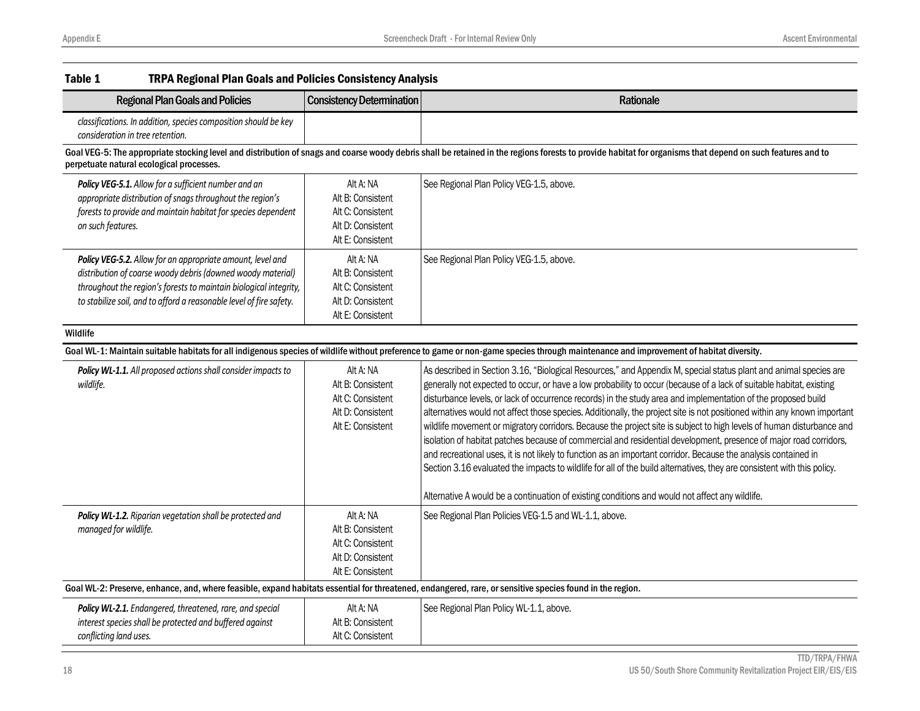**Table 1 TRPA Regional Plan Goals and Policies Consistency Analysis**

| Regional Plan Goals and Policies | Consistency Determination | Rationale |
|---|---|---|
| *classifications. In addition, species composition should be key consideration in tree retention.* | | |
| **Goal VEG-5: The appropriate stocking level and distribution of snags and coarse woody debris shall be retained in the regions forests to provide habitat for organisms that depend on such features and to perpetuate natural ecological processes.** | | |
| ***Policy VEG-5.1.*** *Allow for a sufficient number and an appropriate distribution of snags throughout the region's forests to provide and maintain habitat for species dependent on such features.* | Alt A: NA<br>Alt B: Consistent<br>Alt C: Consistent<br>Alt D: Consistent<br>Alt E: Consistent | See Regional Plan Policy VEG-1.5, above. |
| ***Policy VEG-5.2.*** *Allow for an appropriate amount, level and distribution of coarse woody debris (downed woody material) throughout the region's forests to maintain biological integrity, to stabilize soil, and to afford a reasonable level of fire safety.* | Alt A: NA<br>Alt B: Consistent<br>Alt C: Consistent<br>Alt D: Consistent<br>Alt E: Consistent | See Regional Plan Policy VEG-1.5, above. |
| **Wildlife** | | |
| **Goal WL-1: Maintain suitable habitats for all indigenous species of wildlife without preference to game or non-game species through maintenance and improvement of habitat diversity.** | | |
| ***Policy WL-1.1.*** *All proposed actions shall consider impacts to wildlife.* | Alt A: NA<br>Alt B: Consistent<br>Alt C: Consistent<br>Alt D: Consistent<br>Alt E: Consistent | As described in Section 3.16, "Biological Resources," and Appendix M, special status plant and animal species are generally not expected to occur, or have a low probability to occur (because of a lack of suitable habitat, existing disturbance levels, or lack of occurrence records) in the study area and implementation of the proposed build alternatives would not affect those species. Additionally, the project site is not positioned within any known important wildlife movement or migratory corridors. Because the project site is subject to high levels of human disturbance and isolation of habitat patches because of commercial and residential development, presence of major road corridors, and recreational uses, it is not likely to function as an important corridor. Because the analysis contained in Section 3.16 evaluated the impacts to wildlife for all of the build alternatives, they are consistent with this policy.<br><br>Alternative A would be a continuation of existing conditions and would not affect any wildlife. |
| ***Policy WL-1.2.*** *Riparian vegetation shall be protected and managed for wildlife.* | Alt A: NA<br>Alt B: Consistent<br>Alt C: Consistent<br>Alt D: Consistent<br>Alt E: Consistent | See Regional Plan Policies VEG-1.5 and WL-1.1, above. |
| **Goal WL-2: Preserve, enhance, and, where feasible, expand habitats essential for threatened, endangered, rare, or sensitive species found in the region.** | | |
| ***Policy WL-2.1.*** *Endangered, threatened, rare, and special interest species shall be protected and buffered against conflicting land uses.* | Alt A: NA<br>Alt B: Consistent<br>Alt C: Consistent | See Regional Plan Policy WL-1.1, above. |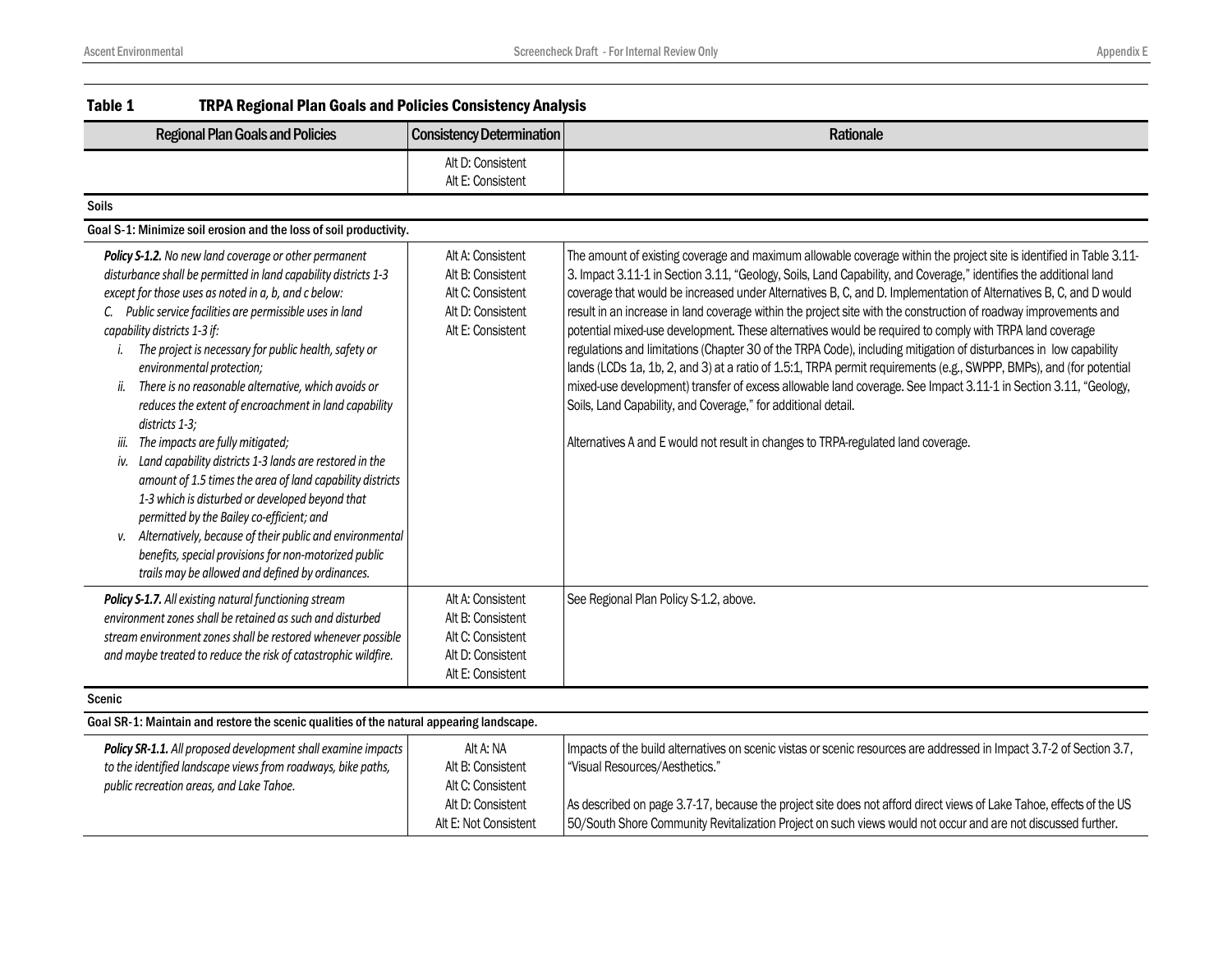### Table 1 TRPA Regional Plan Goals and Policies Consistency Analysis

| Regional Plan Goals and Policies | Consistency Determination | Rationale |
|---|---|---|
| | Alt D: Consistent<br>Alt E: Consistent | |
| **Soils** | | |
| **Goal S-1: Minimize soil erosion and the loss of soil productivity.** | | |
| ***Policy S-1.2.*** *No new land coverage or other permanent disturbance shall be permitted in land capability districts 1-3 except for those uses as noted in a, b, and c below:*<br>*C. Public service facilities are permissible uses in land capability districts 1-3 if:*<br>*i. The project is necessary for public health, safety or environmental protection;*<br>*ii. There is no reasonable alternative, which avoids or reduces the extent of encroachment in land capability districts 1-3;*<br>*iii. The impacts are fully mitigated;*<br>*iv. Land capability districts 1-3 lands are restored in the amount of 1.5 times the area of land capability districts 1-3 which is disturbed or developed beyond that permitted by the Bailey co-efficient; and*<br>*v. Alternatively, because of their public and environmental benefits, special provisions for non-motorized public trails may be allowed and defined by ordinances.* | Alt A: Consistent<br>Alt B: Consistent<br>Alt C: Consistent<br>Alt D: Consistent<br>Alt E: Consistent | The amount of existing coverage and maximum allowable coverage within the project site is identified in Table 3.11-3. Impact 3.11-1 in Section 3.11, "Geology, Soils, Land Capability, and Coverage," identifies the additional land coverage that would be increased under Alternatives B, C, and D. Implementation of Alternatives B, C, and D would result in an increase in land coverage within the project site with the construction of roadway improvements and potential mixed-use development. These alternatives would be required to comply with TRPA land coverage regulations and limitations (Chapter 30 of the TRPA Code), including mitigation of disturbances in low capability lands (LCDs 1a, 1b, 2, and 3) at a ratio of 1.5:1, TRPA permit requirements (e.g., SWPPP, BMPs), and (for potential mixed-use development) transfer of excess allowable land coverage. See Impact 3.11-1 in Section 3.11, "Geology, Soils, Land Capability, and Coverage," for additional detail.<br><br>Alternatives A and E would not result in changes to TRPA-regulated land coverage. |
| ***Policy S-1.7.*** *All existing natural functioning stream environment zones shall be retained as such and disturbed stream environment zones shall be restored whenever possible and maybe treated to reduce the risk of catastrophic wildfire.* | Alt A: Consistent<br>Alt B: Consistent<br>Alt C: Consistent<br>Alt D: Consistent<br>Alt E: Consistent | See Regional Plan Policy S-1.2, above. |
| **Scenic** | | |
| **Goal SR-1: Maintain and restore the scenic qualities of the natural appearing landscape.** | | |
| ***Policy SR-1.1.*** *All proposed development shall examine impacts to the identified landscape views from roadways, bike paths, public recreation areas, and Lake Tahoe.* | Alt A: NA<br>Alt B: Consistent<br>Alt C: Consistent<br>Alt D: Consistent<br>Alt E: Not Consistent | Impacts of the build alternatives on scenic vistas or scenic resources are addressed in Impact 3.7-2 of Section 3.7, "Visual Resources/Aesthetics."<br><br>As described on page 3.7-17, because the project site does not afford direct views of Lake Tahoe, effects of the US 50/South Shore Community Revitalization Project on such views would not occur and are not discussed further. |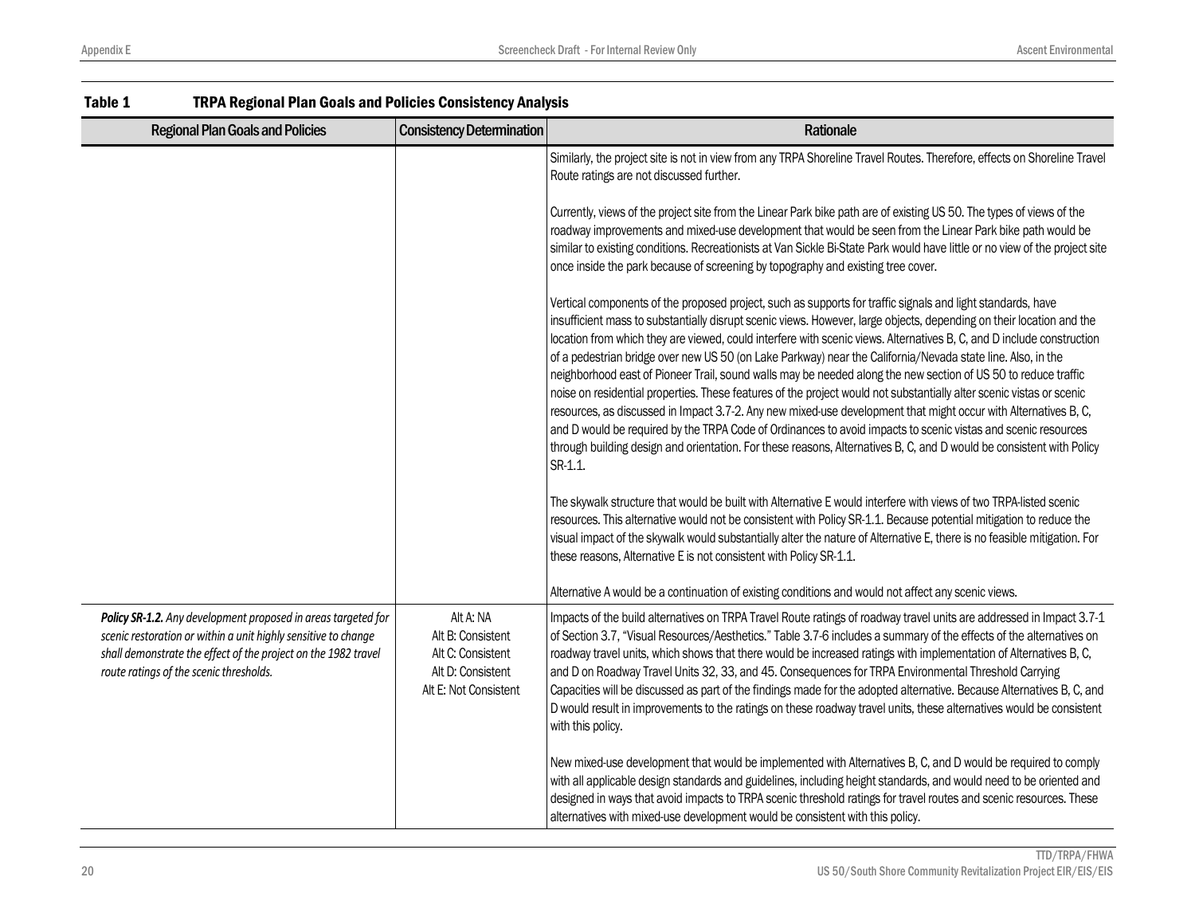**Table 1 TRPA Regional Plan Goals and Policies Consistency Analysis**

| Regional Plan Goals and Policies | Consistency Determination | Rationale |
|---|---|---|
| | | Similarly, the project site is not in view from any TRPA Shoreline Travel Routes. Therefore, effects on Shoreline Travel Route ratings are not discussed further.<br><br>Currently, views of the project site from the Linear Park bike path are of existing US 50. The types of views of the roadway improvements and mixed-use development that would be seen from the Linear Park bike path would be similar to existing conditions. Recreationists at Van Sickle Bi-State Park would have little or no view of the project site once inside the park because of screening by topography and existing tree cover.<br><br>Vertical components of the proposed project, such as supports for traffic signals and light standards, have insufficient mass to substantially disrupt scenic views. However, large objects, depending on their location and the location from which they are viewed, could interfere with scenic views. Alternatives B, C, and D include construction of a pedestrian bridge over new US 50 (on Lake Parkway) near the California/Nevada state line. Also, in the neighborhood east of Pioneer Trail, sound walls may be needed along the new section of US 50 to reduce traffic noise on residential properties. These features of the project would not substantially alter scenic vistas or scenic resources, as discussed in Impact 3.7-2. Any new mixed-use development that might occur with Alternatives B, C, and D would be required by the TRPA Code of Ordinances to avoid impacts to scenic vistas and scenic resources through building design and orientation. For these reasons, Alternatives B, C, and D would be consistent with Policy SR-1.1.<br><br>The skywalk structure that would be built with Alternative E would interfere with views of two TRPA-listed scenic resources. This alternative would not be consistent with Policy SR-1.1. Because potential mitigation to reduce the visual impact of the skywalk would substantially alter the nature of Alternative E, there is no feasible mitigation. For these reasons, Alternative E is not consistent with Policy SR-1.1.<br><br>Alternative A would be a continuation of existing conditions and would not affect any scenic views. |
| ***Policy SR-1.2.*** *Any development proposed in areas targeted for scenic restoration or within a unit highly sensitive to change shall demonstrate the effect of the project on the 1982 travel route ratings of the scenic thresholds.* | Alt A: NA<br>Alt B: Consistent<br>Alt C: Consistent<br>Alt D: Consistent<br>Alt E: Not Consistent | Impacts of the build alternatives on TRPA Travel Route ratings of roadway travel units are addressed in Impact 3.7-1 of Section 3.7, "Visual Resources/Aesthetics." Table 3.7-6 includes a summary of the effects of the alternatives on roadway travel units, which shows that there would be increased ratings with implementation of Alternatives B, C, and D on Roadway Travel Units 32, 33, and 45. Consequences for TRPA Environmental Threshold Carrying Capacities will be discussed as part of the findings made for the adopted alternative. Because Alternatives B, C, and D would result in improvements to the ratings on these roadway travel units, these alternatives would be consistent with this policy.<br><br>New mixed-use development that would be implemented with Alternatives B, C, and D would be required to comply with all applicable design standards and guidelines, including height standards, and would need to be oriented and designed in ways that avoid impacts to TRPA scenic threshold ratings for travel routes and scenic resources. These alternatives with mixed-use development would be consistent with this policy. |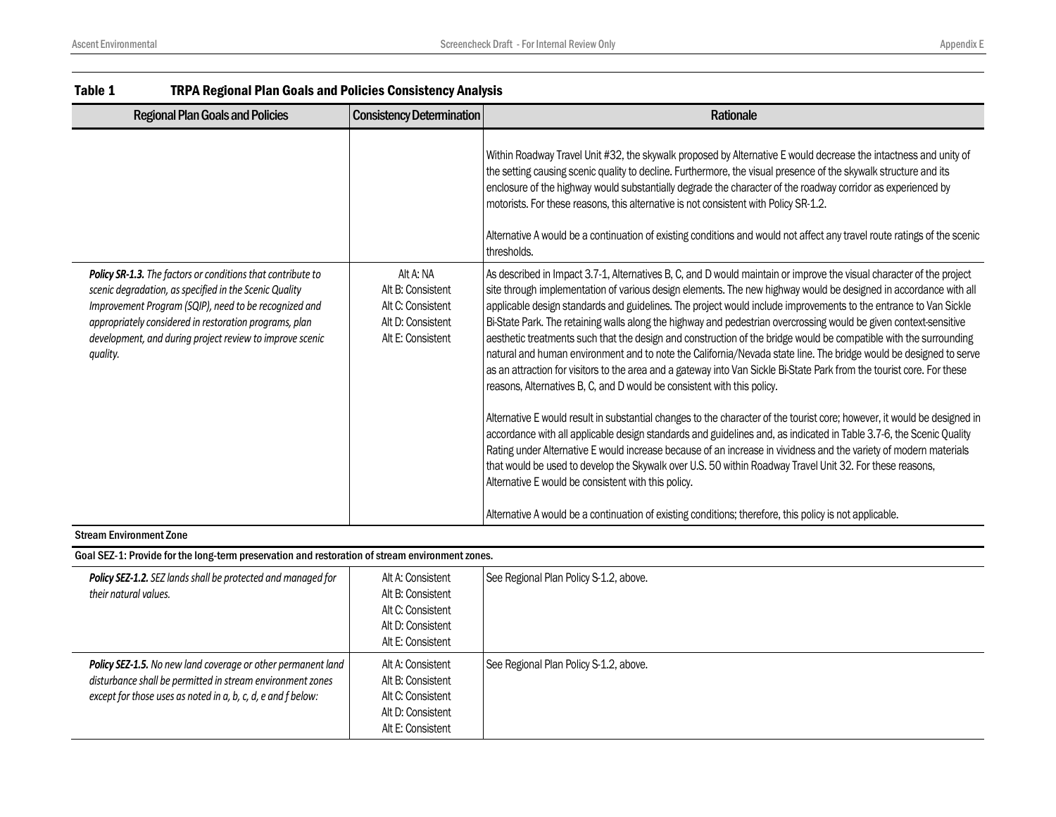**Table 1 TRPA Regional Plan Goals and Policies Consistency Analysis**

| Regional Plan Goals and Policies | Consistency Determination | Rationale |
|---|---|---|
| | | Within Roadway Travel Unit #32, the skywalk proposed by Alternative E would decrease the intactness and unity of the setting causing scenic quality to decline. Furthermore, the visual presence of the skywalk structure and its enclosure of the highway would substantially degrade the character of the roadway corridor as experienced by motorists. For these reasons, this alternative is not consistent with Policy SR-1.2.<br><br>Alternative A would be a continuation of existing conditions and would not affect any travel route ratings of the scenic thresholds. |
| ***Policy SR-1.3.*** *The factors or conditions that contribute to scenic degradation, as specified in the Scenic Quality Improvement Program (SQIP), need to be recognized and appropriately considered in restoration programs, plan development, and during project review to improve scenic quality.* | Alt A: NA<br>Alt B: Consistent<br>Alt C: Consistent<br>Alt D: Consistent<br>Alt E: Consistent | As described in Impact 3.7-1, Alternatives B, C, and D would maintain or improve the visual character of the project site through implementation of various design elements. The new highway would be designed in accordance with all applicable design standards and guidelines. The project would include improvements to the entrance to Van Sickle Bi-State Park. The retaining walls along the highway and pedestrian overcrossing would be given context-sensitive aesthetic treatments such that the design and construction of the bridge would be compatible with the surrounding natural and human environment and to note the California/Nevada state line. The bridge would be designed to serve as an attraction for visitors to the area and a gateway into Van Sickle Bi-State Park from the tourist core. For these reasons, Alternatives B, C, and D would be consistent with this policy.<br><br>Alternative E would result in substantial changes to the character of the tourist core; however, it would be designed in accordance with all applicable design standards and guidelines and, as indicated in Table 3.7-6, the Scenic Quality Rating under Alternative E would increase because of an increase in vividness and the variety of modern materials that would be used to develop the Skywalk over U.S. 50 within Roadway Travel Unit 32. For these reasons, Alternative E would be consistent with this policy.<br><br>Alternative A would be a continuation of existing conditions; therefore, this policy is not applicable. |
| **Stream Environment Zone** | | |
| **Goal SEZ-1: Provide for the long-term preservation and restoration of stream environment zones.** | | |
| ***Policy SEZ-1.2.*** *SEZ lands shall be protected and managed for their natural values.* | Alt A: Consistent<br>Alt B: Consistent<br>Alt C: Consistent<br>Alt D: Consistent<br>Alt E: Consistent | See Regional Plan Policy S-1.2, above. |
| ***Policy SEZ-1.5.*** *No new land coverage or other permanent land disturbance shall be permitted in stream environment zones except for those uses as noted in a, b, c, d, e and f below:* | Alt A: Consistent<br>Alt B: Consistent<br>Alt C: Consistent<br>Alt D: Consistent<br>Alt E: Consistent | See Regional Plan Policy S-1.2, above. |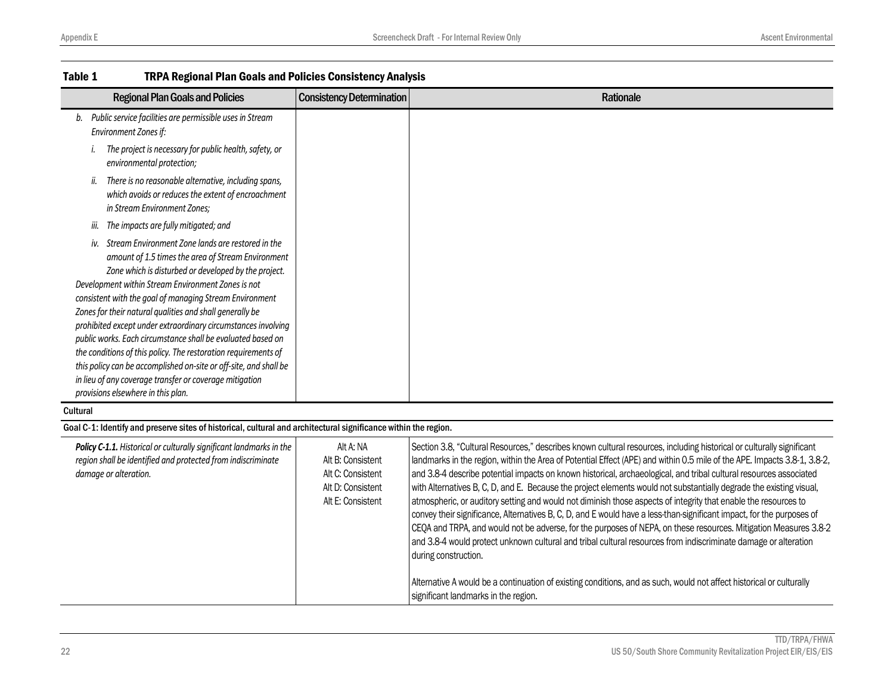**Table 1 TRPA Regional Plan Goals and Policies Consistency Analysis**

| Regional Plan Goals and Policies | Consistency Determination | Rationale |
|---|---|---|
| *b. Public service facilities are permissible uses in Stream Environment Zones if:*<br>*i. The project is necessary for public health, safety, or environmental protection;*<br>*ii. There is no reasonable alternative, including spans, which avoids or reduces the extent of encroachment in Stream Environment Zones;*<br>*iii. The impacts are fully mitigated; and*<br>*iv. Stream Environment Zone lands are restored in the amount of 1.5 times the area of Stream Environment Zone which is disturbed or developed by the project.*<br>*Development within Stream Environment Zones is not consistent with the goal of managing Stream Environment Zones for their natural qualities and shall generally be prohibited except under extraordinary circumstances involving public works. Each circumstance shall be evaluated based on the conditions of this policy. The restoration requirements of this policy can be accomplished on-site or off-site, and shall be in lieu of any coverage transfer or coverage mitigation provisions elsewhere in this plan.* | | |
| **Cultural** | | |
| **Goal C-1: Identify and preserve sites of historical, cultural and architectural significance within the region.** | | |
| ***Policy C-1.1.*** *Historical or culturally significant landmarks in the region shall be identified and protected from indiscriminate damage or alteration.* | Alt A: NA<br>Alt B: Consistent<br>Alt C: Consistent<br>Alt D: Consistent<br>Alt E: Consistent | Section 3.8, "Cultural Resources," describes known cultural resources, including historical or culturally significant landmarks in the region, within the Area of Potential Effect (APE) and within 0.5 mile of the APE. Impacts 3.8-1, 3.8-2, and 3.8-4 describe potential impacts on known historical, archaeological, and tribal cultural resources associated with Alternatives B, C, D, and E. Because the project elements would not substantially degrade the existing visual, atmospheric, or auditory setting and would not diminish those aspects of integrity that enable the resources to convey their significance, Alternatives B, C, D, and E would have a less-than-significant impact, for the purposes of CEQA and TRPA, and would not be adverse, for the purposes of NEPA, on these resources. Mitigation Measures 3.8-2 and 3.8-4 would protect unknown cultural and tribal cultural resources from indiscriminate damage or alteration during construction.<br><br>Alternative A would be a continuation of existing conditions, and as such, would not affect historical or culturally significant landmarks in the region. |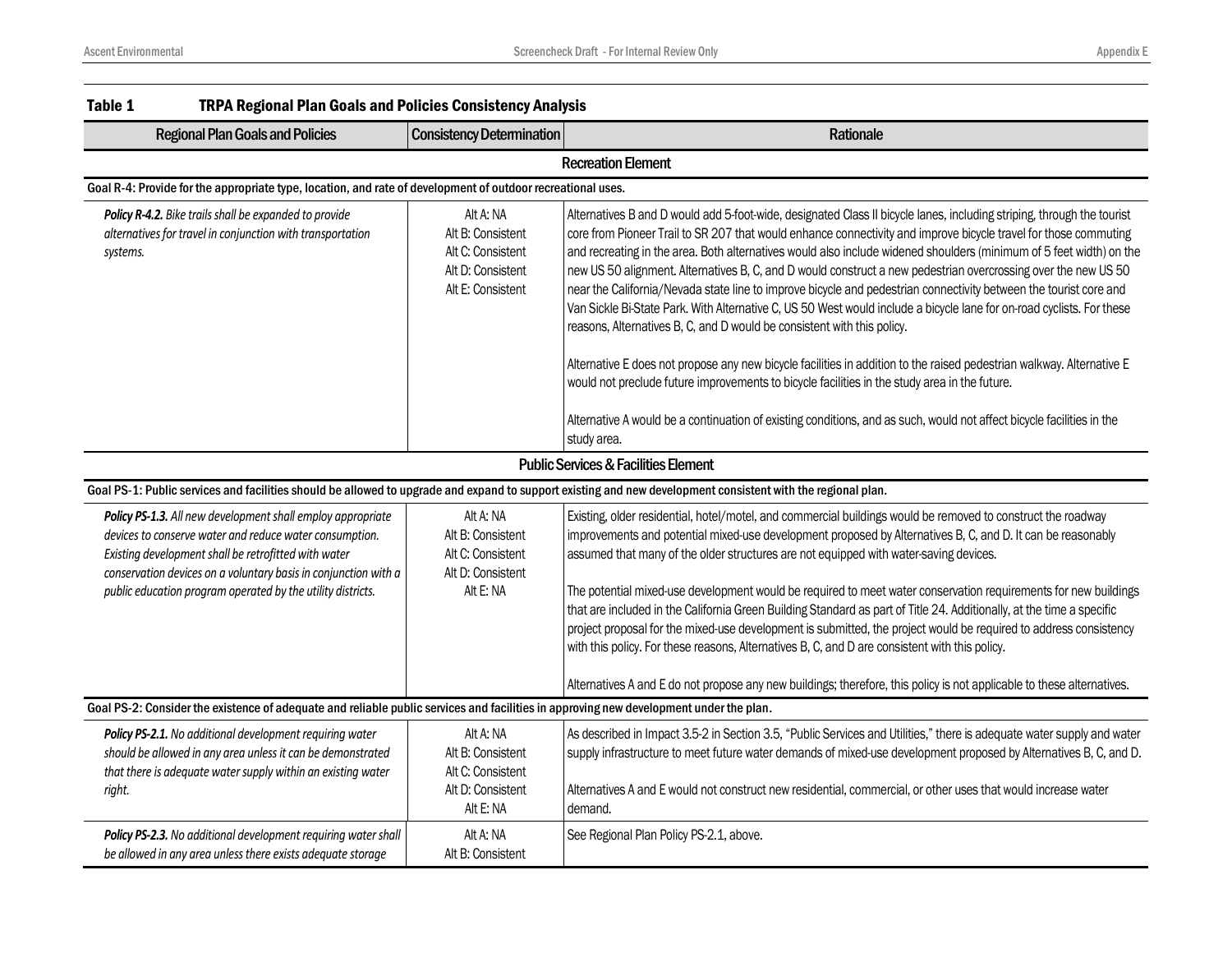**Table 1 TRPA Regional Plan Goals and Policies Consistency Analysis**

| Regional Plan Goals and Policies | Consistency Determination | Rationale |
|---|---|---|
| **Recreation Element** | | |
| **Goal R-4: Provide for the appropriate type, location, and rate of development of outdoor recreational uses.** | | |
| ***Policy R-4.2.*** *Bike trails shall be expanded to provide alternatives for travel in conjunction with transportation systems.* | Alt A: NA<br>Alt B: Consistent<br>Alt C: Consistent<br>Alt D: Consistent<br>Alt E: Consistent | Alternatives B and D would add 5-foot-wide, designated Class II bicycle lanes, including striping, through the tourist core from Pioneer Trail to SR 207 that would enhance connectivity and improve bicycle travel for those commuting and recreating in the area. Both alternatives would also include widened shoulders (minimum of 5 feet width) on the new US 50 alignment. Alternatives B, C, and D would construct a new pedestrian overcrossing over the new US 50 near the California/Nevada state line to improve bicycle and pedestrian connectivity between the tourist core and Van Sickle Bi-State Park. With Alternative C, US 50 West would include a bicycle lane for on-road cyclists. For these reasons, Alternatives B, C, and D would be consistent with this policy.<br><br>Alternative E does not propose any new bicycle facilities in addition to the raised pedestrian walkway. Alternative E would not preclude future improvements to bicycle facilities in the study area in the future.<br><br>Alternative A would be a continuation of existing conditions, and as such, would not affect bicycle facilities in the study area. |
| **Public Services & Facilities Element** | | |
| **Goal PS-1: Public services and facilities should be allowed to upgrade and expand to support existing and new development consistent with the regional plan.** | | |
| ***Policy PS-1.3.*** *All new development shall employ appropriate devices to conserve water and reduce water consumption. Existing development shall be retrofitted with water conservation devices on a voluntary basis in conjunction with a public education program operated by the utility districts.* | Alt A: NA<br>Alt B: Consistent<br>Alt C: Consistent<br>Alt D: Consistent<br>Alt E: NA | Existing, older residential, hotel/motel, and commercial buildings would be removed to construct the roadway improvements and potential mixed-use development proposed by Alternatives B, C, and D. It can be reasonably assumed that many of the older structures are not equipped with water-saving devices.<br><br>The potential mixed-use development would be required to meet water conservation requirements for new buildings that are included in the California Green Building Standard as part of Title 24. Additionally, at the time a specific project proposal for the mixed-use development is submitted, the project would be required to address consistency with this policy. For these reasons, Alternatives B, C, and D are consistent with this policy.<br><br>Alternatives A and E do not propose any new buildings; therefore, this policy is not applicable to these alternatives. |
| **Goal PS-2: Consider the existence of adequate and reliable public services and facilities in approving new development under the plan.** | | |
| ***Policy PS-2.1.*** *No additional development requiring water should be allowed in any area unless it can be demonstrated that there is adequate water supply within an existing water right.* | Alt A: NA<br>Alt B: Consistent<br>Alt C: Consistent<br>Alt D: Consistent<br>Alt E: NA | As described in Impact 3.5-2 in Section 3.5, "Public Services and Utilities," there is adequate water supply and water supply infrastructure to meet future water demands of mixed-use development proposed by Alternatives B, C, and D.<br><br>Alternatives A and E would not construct new residential, commercial, or other uses that would increase water demand. |
| ***Policy PS-2.3.*** *No additional development requiring water shall be allowed in any area unless there exists adequate storage* | Alt A: NA<br>Alt B: Consistent | See Regional Plan Policy PS-2.1, above. |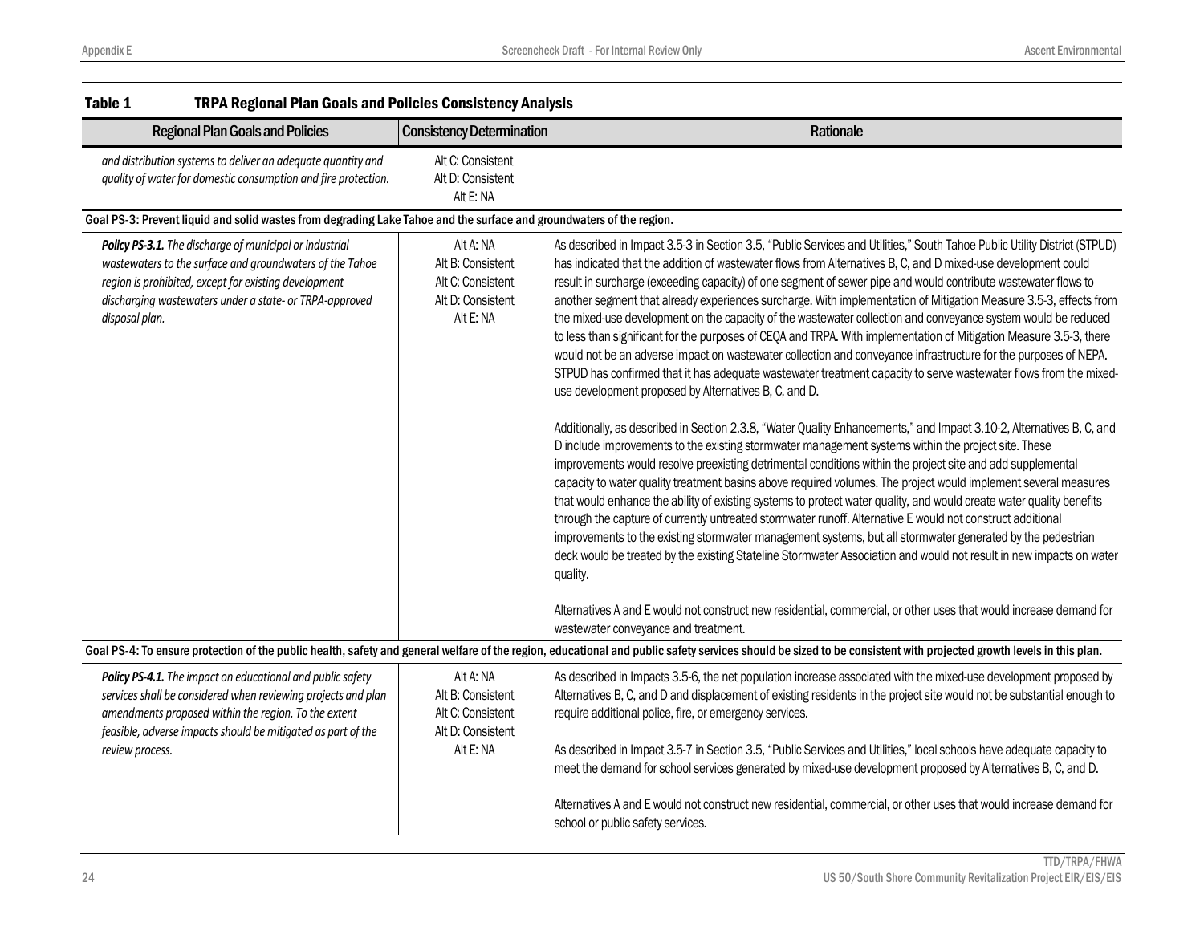**Table 1 TRPA Regional Plan Goals and Policies Consistency Analysis**

| Regional Plan Goals and Policies | Consistency Determination | Rationale |
|---|---|---|
| *and distribution systems to deliver an adequate quantity and quality of water for domestic consumption and fire protection.* | Alt C: Consistent<br>Alt D: Consistent<br>Alt E: NA | |
| **Goal PS-3: Prevent liquid and solid wastes from degrading Lake Tahoe and the surface and groundwaters of the region.** | | |
| ***Policy PS-3.1.*** *The discharge of municipal or industrial wastewaters to the surface and groundwaters of the Tahoe region is prohibited, except for existing development discharging wastewaters under a state- or TRPA-approved disposal plan.* | Alt A: NA<br>Alt B: Consistent<br>Alt C: Consistent<br>Alt D: Consistent<br>Alt E: NA | As described in Impact 3.5-3 in Section 3.5, "Public Services and Utilities," South Tahoe Public Utility District (STPUD) has indicated that the addition of wastewater flows from Alternatives B, C, and D mixed-use development could result in surcharge (exceeding capacity) of one segment of sewer pipe and would contribute wastewater flows to another segment that already experiences surcharge. With implementation of Mitigation Measure 3.5-3, effects from the mixed-use development on the capacity of the wastewater collection and conveyance system would be reduced to less than significant for the purposes of CEQA and TRPA. With implementation of Mitigation Measure 3.5-3, there would not be an adverse impact on wastewater collection and conveyance infrastructure for the purposes of NEPA. STPUD has confirmed that it has adequate wastewater treatment capacity to serve wastewater flows from the mixed-use development proposed by Alternatives B, C, and D.<br><br>Additionally, as described in Section 2.3.8, "Water Quality Enhancements," and Impact 3.10-2, Alternatives B, C, and D include improvements to the existing stormwater management systems within the project site. These improvements would resolve preexisting detrimental conditions within the project site and add supplemental capacity to water quality treatment basins above required volumes. The project would implement several measures that would enhance the ability of existing systems to protect water quality, and would create water quality benefits through the capture of currently untreated stormwater runoff. Alternative E would not construct additional improvements to the existing stormwater management systems, but all stormwater generated by the pedestrian deck would be treated by the existing Stateline Stormwater Association and would not result in new impacts on water quality.<br><br>Alternatives A and E would not construct new residential, commercial, or other uses that would increase demand for wastewater conveyance and treatment. |
| **Goal PS-4: To ensure protection of the public health, safety and general welfare of the region, educational and public safety services should be sized to be consistent with projected growth levels in this plan.** | | |
| ***Policy PS-4.1.*** *The impact on educational and public safety services shall be considered when reviewing projects and plan amendments proposed within the region. To the extent feasible, adverse impacts should be mitigated as part of the review process.* | Alt A: NA<br>Alt B: Consistent<br>Alt C: Consistent<br>Alt D: Consistent<br>Alt E: NA | As described in Impacts 3.5-6, the net population increase associated with the mixed-use development proposed by Alternatives B, C, and D and displacement of existing residents in the project site would not be substantial enough to require additional police, fire, or emergency services.<br><br>As described in Impact 3.5-7 in Section 3.5, "Public Services and Utilities," local schools have adequate capacity to meet the demand for school services generated by mixed-use development proposed by Alternatives B, C, and D.<br><br>Alternatives A and E would not construct new residential, commercial, or other uses that would increase demand for school or public safety services. |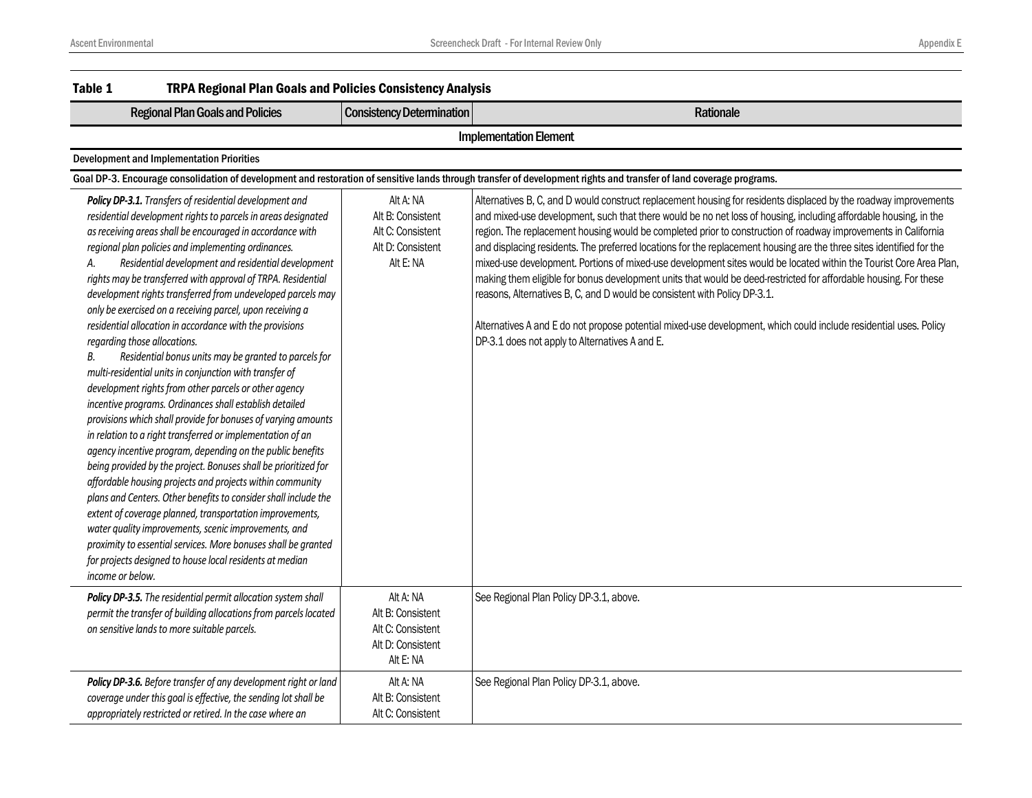**Table 1 TRPA Regional Plan Goals and Policies Consistency Analysis**

| Regional Plan Goals and Policies | Consistency Determination | Rationale |
|---|---|---|
| **Implementation Element** | | |
| **Development and Implementation Priorities** | | |
| **Goal DP-3. Encourage consolidation of development and restoration of sensitive lands through transfer of development rights and transfer of land coverage programs.** | | |
| ***Policy DP-3.1.*** *Transfers of residential development and residential development rights to parcels in areas designated as receiving areas shall be encouraged in accordance with regional plan policies and implementing ordinances.*<br>*A. Residential development and residential development rights may be transferred with approval of TRPA. Residential development rights transferred from undeveloped parcels may only be exercised on a receiving parcel, upon receiving a residential allocation in accordance with the provisions regarding those allocations.*<br>*B. Residential bonus units may be granted to parcels for multi-residential units in conjunction with transfer of development rights from other parcels or other agency incentive programs. Ordinances shall establish detailed provisions which shall provide for bonuses of varying amounts in relation to a right transferred or implementation of an agency incentive program, depending on the public benefits being provided by the project. Bonuses shall be prioritized for affordable housing projects and projects within community plans and Centers. Other benefits to consider shall include the extent of coverage planned, transportation improvements, water quality improvements, scenic improvements, and proximity to essential services. More bonuses shall be granted for projects designed to house local residents at median income or below.* | Alt A: NA<br>Alt B: Consistent<br>Alt C: Consistent<br>Alt D: Consistent<br>Alt E: NA | Alternatives B, C, and D would construct replacement housing for residents displaced by the roadway improvements and mixed-use development, such that there would be no net loss of housing, including affordable housing, in the region. The replacement housing would be completed prior to construction of roadway improvements in California and displacing residents. The preferred locations for the replacement housing are the three sites identified for the mixed-use development. Portions of mixed-use development sites would be located within the Tourist Core Area Plan, making them eligible for bonus development units that would be deed-restricted for affordable housing. For these reasons, Alternatives B, C, and D would be consistent with Policy DP-3.1.<br><br>Alternatives A and E do not propose potential mixed-use development, which could include residential uses. Policy DP-3.1 does not apply to Alternatives A and E. |
| ***Policy DP-3.5.*** *The residential permit allocation system shall permit the transfer of building allocations from parcels located on sensitive lands to more suitable parcels.* | Alt A: NA<br>Alt B: Consistent<br>Alt C: Consistent<br>Alt D: Consistent<br>Alt E: NA | See Regional Plan Policy DP-3.1, above. |
| ***Policy DP-3.6.*** *Before transfer of any development right or land coverage under this goal is effective, the sending lot shall be appropriately restricted or retired. In the case where an* | Alt A: NA<br>Alt B: Consistent<br>Alt C: Consistent | See Regional Plan Policy DP-3.1, above. |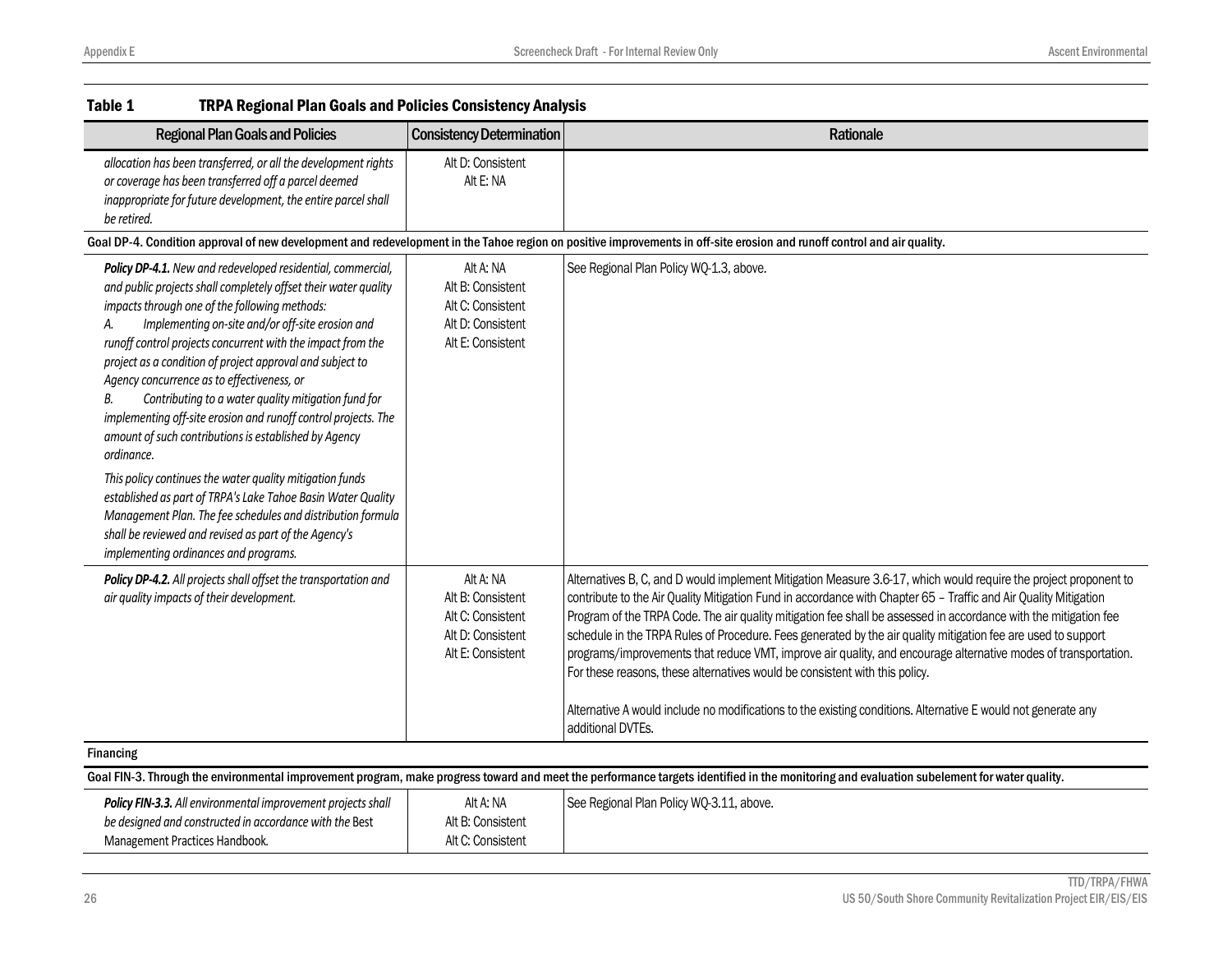**Table 1 TRPA Regional Plan Goals and Policies Consistency Analysis**

| Regional Plan Goals and Policies | Consistency Determination | Rationale |
|---|---|---|
| *allocation has been transferred, or all the development rights or coverage has been transferred off a parcel deemed inappropriate for future development, the entire parcel shall be retired.* | Alt D: Consistent<br>Alt E: NA | |
| **Goal DP-4. Condition approval of new development and redevelopment in the Tahoe region on positive improvements in off-site erosion and runoff control and air quality.** | | |
| ***Policy DP-4.1.*** *New and redeveloped residential, commercial, and public projects shall completely offset their water quality impacts through one of the following methods:*<br>*A. Implementing on-site and/or off-site erosion and runoff control projects concurrent with the impact from the project as a condition of project approval and subject to Agency concurrence as to effectiveness, or*<br>*B. Contributing to a water quality mitigation fund for implementing off-site erosion and runoff control projects. The amount of such contributions is established by Agency ordinance.*<br><br>*This policy continues the water quality mitigation funds established as part of TRPA's Lake Tahoe Basin Water Quality Management Plan. The fee schedules and distribution formula shall be reviewed and revised as part of the Agency's implementing ordinances and programs.* | Alt A: NA<br>Alt B: Consistent<br>Alt C: Consistent<br>Alt D: Consistent<br>Alt E: Consistent | See Regional Plan Policy WQ-1.3, above. |
| ***Policy DP-4.2.*** *All projects shall offset the transportation and air quality impacts of their development.* | Alt A: NA<br>Alt B: Consistent<br>Alt C: Consistent<br>Alt D: Consistent<br>Alt E: Consistent | Alternatives B, C, and D would implement Mitigation Measure 3.6-17, which would require the project proponent to contribute to the Air Quality Mitigation Fund in accordance with Chapter 65 – Traffic and Air Quality Mitigation Program of the TRPA Code. The air quality mitigation fee shall be assessed in accordance with the mitigation fee schedule in the TRPA Rules of Procedure. Fees generated by the air quality mitigation fee are used to support programs/improvements that reduce VMT, improve air quality, and encourage alternative modes of transportation. For these reasons, these alternatives would be consistent with this policy.<br><br>Alternative A would include no modifications to the existing conditions. Alternative E would not generate any additional DVTEs. |
| **Financing** | | |
| **Goal FIN-3. Through the environmental improvement program, make progress toward and meet the performance targets identified in the monitoring and evaluation subelement for water quality.** | | |
| ***Policy FIN-3.3.*** *All environmental improvement projects shall be designed and constructed in accordance with the* Best Management Practices Handbook. | Alt A: NA<br>Alt B: Consistent<br>Alt C: Consistent | See Regional Plan Policy WQ-3.11, above. |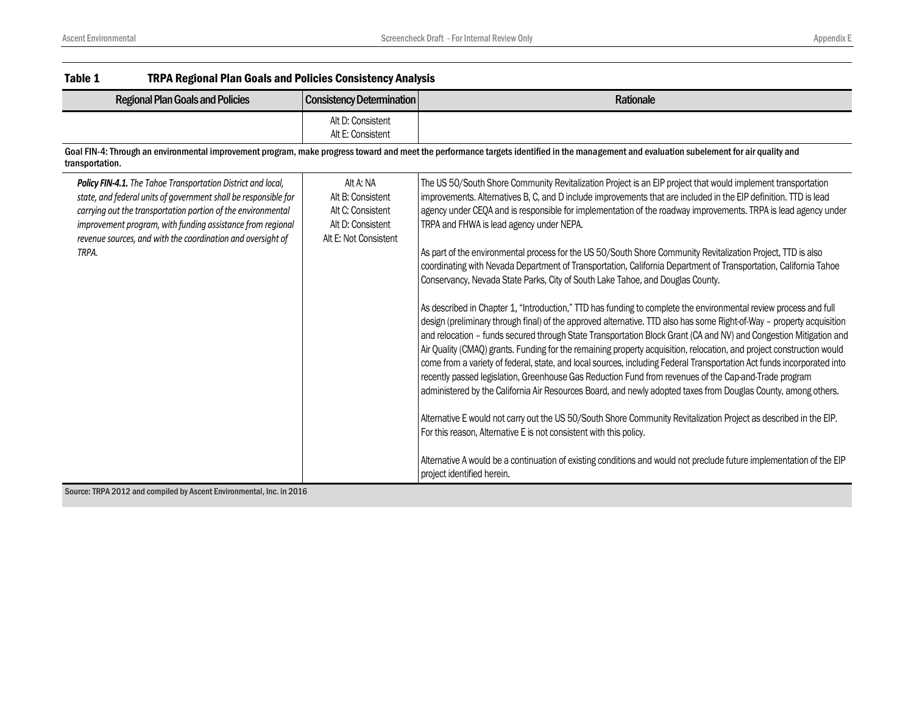**Table 1 TRPA Regional Plan Goals and Policies Consistency Analysis**

| Regional Plan Goals and Policies | Consistency Determination | Rationale |
|---|---|---|
| | Alt D: Consistent<br>Alt E: Consistent | |
| **Goal FIN-4: Through an environmental improvement program, make progress toward and meet the performance targets identified in the management and evaluation subelement for air quality and transportation.** | | |
| ***Policy FIN-4.1.*** *The Tahoe Transportation District and local, state, and federal units of government shall be responsible for carrying out the transportation portion of the environmental improvement program, with funding assistance from regional revenue sources, and with the coordination and oversight of TRPA.* | Alt A: NA<br>Alt B: Consistent<br>Alt C: Consistent<br>Alt D: Consistent<br>Alt E: Not Consistent | The US 50/South Shore Community Revitalization Project is an EIP project that would implement transportation improvements. Alternatives B, C, and D include improvements that are included in the EIP definition. TTD is lead agency under CEQA and is responsible for implementation of the roadway improvements. TRPA is lead agency under TRPA and FHWA is lead agency under NEPA.<br><br>As part of the environmental process for the US 50/South Shore Community Revitalization Project, TTD is also coordinating with Nevada Department of Transportation, California Department of Transportation, California Tahoe Conservancy, Nevada State Parks, City of South Lake Tahoe, and Douglas County.<br><br>As described in Chapter 1, "Introduction," TTD has funding to complete the environmental review process and full design (preliminary through final) of the approved alternative. TTD also has some Right-of-Way – property acquisition and relocation – funds secured through State Transportation Block Grant (CA and NV) and Congestion Mitigation and Air Quality (CMAQ) grants. Funding for the remaining property acquisition, relocation, and project construction would come from a variety of federal, state, and local sources, including Federal Transportation Act funds incorporated into recently passed legislation, Greenhouse Gas Reduction Fund from revenues of the Cap-and-Trade program administered by the California Air Resources Board, and newly adopted taxes from Douglas County, among others.<br><br>Alternative E would not carry out the US 50/South Shore Community Revitalization Project as described in the EIP. For this reason, Alternative E is not consistent with this policy.<br><br>Alternative A would be a continuation of existing conditions and would not preclude future implementation of the EIP project identified herein. |

Source: TRPA 2012 and compiled by Ascent Environmental, Inc. in 2016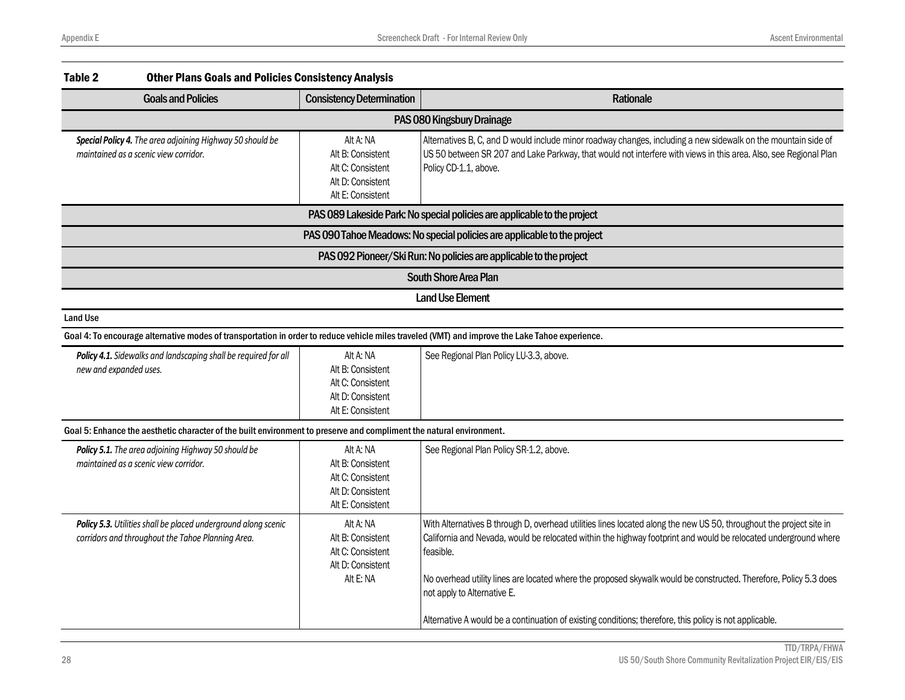**Table 2 Other Plans Goals and Policies Consistency Analysis**

| Goals and Policies | Consistency Determination | Rationale |
|---|---|---|
| **PAS 080 Kingsbury Drainage** | | |
| ***Special Policy 4.*** *The area adjoining Highway 50 should be maintained as a scenic view corridor.* | Alt A: NA<br>Alt B: Consistent<br>Alt C: Consistent<br>Alt D: Consistent<br>Alt E: Consistent | Alternatives B, C, and D would include minor roadway changes, including a new sidewalk on the mountain side of US 50 between SR 207 and Lake Parkway, that would not interfere with views in this area. Also, see Regional Plan Policy CD-1.1, above. |
| **PAS 089 Lakeside Park: No special policies are applicable to the project** | | |
| **PAS 090 Tahoe Meadows: No special policies are applicable to the project** | | |
| **PAS 092 Pioneer/Ski Run: No policies are applicable to the project** | | |
| **South Shore Area Plan** | | |
| **Land Use Element** | | |
| **Land Use** | | |
| **Goal 4: To encourage alternative modes of transportation in order to reduce vehicle miles traveled (VMT) and improve the Lake Tahoe experience.** | | |
| ***Policy 4.1.*** *Sidewalks and landscaping shall be required for all new and expanded uses.* | Alt A: NA<br>Alt B: Consistent<br>Alt C: Consistent<br>Alt D: Consistent<br>Alt E: Consistent | See Regional Plan Policy LU-3.3, above. |
| **Goal 5: Enhance the aesthetic character of the built environment to preserve and compliment the natural environment.** | | |
| ***Policy 5.1.*** *The area adjoining Highway 50 should be maintained as a scenic view corridor.* | Alt A: NA<br>Alt B: Consistent<br>Alt C: Consistent<br>Alt D: Consistent<br>Alt E: Consistent | See Regional Plan Policy SR-1.2, above. |
| ***Policy 5.3.*** *Utilities shall be placed underground along scenic corridors and throughout the Tahoe Planning Area.* | Alt A: NA<br>Alt B: Consistent<br>Alt C: Consistent<br>Alt D: Consistent<br>Alt E: NA | With Alternatives B through D, overhead utilities lines located along the new US 50, throughout the project site in California and Nevada, would be relocated within the highway footprint and would be relocated underground where feasible.<br><br>No overhead utility lines are located where the proposed skywalk would be constructed. Therefore, Policy 5.3 does not apply to Alternative E.<br><br>Alternative A would be a continuation of existing conditions; therefore, this policy is not applicable. |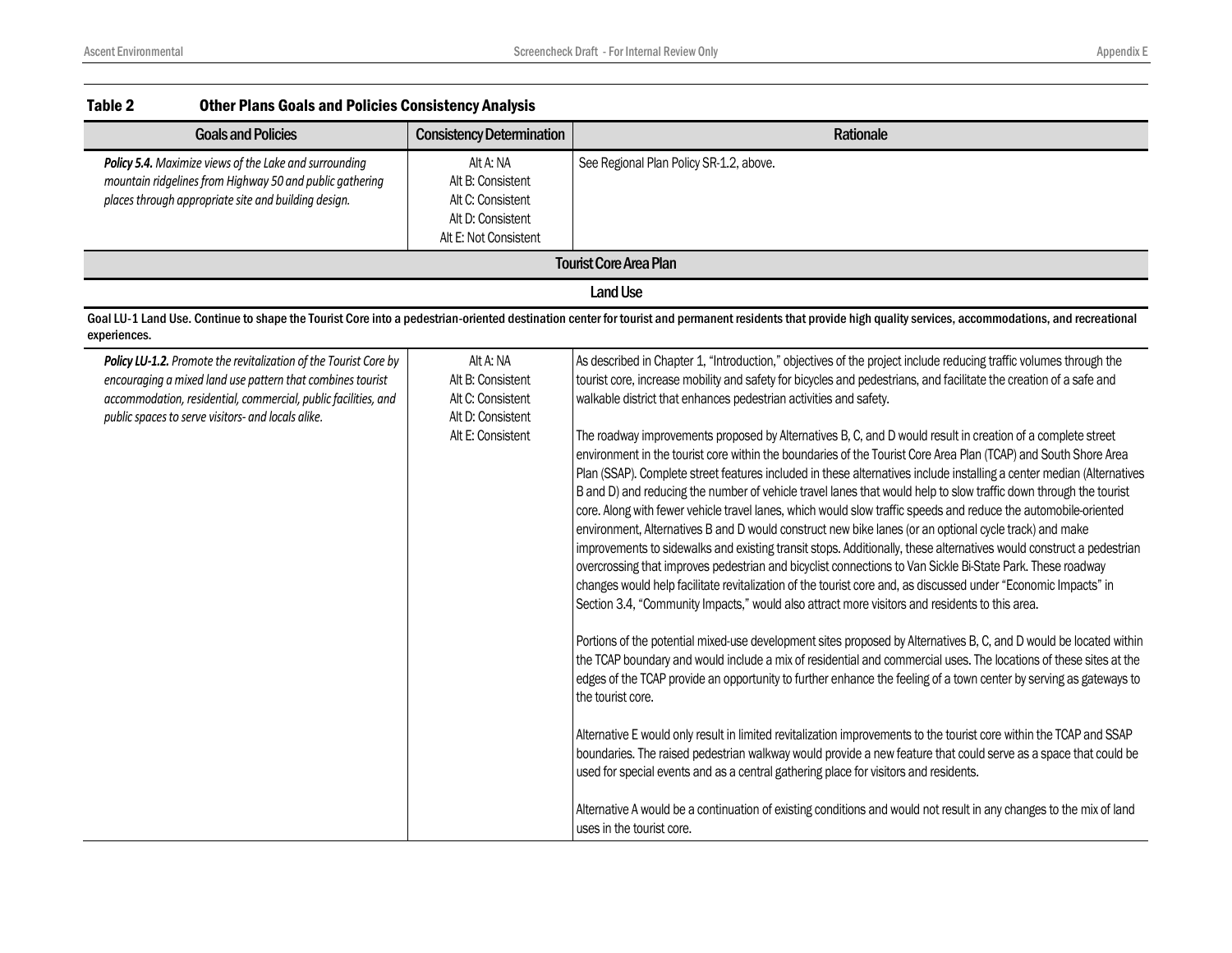**Table 2 Other Plans Goals and Policies Consistency Analysis**

| Goals and Policies | Consistency Determination | Rationale |
|---|---|---|
| ***Policy 5.4.*** *Maximize views of the Lake and surrounding mountain ridgelines from Highway 50 and public gathering places through appropriate site and building design.* | Alt A: NA<br>Alt B: Consistent<br>Alt C: Consistent<br>Alt D: Consistent<br>Alt E: Not Consistent | See Regional Plan Policy SR-1.2, above. |
| **Tourist Core Area Plan** | | |
| **Land Use** | | |
| **Goal LU-1 Land Use. Continue to shape the Tourist Core into a pedestrian-oriented destination center for tourist and permanent residents that provide high quality services, accommodations, and recreational experiences.** | | |
| ***Policy LU-1.2.*** *Promote the revitalization of the Tourist Core by encouraging a mixed land use pattern that combines tourist accommodation, residential, commercial, public facilities, and public spaces to serve visitors- and locals alike.* | Alt A: NA<br>Alt B: Consistent<br>Alt C: Consistent<br>Alt D: Consistent<br>Alt E: Consistent | As described in Chapter 1, "Introduction," objectives of the project include reducing traffic volumes through the tourist core, increase mobility and safety for bicycles and pedestrians, and facilitate the creation of a safe and walkable district that enhances pedestrian activities and safety.<br><br>The roadway improvements proposed by Alternatives B, C, and D would result in creation of a complete street environment in the tourist core within the boundaries of the Tourist Core Area Plan (TCAP) and South Shore Area Plan (SSAP). Complete street features included in these alternatives include installing a center median (Alternatives B and D) and reducing the number of vehicle travel lanes that would help to slow traffic down through the tourist core. Along with fewer vehicle travel lanes, which would slow traffic speeds and reduce the automobile-oriented environment, Alternatives B and D would construct new bike lanes (or an optional cycle track) and make improvements to sidewalks and existing transit stops. Additionally, these alternatives would construct a pedestrian overcrossing that improves pedestrian and bicyclist connections to Van Sickle Bi-State Park. These roadway changes would help facilitate revitalization of the tourist core and, as discussed under "Economic Impacts" in Section 3.4, "Community Impacts," would also attract more visitors and residents to this area.<br><br>Portions of the potential mixed-use development sites proposed by Alternatives B, C, and D would be located within the TCAP boundary and would include a mix of residential and commercial uses. The locations of these sites at the edges of the TCAP provide an opportunity to further enhance the feeling of a town center by serving as gateways to the tourist core.<br><br>Alternative E would only result in limited revitalization improvements to the tourist core within the TCAP and SSAP boundaries. The raised pedestrian walkway would provide a new feature that could serve as a space that could be used for special events and as a central gathering place for visitors and residents.<br><br>Alternative A would be a continuation of existing conditions and would not result in any changes to the mix of land uses in the tourist core. |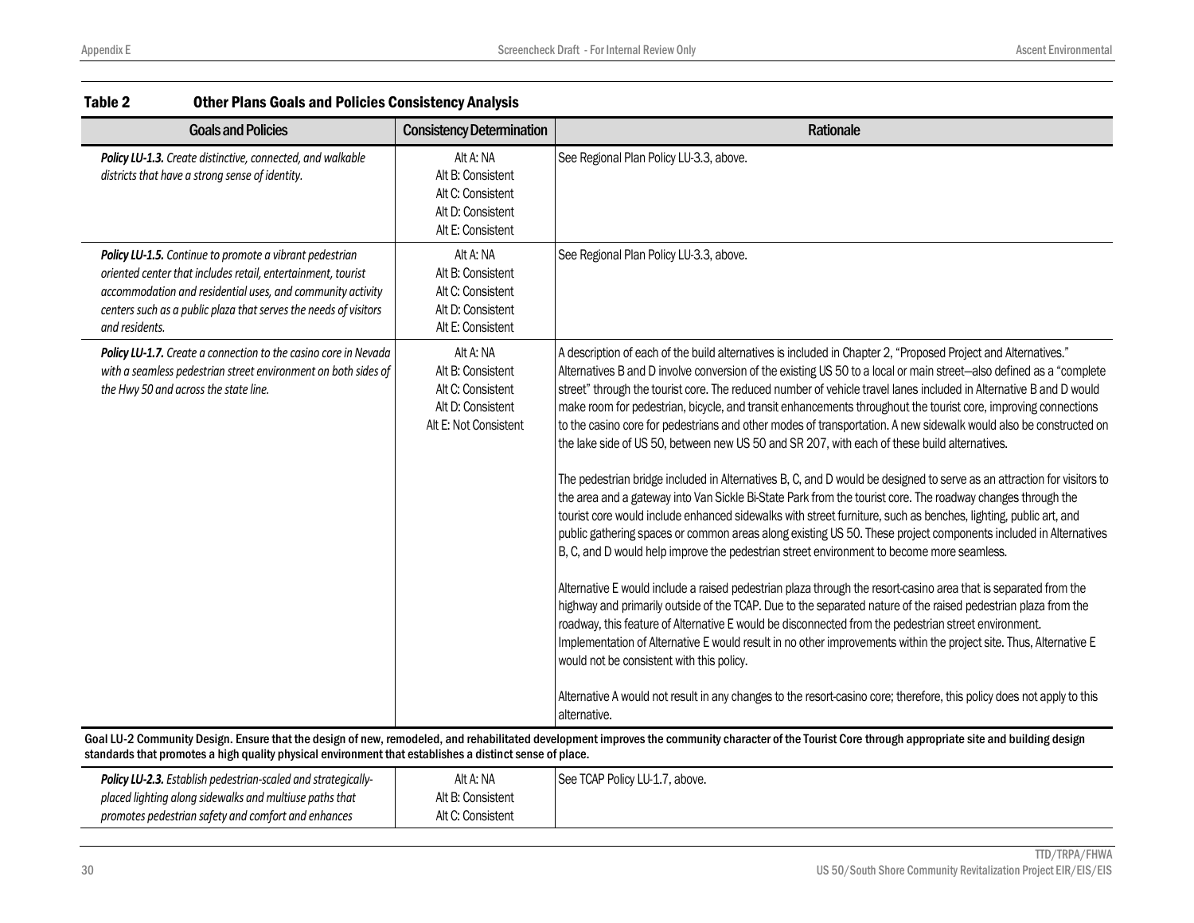**Table 2 Other Plans Goals and Policies Consistency Analysis**

| Goals and Policies | Consistency Determination | Rationale |
|---|---|---|
| ***Policy LU-1.3.*** *Create distinctive, connected, and walkable districts that have a strong sense of identity.* | Alt A: NA<br>Alt B: Consistent<br>Alt C: Consistent<br>Alt D: Consistent<br>Alt E: Consistent | See Regional Plan Policy LU-3.3, above. |
| ***Policy LU-1.5.*** *Continue to promote a vibrant pedestrian oriented center that includes retail, entertainment, tourist accommodation and residential uses, and community activity centers such as a public plaza that serves the needs of visitors and residents.* | Alt A: NA<br>Alt B: Consistent<br>Alt C: Consistent<br>Alt D: Consistent<br>Alt E: Consistent | See Regional Plan Policy LU-3.3, above. |
| ***Policy LU-1.7.*** *Create a connection to the casino core in Nevada with a seamless pedestrian street environment on both sides of the Hwy 50 and across the state line.* | Alt A: NA<br>Alt B: Consistent<br>Alt C: Consistent<br>Alt D: Consistent<br>Alt E: Not Consistent | A description of each of the build alternatives is included in Chapter 2, "Proposed Project and Alternatives." Alternatives B and D involve conversion of the existing US 50 to a local or main street–also defined as a "complete street" through the tourist core. The reduced number of vehicle travel lanes included in Alternative B and D would make room for pedestrian, bicycle, and transit enhancements throughout the tourist core, improving connections to the casino core for pedestrians and other modes of transportation. A new sidewalk would also be constructed on the lake side of US 50, between new US 50 and SR 207, with each of these build alternatives.<br><br>The pedestrian bridge included in Alternatives B, C, and D would be designed to serve as an attraction for visitors to the area and a gateway into Van Sickle Bi-State Park from the tourist core. The roadway changes through the tourist core would include enhanced sidewalks with street furniture, such as benches, lighting, public art, and public gathering spaces or common areas along existing US 50. These project components included in Alternatives B, C, and D would help improve the pedestrian street environment to become more seamless.<br><br>Alternative E would include a raised pedestrian plaza through the resort-casino area that is separated from the highway and primarily outside of the TCAP. Due to the separated nature of the raised pedestrian plaza from the roadway, this feature of Alternative E would be disconnected from the pedestrian street environment. Implementation of Alternative E would result in no other improvements within the project site. Thus, Alternative E would not be consistent with this policy.<br><br>Alternative A would not result in any changes to the resort-casino core; therefore, this policy does not apply to this alternative. |
| **Goal LU-2 Community Design. Ensure that the design of new, remodeled, and rehabilitated development improves the community character of the Tourist Core through appropriate site and building design standards that promotes a high quality physical environment that establishes a distinct sense of place.** | | |
| ***Policy LU-2.3.*** *Establish pedestrian-scaled and strategically-placed lighting along sidewalks and multiuse paths that promotes pedestrian safety and comfort and enhances* | Alt A: NA<br>Alt B: Consistent<br>Alt C: Consistent | See TCAP Policy LU-1.7, above. |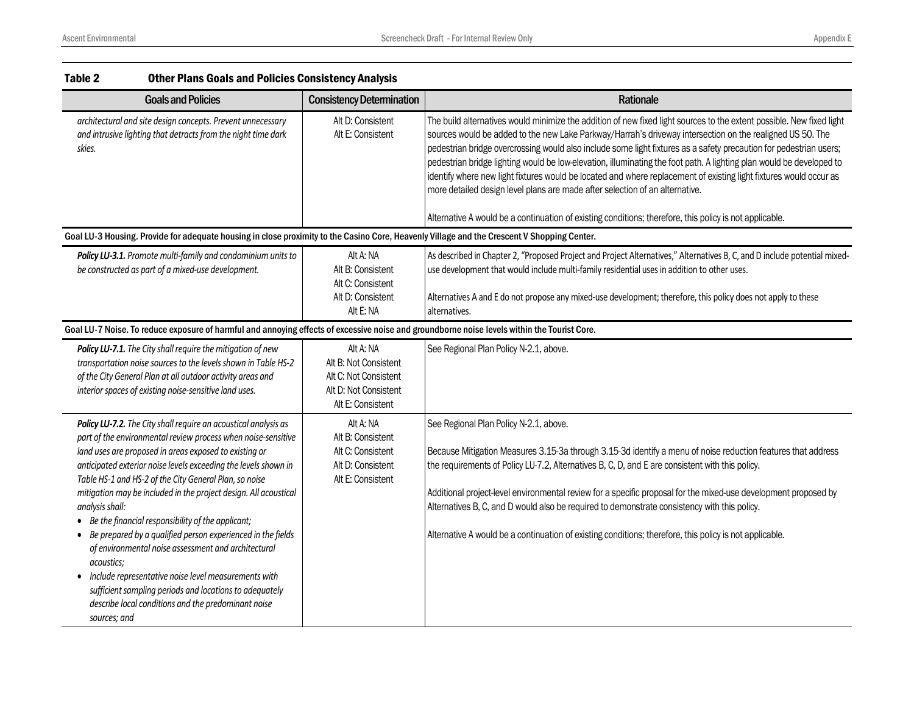**Table 2 Other Plans Goals and Policies Consistency Analysis**

| Goals and Policies | Consistency Determination | Rationale |
|---|---|---|
| *architectural and site design concepts. Prevent unnecessary and intrusive lighting that detracts from the night time dark skies.* | Alt D: Consistent<br>Alt E: Consistent | The build alternatives would minimize the addition of new fixed light sources to the extent possible. New fixed light sources would be added to the new Lake Parkway/Harrah's driveway intersection on the realigned US 50. The pedestrian bridge overcrossing would also include some light fixtures as a safety precaution for pedestrian users; pedestrian bridge lighting would be low-elevation, illuminating the foot path. A lighting plan would be developed to identify where new light fixtures would be located and where replacement of existing light fixtures would occur as more detailed design level plans are made after selection of an alternative.<br><br>Alternative A would be a continuation of existing conditions; therefore, this policy is not applicable. |
| **Goal LU-3 Housing. Provide for adequate housing in close proximity to the Casino Core, Heavenly Village and the Crescent V Shopping Center.** | | |
| ***Policy LU-3.1.*** *Promote multi-family and condominium units to be constructed as part of a mixed-use development.* | Alt A: NA<br>Alt B: Consistent<br>Alt C: Consistent<br>Alt D: Consistent<br>Alt E: NA | As described in Chapter 2, "Proposed Project and Project Alternatives," Alternatives B, C, and D include potential mixed-use development that would include multi-family residential uses in addition to other uses.<br><br>Alternatives A and E do not propose any mixed-use development; therefore, this policy does not apply to these alternatives. |
| **Goal LU-7 Noise. To reduce exposure of harmful and annoying effects of excessive noise and groundborne noise levels within the Tourist Core.** | | |
| ***Policy LU-7.1.*** *The City shall require the mitigation of new transportation noise sources to the levels shown in Table HS-2 of the City General Plan at all outdoor activity areas and interior spaces of existing noise-sensitive land uses.* | Alt A: NA<br>Alt B: Not Consistent<br>Alt C: Not Consistent<br>Alt D: Not Consistent<br>Alt E: Consistent | See Regional Plan Policy N-2.1, above. |
| ***Policy LU-7.2.*** *The City shall require an acoustical analysis as part of the environmental review process when noise-sensitive land uses are proposed in areas exposed to existing or anticipated exterior noise levels exceeding the levels shown in Table HS-1 and HS-2 of the City General Plan, so noise mitigation may be included in the project design. All acoustical analysis shall:*<br>• *Be the financial responsibility of the applicant;*<br>• *Be prepared by a qualified person experienced in the fields of environmental noise assessment and architectural acoustics;*<br>• *Include representative noise level measurements with sufficient sampling periods and locations to adequately describe local conditions and the predominant noise sources; and* | Alt A: NA<br>Alt B: Consistent<br>Alt C: Consistent<br>Alt D: Consistent<br>Alt E: Consistent | See Regional Plan Policy N-2.1, above.<br><br>Because Mitigation Measures 3.15-3a through 3.15-3d identify a menu of noise reduction features that address the requirements of Policy LU-7.2, Alternatives B, C, D, and E are consistent with this policy.<br><br>Additional project-level environmental review for a specific proposal for the mixed-use development proposed by Alternatives B, C, and D would also be required to demonstrate consistency with this policy.<br><br>Alternative A would be a continuation of existing conditions; therefore, this policy is not applicable. |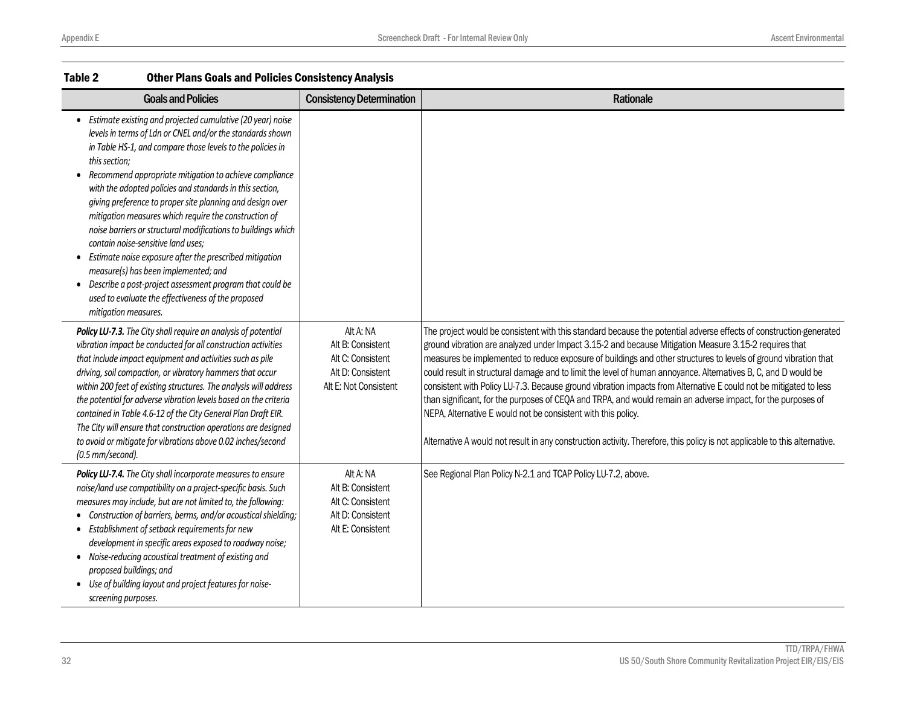**Table 2 Other Plans Goals and Policies Consistency Analysis**

| Goals and Policies | Consistency Determination | Rationale |
|---|---|---|
| • *Estimate existing and projected cumulative (20 year) noise levels in terms of Ldn or CNEL and/or the standards shown in Table HS-1, and compare those levels to the policies in this section;*<br>• *Recommend appropriate mitigation to achieve compliance with the adopted policies and standards in this section, giving preference to proper site planning and design over mitigation measures which require the construction of noise barriers or structural modifications to buildings which contain noise-sensitive land uses;*<br>• *Estimate noise exposure after the prescribed mitigation measure(s) has been implemented; and*<br>• *Describe a post-project assessment program that could be used to evaluate the effectiveness of the proposed mitigation measures.* | | |
| ***Policy LU-7.3.*** *The City shall require an analysis of potential vibration impact be conducted for all construction activities that include impact equipment and activities such as pile driving, soil compaction, or vibratory hammers that occur within 200 feet of existing structures. The analysis will address the potential for adverse vibration levels based on the criteria contained in Table 4.6-12 of the City General Plan Draft EIR. The City will ensure that construction operations are designed to avoid or mitigate for vibrations above 0.02 inches/second (0.5 mm/second).* | Alt A: NA<br>Alt B: Consistent<br>Alt C: Consistent<br>Alt D: Consistent<br>Alt E: Not Consistent | The project would be consistent with this standard because the potential adverse effects of construction-generated ground vibration are analyzed under Impact 3.15-2 and because Mitigation Measure 3.15-2 requires that measures be implemented to reduce exposure of buildings and other structures to levels of ground vibration that could result in structural damage and to limit the level of human annoyance. Alternatives B, C, and D would be consistent with Policy LU-7.3. Because ground vibration impacts from Alternative E could not be mitigated to less than significant, for the purposes of CEQA and TRPA, and would remain an adverse impact, for the purposes of NEPA, Alternative E would not be consistent with this policy.<br><br>Alternative A would not result in any construction activity. Therefore, this policy is not applicable to this alternative. |
| ***Policy LU-7.4.*** *The City shall incorporate measures to ensure noise/land use compatibility on a project-specific basis. Such measures may include, but are not limited to, the following:*<br>• *Construction of barriers, berms, and/or acoustical shielding;*<br>• *Establishment of setback requirements for new development in specific areas exposed to roadway noise;*<br>• *Noise-reducing acoustical treatment of existing and proposed buildings; and*<br>• *Use of building layout and project features for noise-screening purposes.* | Alt A: NA<br>Alt B: Consistent<br>Alt C: Consistent<br>Alt D: Consistent<br>Alt E: Consistent | See Regional Plan Policy N-2.1 and TCAP Policy LU-7.2, above. |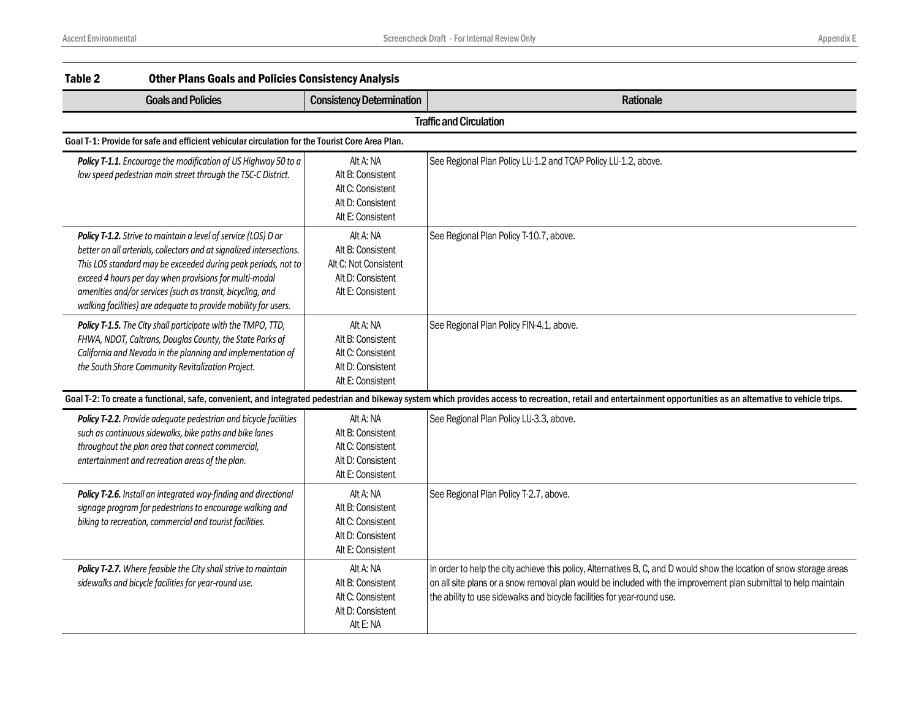**Table 2 Other Plans Goals and Policies Consistency Analysis**

| Goals and Policies | Consistency Determination | Rationale |
|---|---|---|
| | **Traffic and Circulation** | |
| **Goal T-1: Provide for safe and efficient vehicular circulation for the Tourist Core Area Plan.** | | |
| ***Policy T-1.1.*** *Encourage the modification of US Highway 50 to a low speed pedestrian main street through the TSC-C District.* | Alt A: NA<br>Alt B: Consistent<br>Alt C: Consistent<br>Alt D: Consistent<br>Alt E: Consistent | See Regional Plan Policy LU-1.2 and TCAP Policy LU-1.2, above. |
| ***Policy T-1.2.*** *Strive to maintain a level of service (LOS) D or better on all arterials, collectors and at signalized intersections. This LOS standard may be exceeded during peak periods, not to exceed 4 hours per day when provisions for multi-modal amenities and/or services (such as transit, bicycling, and walking facilities) are adequate to provide mobility for users.* | Alt A: NA<br>Alt B: Consistent<br>Alt C: Not Consistent<br>Alt D: Consistent<br>Alt E: Consistent | See Regional Plan Policy T-10.7, above. |
| ***Policy T-1.5.*** *The City shall participate with the TMPO, TTD, FHWA, NDOT, Caltrans, Douglas County, the State Parks of California and Nevada in the planning and implementation of the South Shore Community Revitalization Project.* | Alt A: NA<br>Alt B: Consistent<br>Alt C: Consistent<br>Alt D: Consistent<br>Alt E: Consistent | See Regional Plan Policy FIN-4.1, above. |
| **Goal T-2: To create a functional, safe, convenient, and integrated pedestrian and bikeway system which provides access to recreation, retail and entertainment opportunities as an alternative to vehicle trips.** | | |
| ***Policy T-2.2.*** *Provide adequate pedestrian and bicycle facilities such as continuous sidewalks, bike paths and bike lanes throughout the plan area that connect commercial, entertainment and recreation areas of the plan.* | Alt A: NA<br>Alt B: Consistent<br>Alt C: Consistent<br>Alt D: Consistent<br>Alt E: Consistent | See Regional Plan Policy LU-3.3, above. |
| ***Policy T-2.6.*** *Install an integrated way-finding and directional signage program for pedestrians to encourage walking and biking to recreation, commercial and tourist facilities.* | Alt A: NA<br>Alt B: Consistent<br>Alt C: Consistent<br>Alt D: Consistent<br>Alt E: Consistent | See Regional Plan Policy T-2.7, above. |
| ***Policy T-2.7.*** *Where feasible the City shall strive to maintain sidewalks and bicycle facilities for year-round use.* | Alt A: NA<br>Alt B: Consistent<br>Alt C: Consistent<br>Alt D: Consistent<br>Alt E: NA | In order to help the city achieve this policy, Alternatives B, C, and D would show the location of snow storage areas on all site plans or a snow removal plan would be included with the improvement plan submittal to help maintain the ability to use sidewalks and bicycle facilities for year-round use. |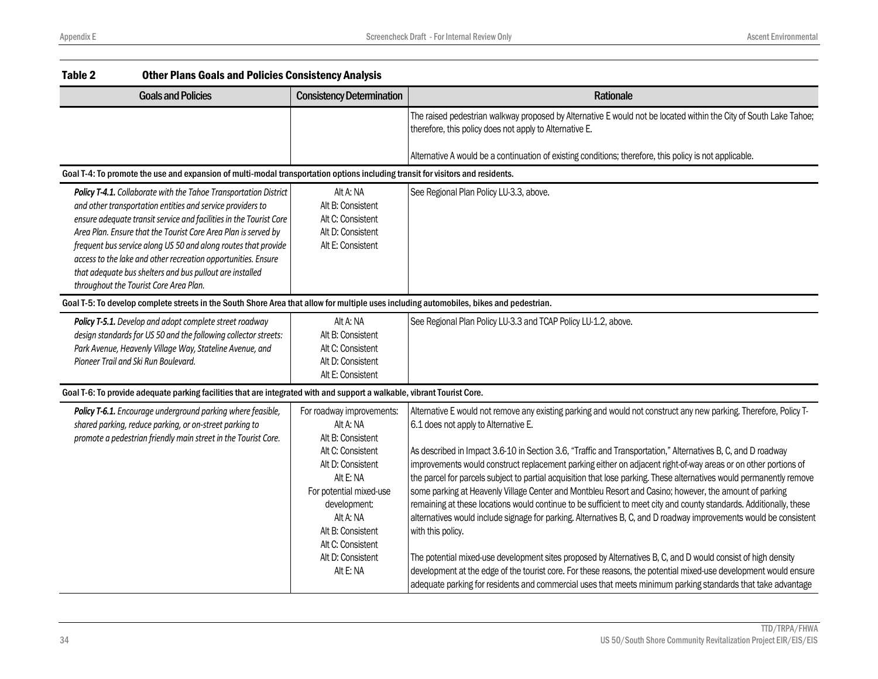**Table 2 Other Plans Goals and Policies Consistency Analysis**

| Goals and Policies | Consistency Determination | Rationale |
|---|---|---|
| | | The raised pedestrian walkway proposed by Alternative E would not be located within the City of South Lake Tahoe; therefore, this policy does not apply to Alternative E.<br><br>Alternative A would be a continuation of existing conditions; therefore, this policy is not applicable. |
| **Goal T-4: To promote the use and expansion of multi-modal transportation options including transit for visitors and residents.** | | |
| ***Policy T-4.1.*** *Collaborate with the Tahoe Transportation District and other transportation entities and service providers to ensure adequate transit service and facilities in the Tourist Core Area Plan. Ensure that the Tourist Core Area Plan is served by frequent bus service along US 50 and along routes that provide access to the lake and other recreation opportunities. Ensure that adequate bus shelters and bus pullout are installed throughout the Tourist Core Area Plan.* | Alt A: NA<br>Alt B: Consistent<br>Alt C: Consistent<br>Alt D: Consistent<br>Alt E: Consistent | See Regional Plan Policy LU-3.3, above. |
| **Goal T-5: To develop complete streets in the South Shore Area that allow for multiple uses including automobiles, bikes and pedestrian.** | | |
| ***Policy T-5.1.*** *Develop and adopt complete street roadway design standards for US 50 and the following collector streets: Park Avenue, Heavenly Village Way, Stateline Avenue, and Pioneer Trail and Ski Run Boulevard.* | Alt A: NA<br>Alt B: Consistent<br>Alt C: Consistent<br>Alt D: Consistent<br>Alt E: Consistent | See Regional Plan Policy LU-3.3 and TCAP Policy LU-1.2, above. |
| **Goal T-6: To provide adequate parking facilities that are integrated with and support a walkable, vibrant Tourist Core.** | | |
| ***Policy T-6.1.*** *Encourage underground parking where feasible, shared parking, reduce parking, or on-street parking to promote a pedestrian friendly main street in the Tourist Core.* | For roadway improvements:<br>Alt A: NA<br>Alt B: Consistent<br>Alt C: Consistent<br>Alt D: Consistent<br>Alt E: NA<br>For potential mixed-use development:<br>Alt A: NA<br>Alt B: Consistent<br>Alt C: Consistent<br>Alt D: Consistent<br>Alt E: NA | Alternative E would not remove any existing parking and would not construct any new parking. Therefore, Policy T-6.1 does not apply to Alternative E.<br><br>As described in Impact 3.6-10 in Section 3.6, "Traffic and Transportation," Alternatives B, C, and D roadway improvements would construct replacement parking either on adjacent right-of-way areas or on other portions of the parcel for parcels subject to partial acquisition that lose parking. These alternatives would permanently remove some parking at Heavenly Village Center and Montbleu Resort and Casino; however, the amount of parking remaining at these locations would continue to be sufficient to meet city and county standards. Additionally, these alternatives would include signage for parking. Alternatives B, C, and D roadway improvements would be consistent with this policy.<br><br>The potential mixed-use development sites proposed by Alternatives B, C, and D would consist of high density development at the edge of the tourist core. For these reasons, the potential mixed-use development would ensure adequate parking for residents and commercial uses that meets minimum parking standards that take advantage |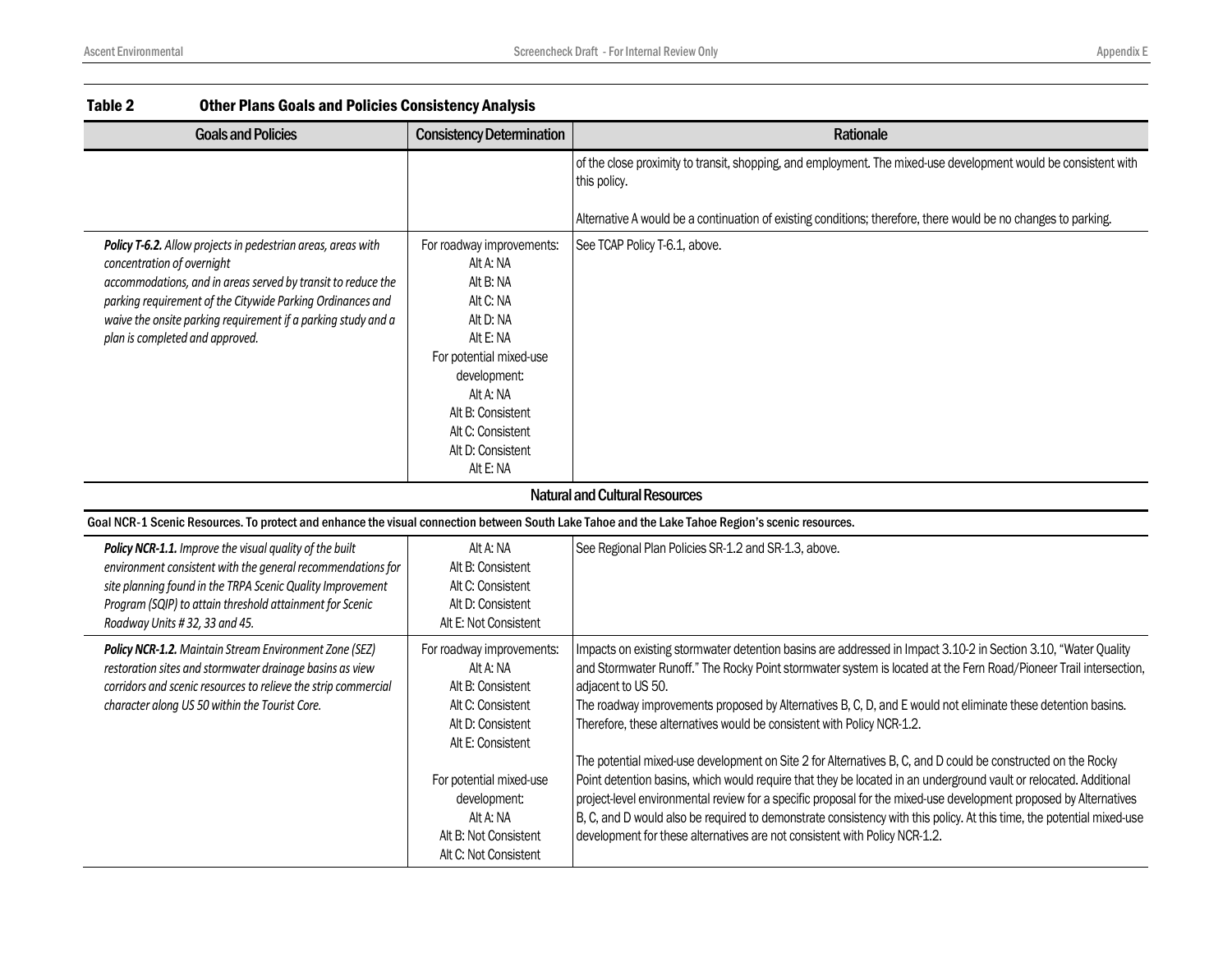**Table 2 Other Plans Goals and Policies Consistency Analysis**

| Goals and Policies | Consistency Determination | Rationale |
|---|---|---|
| | | of the close proximity to transit, shopping, and employment. The mixed-use development would be consistent with this policy.<br><br>Alternative A would be a continuation of existing conditions; therefore, there would be no changes to parking. |
| ***Policy T-6.2.*** *Allow projects in pedestrian areas, areas with concentration of overnight accommodations, and in areas served by transit to reduce the parking requirement of the Citywide Parking Ordinances and waive the onsite parking requirement if a parking study and a plan is completed and approved.* | For roadway improvements:<br>Alt A: NA<br>Alt B: NA<br>Alt C: NA<br>Alt D: NA<br>Alt E: NA<br>For potential mixed-use development:<br>Alt A: NA<br>Alt B: Consistent<br>Alt C: Consistent<br>Alt D: Consistent<br>Alt E: NA | See TCAP Policy T-6.1, above. |
| **Natural and Cultural Resources** | | |
| **Goal NCR-1 Scenic Resources. To protect and enhance the visual connection between South Lake Tahoe and the Lake Tahoe Region's scenic resources.** | | |
| ***Policy NCR-1.1.*** *Improve the visual quality of the built environment consistent with the general recommendations for site planning found in the TRPA Scenic Quality Improvement Program (SQIP) to attain threshold attainment for Scenic Roadway Units # 32, 33 and 45.* | Alt A: NA<br>Alt B: Consistent<br>Alt C: Consistent<br>Alt D: Consistent<br>Alt E: Not Consistent | See Regional Plan Policies SR-1.2 and SR-1.3, above. |
| ***Policy NCR-1.2.*** *Maintain Stream Environment Zone (SEZ) restoration sites and stormwater drainage basins as view corridors and scenic resources to relieve the strip commercial character along US 50 within the Tourist Core.* | For roadway improvements:<br>Alt A: NA<br>Alt B: Consistent<br>Alt C: Consistent<br>Alt D: Consistent<br>Alt E: Consistent<br><br>For potential mixed-use development:<br>Alt A: NA<br>Alt B: Not Consistent<br>Alt C: Not Consistent | Impacts on existing stormwater detention basins are addressed in Impact 3.10-2 in Section 3.10, "Water Quality and Stormwater Runoff." The Rocky Point stormwater system is located at the Fern Road/Pioneer Trail intersection, adjacent to US 50.<br>The roadway improvements proposed by Alternatives B, C, D, and E would not eliminate these detention basins. Therefore, these alternatives would be consistent with Policy NCR-1.2.<br><br>The potential mixed-use development on Site 2 for Alternatives B, C, and D could be constructed on the Rocky Point detention basins, which would require that they be located in an underground vault or relocated. Additional project-level environmental review for a specific proposal for the mixed-use development proposed by Alternatives B, C, and D would also be required to demonstrate consistency with this policy. At this time, the potential mixed-use development for these alternatives are not consistent with Policy NCR-1.2. |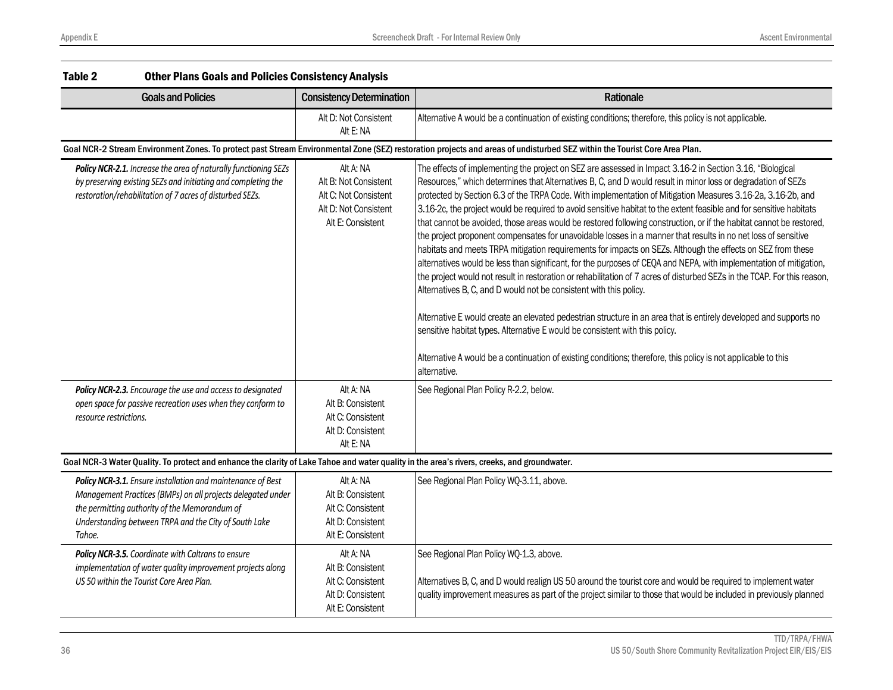**Table 2 Other Plans Goals and Policies Consistency Analysis**

| Goals and Policies | Consistency Determination | Rationale |
|---|---|---|
| | Alt D: Not Consistent<br>Alt E: NA | Alternative A would be a continuation of existing conditions; therefore, this policy is not applicable. |
| **Goal NCR-2 Stream Environment Zones. To protect past Stream Environmental Zone (SEZ) restoration projects and areas of undisturbed SEZ within the Tourist Core Area Plan.** | | |
| ***Policy NCR-2.1.*** *Increase the area of naturally functioning SEZs by preserving existing SEZs and initiating and completing the restoration/rehabilitation of 7 acres of disturbed SEZs.* | Alt A: NA<br>Alt B: Not Consistent<br>Alt C: Not Consistent<br>Alt D: Not Consistent<br>Alt E: Consistent | The effects of implementing the project on SEZ are assessed in Impact 3.16-2 in Section 3.16, "Biological Resources," which determines that Alternatives B, C, and D would result in minor loss or degradation of SEZs protected by Section 6.3 of the TRPA Code. With implementation of Mitigation Measures 3.16-2a, 3.16-2b, and 3.16-2c, the project would be required to avoid sensitive habitat to the extent feasible and for sensitive habitats that cannot be avoided, those areas would be restored following construction, or if the habitat cannot be restored, the project proponent compensates for unavoidable losses in a manner that results in no net loss of sensitive habitats and meets TRPA mitigation requirements for impacts on SEZs. Although the effects on SEZ from these alternatives would be less than significant, for the purposes of CEQA and NEPA, with implementation of mitigation, the project would not result in restoration or rehabilitation of 7 acres of disturbed SEZs in the TCAP. For this reason, Alternatives B, C, and D would not be consistent with this policy.<br><br>Alternative E would create an elevated pedestrian structure in an area that is entirely developed and supports no sensitive habitat types. Alternative E would be consistent with this policy.<br><br>Alternative A would be a continuation of existing conditions; therefore, this policy is not applicable to this alternative. |
| ***Policy NCR-2.3.*** *Encourage the use and access to designated open space for passive recreation uses when they conform to resource restrictions.* | Alt A: NA<br>Alt B: Consistent<br>Alt C: Consistent<br>Alt D: Consistent<br>Alt E: NA | See Regional Plan Policy R-2.2, below. |
| **Goal NCR-3 Water Quality. To protect and enhance the clarity of Lake Tahoe and water quality in the area's rivers, creeks, and groundwater.** | | |
| ***Policy NCR-3.1.*** *Ensure installation and maintenance of Best Management Practices (BMPs) on all projects delegated under the permitting authority of the Memorandum of Understanding between TRPA and the City of South Lake Tahoe.* | Alt A: NA<br>Alt B: Consistent<br>Alt C: Consistent<br>Alt D: Consistent<br>Alt E: Consistent | See Regional Plan Policy WQ-3.11, above. |
| ***Policy NCR-3.5.*** *Coordinate with Caltrans to ensure implementation of water quality improvement projects along US 50 within the Tourist Core Area Plan.* | Alt A: NA<br>Alt B: Consistent<br>Alt C: Consistent<br>Alt D: Consistent<br>Alt E: Consistent | See Regional Plan Policy WQ-1.3, above.<br><br>Alternatives B, C, and D would realign US 50 around the tourist core and would be required to implement water quality improvement measures as part of the project similar to those that would be included in previously planned |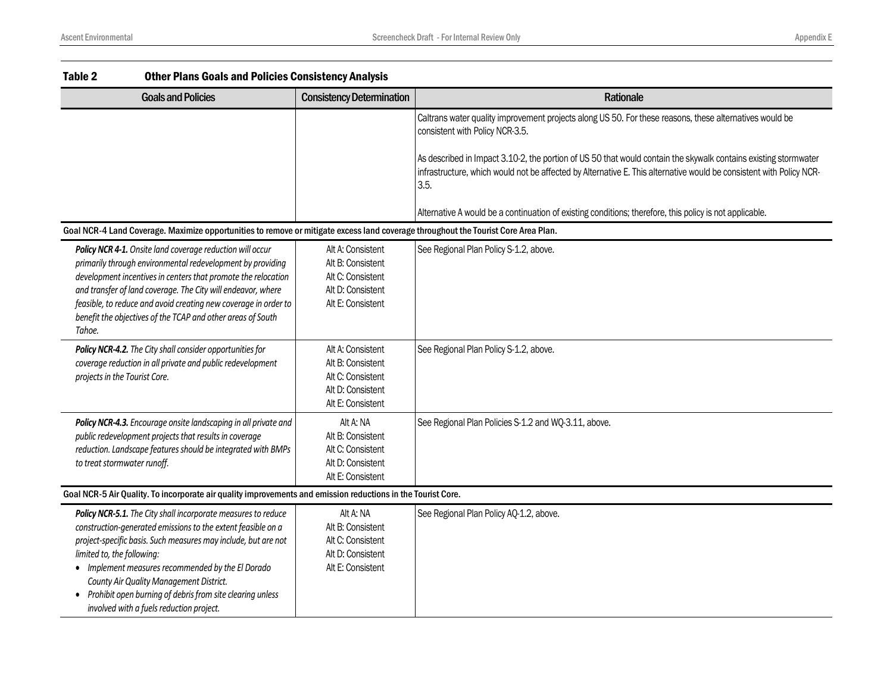**Table 2 Other Plans Goals and Policies Consistency Analysis**

| Goals and Policies | Consistency Determination | Rationale |
|---|---|---|
| | | Caltrans water quality improvement projects along US 50. For these reasons, these alternatives would be consistent with Policy NCR-3.5.<br><br>As described in Impact 3.10-2, the portion of US 50 that would contain the skywalk contains existing stormwater infrastructure, which would not be affected by Alternative E. This alternative would be consistent with Policy NCR-3.5.<br><br>Alternative A would be a continuation of existing conditions; therefore, this policy is not applicable. |
| **Goal NCR-4 Land Coverage. Maximize opportunities to remove or mitigate excess land coverage throughout the Tourist Core Area Plan.** | | |
| ***Policy NCR 4-1.*** *Onsite land coverage reduction will occur primarily through environmental redevelopment by providing development incentives in centers that promote the relocation and transfer of land coverage. The City will endeavor, where feasible, to reduce and avoid creating new coverage in order to benefit the objectives of the TCAP and other areas of South Tahoe.* | Alt A: Consistent<br>Alt B: Consistent<br>Alt C: Consistent<br>Alt D: Consistent<br>Alt E: Consistent | See Regional Plan Policy S-1.2, above. |
| ***Policy NCR-4.2.*** *The City shall consider opportunities for coverage reduction in all private and public redevelopment projects in the Tourist Core.* | Alt A: Consistent<br>Alt B: Consistent<br>Alt C: Consistent<br>Alt D: Consistent<br>Alt E: Consistent | See Regional Plan Policy S-1.2, above. |
| ***Policy NCR-4.3.*** *Encourage onsite landscaping in all private and public redevelopment projects that results in coverage reduction. Landscape features should be integrated with BMPs to treat stormwater runoff.* | Alt A: NA<br>Alt B: Consistent<br>Alt C: Consistent<br>Alt D: Consistent<br>Alt E: Consistent | See Regional Plan Policies S-1.2 and WQ-3.11, above. |
| **Goal NCR-5 Air Quality. To incorporate air quality improvements and emission reductions in the Tourist Core.** | | |
| ***Policy NCR-5.1.*** *The City shall incorporate measures to reduce construction-generated emissions to the extent feasible on a project-specific basis. Such measures may include, but are not limited to, the following:*<br>• *Implement measures recommended by the El Dorado County Air Quality Management District.*<br>• *Prohibit open burning of debris from site clearing unless involved with a fuels reduction project.* | Alt A: NA<br>Alt B: Consistent<br>Alt C: Consistent<br>Alt D: Consistent<br>Alt E: Consistent | See Regional Plan Policy AQ-1.2, above. |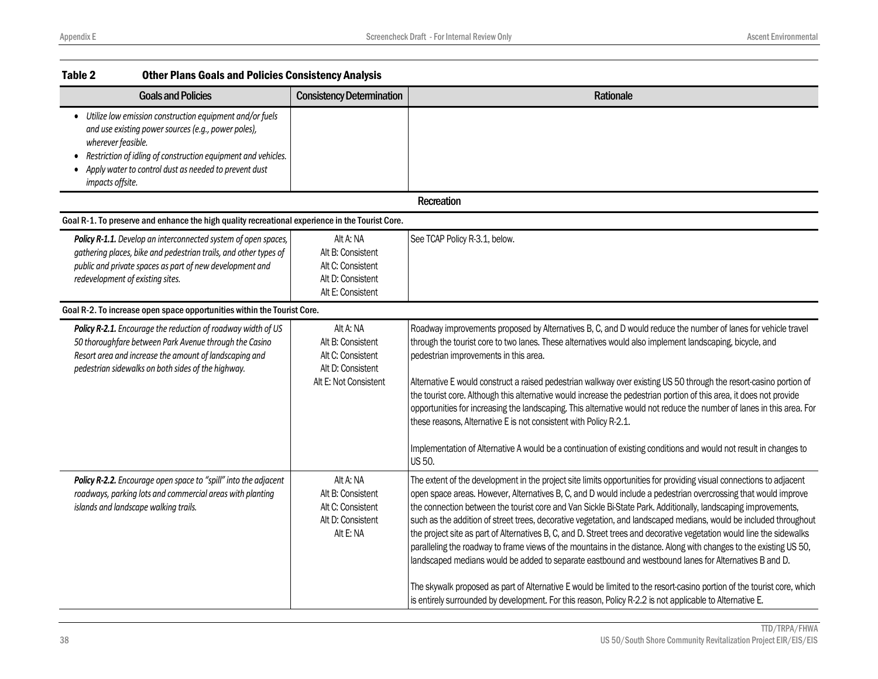**Table 2 Other Plans Goals and Policies Consistency Analysis**

| Goals and Policies | Consistency Determination | Rationale |
|---|---|---|
| • *Utilize low emission construction equipment and/or fuels and use existing power sources (e.g., power poles), wherever feasible.*<br>• *Restriction of idling of construction equipment and vehicles.*<br>• *Apply water to control dust as needed to prevent dust impacts offsite.* | | |
| | | **Recreation** |
| **Goal R-1. To preserve and enhance the high quality recreational experience in the Tourist Core.** | | |
| ***Policy R-1.1.*** *Develop an interconnected system of open spaces, gathering places, bike and pedestrian trails, and other types of public and private spaces as part of new development and redevelopment of existing sites.* | Alt A: NA<br>Alt B: Consistent<br>Alt C: Consistent<br>Alt D: Consistent<br>Alt E: Consistent | See TCAP Policy R-3.1, below. |
| **Goal R-2. To increase open space opportunities within the Tourist Core.** | | |
| ***Policy R-2.1.*** *Encourage the reduction of roadway width of US 50 thoroughfare between Park Avenue through the Casino Resort area and increase the amount of landscaping and pedestrian sidewalks on both sides of the highway.* | Alt A: NA<br>Alt B: Consistent<br>Alt C: Consistent<br>Alt D: Consistent<br>Alt E: Not Consistent | Roadway improvements proposed by Alternatives B, C, and D would reduce the number of lanes for vehicle travel through the tourist core to two lanes. These alternatives would also implement landscaping, bicycle, and pedestrian improvements in this area.<br><br>Alternative E would construct a raised pedestrian walkway over existing US 50 through the resort-casino portion of the tourist core. Although this alternative would increase the pedestrian portion of this area, it does not provide opportunities for increasing the landscaping. This alternative would not reduce the number of lanes in this area. For these reasons, Alternative E is not consistent with Policy R-2.1.<br><br>Implementation of Alternative A would be a continuation of existing conditions and would not result in changes to US 50. |
| ***Policy R-2.2.*** *Encourage open space to "spill" into the adjacent roadways, parking lots and commercial areas with planting islands and landscape walking trails.* | Alt A: NA<br>Alt B: Consistent<br>Alt C: Consistent<br>Alt D: Consistent<br>Alt E: NA | The extent of the development in the project site limits opportunities for providing visual connections to adjacent open space areas. However, Alternatives B, C, and D would include a pedestrian overcrossing that would improve the connection between the tourist core and Van Sickle Bi-State Park. Additionally, landscaping improvements, such as the addition of street trees, decorative vegetation, and landscaped medians, would be included throughout the project site as part of Alternatives B, C, and D. Street trees and decorative vegetation would line the sidewalks paralleling the roadway to frame views of the mountains in the distance. Along with changes to the existing US 50, landscaped medians would be added to separate eastbound and westbound lanes for Alternatives B and D.<br><br>The skywalk proposed as part of Alternative E would be limited to the resort-casino portion of the tourist core, which is entirely surrounded by development. For this reason, Policy R-2.2 is not applicable to Alternative E. |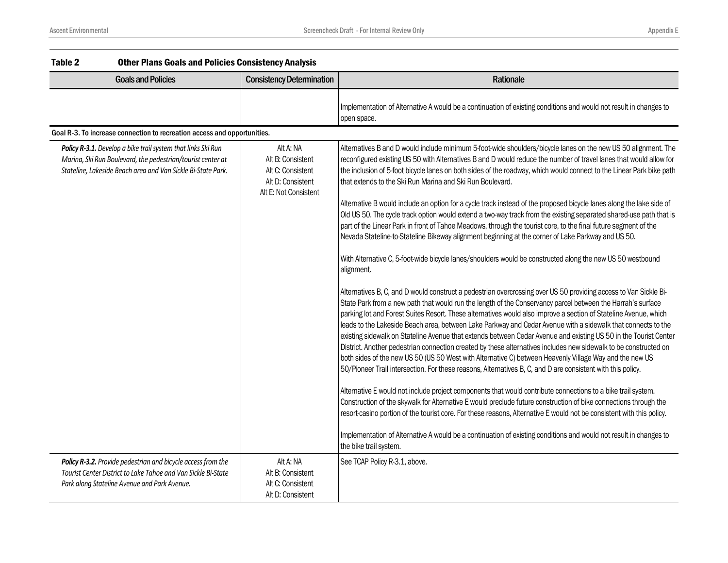## Table 2 Other Plans Goals and Policies Consistency Analysis

| Goals and Policies | Consistency Determination | Rationale |
|---|---|---|
| | | Implementation of Alternative A would be a continuation of existing conditions and would not result in changes to open space. |
| **Goal R-3. To increase connection to recreation access and opportunities.** | | |
| ***Policy R-3.1.*** *Develop a bike trail system that links Ski Run Marina, Ski Run Boulevard, the pedestrian/tourist center at Stateline, Lakeside Beach area and Van Sickle Bi-State Park.* | Alt A: NA<br>Alt B: Consistent<br>Alt C: Consistent<br>Alt D: Consistent<br>Alt E: Not Consistent | Alternatives B and D would include minimum 5-foot-wide shoulders/bicycle lanes on the new US 50 alignment. The reconfigured existing US 50 with Alternatives B and D would reduce the number of travel lanes that would allow for the inclusion of 5-foot bicycle lanes on both sides of the roadway, which would connect to the Linear Park bike path that extends to the Ski Run Marina and Ski Run Boulevard.<br><br>Alternative B would include an option for a cycle track instead of the proposed bicycle lanes along the lake side of Old US 50. The cycle track option would extend a two-way track from the existing separated shared-use path that is part of the Linear Park in front of Tahoe Meadows, through the tourist core, to the final future segment of the Nevada Stateline-to-Stateline Bikeway alignment beginning at the corner of Lake Parkway and US 50.<br><br>With Alternative C, 5-foot-wide bicycle lanes/shoulders would be constructed along the new US 50 westbound alignment.<br><br>Alternatives B, C, and D would construct a pedestrian overcrossing over US 50 providing access to Van Sickle Bi-State Park from a new path that would run the length of the Conservancy parcel between the Harrah's surface parking lot and Forest Suites Resort. These alternatives would also improve a section of Stateline Avenue, which leads to the Lakeside Beach area, between Lake Parkway and Cedar Avenue with a sidewalk that connects to the existing sidewalk on Stateline Avenue that extends between Cedar Avenue and existing US 50 in the Tourist Center District. Another pedestrian connection created by these alternatives includes new sidewalk to be constructed on both sides of the new US 50 (US 50 West with Alternative C) between Heavenly Village Way and the new US 50/Pioneer Trail intersection. For these reasons, Alternatives B, C, and D are consistent with this policy.<br><br>Alternative E would not include project components that would contribute connections to a bike trail system. Construction of the skywalk for Alternative E would preclude future construction of bike connections through the resort-casino portion of the tourist core. For these reasons, Alternative E would not be consistent with this policy.<br><br>Implementation of Alternative A would be a continuation of existing conditions and would not result in changes to the bike trail system. |
| ***Policy R-3.2.*** *Provide pedestrian and bicycle access from the Tourist Center District to Lake Tahoe and Van Sickle Bi-State Park along Stateline Avenue and Park Avenue.* | Alt A: NA<br>Alt B: Consistent<br>Alt C: Consistent<br>Alt D: Consistent | See TCAP Policy R-3.1, above. |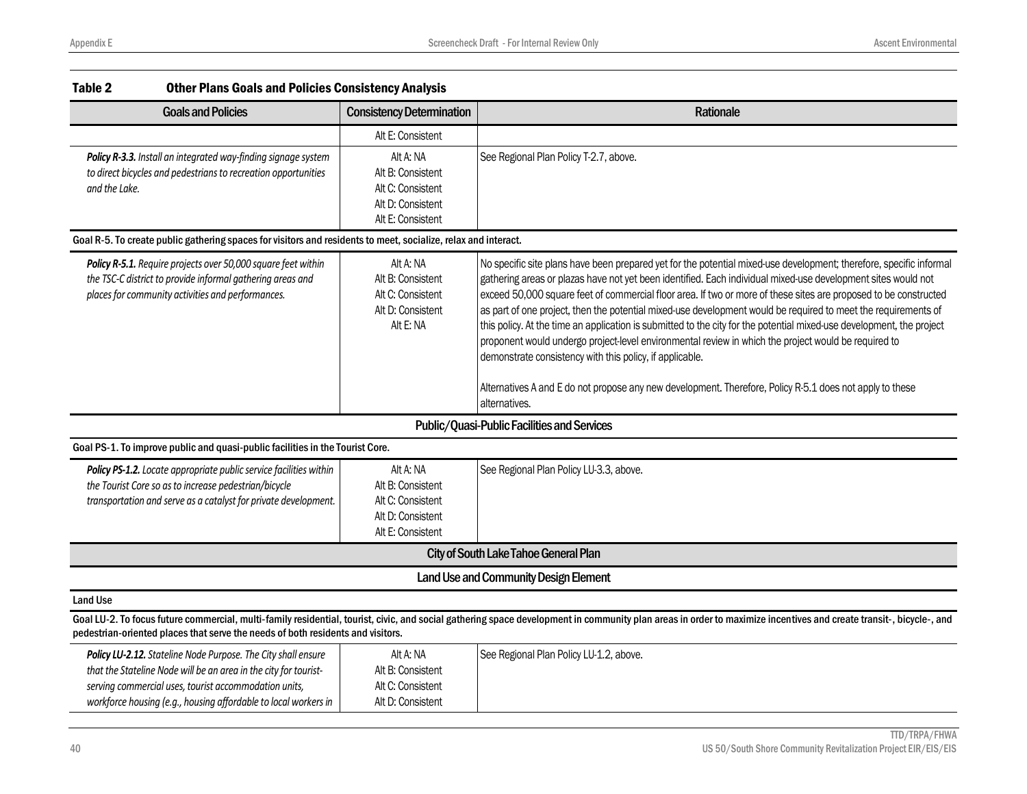**Table 2 Other Plans Goals and Policies Consistency Analysis**

| Goals and Policies | Consistency Determination | Rationale |
|---|---|---|
| | Alt E: Consistent | |
| ***Policy R-3.3.*** *Install an integrated way-finding signage system to direct bicycles and pedestrians to recreation opportunities and the Lake.* | Alt A: NA<br>Alt B: Consistent<br>Alt C: Consistent<br>Alt D: Consistent<br>Alt E: Consistent | See Regional Plan Policy T-2.7, above. |
| **Goal R-5. To create public gathering spaces for visitors and residents to meet, socialize, relax and interact.** | | |
| ***Policy R-5.1.*** *Require projects over 50,000 square feet within the TSC-C district to provide informal gathering areas and places for community activities and performances.* | Alt A: NA<br>Alt B: Consistent<br>Alt C: Consistent<br>Alt D: Consistent<br>Alt E: NA | No specific site plans have been prepared yet for the potential mixed-use development; therefore, specific informal gathering areas or plazas have not yet been identified. Each individual mixed-use development sites would not exceed 50,000 square feet of commercial floor area. If two or more of these sites are proposed to be constructed as part of one project, then the potential mixed-use development would be required to meet the requirements of this policy. At the time an application is submitted to the city for the potential mixed-use development, the project proponent would undergo project-level environmental review in which the project would be required to demonstrate consistency with this policy, if applicable.<br><br>Alternatives A and E do not propose any new development. Therefore, Policy R-5.1 does not apply to these alternatives. |
| **Public/Quasi-Public Facilities and Services** | | |
| **Goal PS-1. To improve public and quasi-public facilities in the Tourist Core.** | | |
| ***Policy PS-1.2.*** *Locate appropriate public service facilities within the Tourist Core so as to increase pedestrian/bicycle transportation and serve as a catalyst for private development.* | Alt A: NA<br>Alt B: Consistent<br>Alt C: Consistent<br>Alt D: Consistent<br>Alt E: Consistent | See Regional Plan Policy LU-3.3, above. |
| **City of South Lake Tahoe General Plan** | | |
| **Land Use and Community Design Element** | | |
| **Land Use** | | |
| **Goal LU-2. To focus future commercial, multi-family residential, tourist, civic, and social gathering space development in community plan areas in order to maximize incentives and create transit-, bicycle-, and pedestrian-oriented places that serve the needs of both residents and visitors.** | | |
| ***Policy LU-2.12.*** *Stateline Node Purpose. The City shall ensure that the Stateline Node will be an area in the city for tourist-serving commercial uses, tourist accommodation units, workforce housing (e.g., housing affordable to local workers in* | Alt A: NA<br>Alt B: Consistent<br>Alt C: Consistent<br>Alt D: Consistent | See Regional Plan Policy LU-1.2, above. |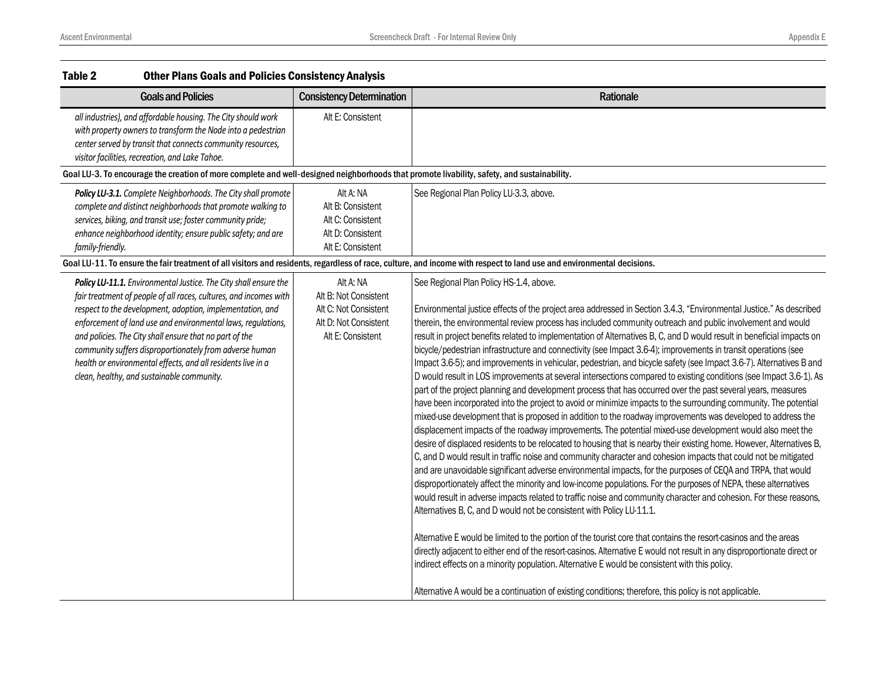**Table 2 Other Plans Goals and Policies Consistency Analysis**

| Goals and Policies | Consistency Determination | Rationale |
|---|---|---|
| *all industries), and affordable housing. The City should work with property owners to transform the Node into a pedestrian center served by transit that connects community resources, visitor facilities, recreation, and Lake Tahoe.* | Alt E: Consistent | |
| **Goal LU-3. To encourage the creation of more complete and well-designed neighborhoods that promote livability, safety, and sustainability.** | | |
| ***Policy LU-3.1.*** *Complete Neighborhoods. The City shall promote complete and distinct neighborhoods that promote walking to services, biking, and transit use; foster community pride; enhance neighborhood identity; ensure public safety; and are family-friendly.* | Alt A: NA<br>Alt B: Consistent<br>Alt C: Consistent<br>Alt D: Consistent<br>Alt E: Consistent | See Regional Plan Policy LU-3.3, above. |
| **Goal LU-11. To ensure the fair treatment of all visitors and residents, regardless of race, culture, and income with respect to land use and environmental decisions.** | | |
| ***Policy LU-11.1.*** *Environmental Justice. The City shall ensure the fair treatment of people of all races, cultures, and incomes with respect to the development, adoption, implementation, and enforcement of land use and environmental laws, regulations, and policies. The City shall ensure that no part of the community suffers disproportionately from adverse human health or environmental effects, and all residents live in a clean, healthy, and sustainable community.* | Alt A: NA<br>Alt B: Not Consistent<br>Alt C: Not Consistent<br>Alt D: Not Consistent<br>Alt E: Consistent | See Regional Plan Policy HS-1.4, above.<br><br>Environmental justice effects of the project area addressed in Section 3.4.3, "Environmental Justice." As described therein, the environmental review process has included community outreach and public involvement and would result in project benefits related to implementation of Alternatives B, C, and D would result in beneficial impacts on bicycle/pedestrian infrastructure and connectivity (see Impact 3.6-4); improvements in transit operations (see Impact 3.6-5); and improvements in vehicular, pedestrian, and bicycle safety (see Impact 3.6-7). Alternatives B and D would result in LOS improvements at several intersections compared to existing conditions (see Impact 3.6-1). As part of the project planning and development process that has occurred over the past several years, measures have been incorporated into the project to avoid or minimize impacts to the surrounding community. The potential mixed-use development that is proposed in addition to the roadway improvements was developed to address the displacement impacts of the roadway improvements. The potential mixed-use development would also meet the desire of displaced residents to be relocated to housing that is nearby their existing home. However, Alternatives B, C, and D would result in traffic noise and community character and cohesion impacts that could not be mitigated and are unavoidable significant adverse environmental impacts, for the purposes of CEQA and TRPA, that would disproportionately affect the minority and low-income populations. For the purposes of NEPA, these alternatives would result in adverse impacts related to traffic noise and community character and cohesion. For these reasons, Alternatives B, C, and D would not be consistent with Policy LU-11.1.<br><br>Alternative E would be limited to the portion of the tourist core that contains the resort-casinos and the areas directly adjacent to either end of the resort-casinos. Alternative E would not result in any disproportionate direct or indirect effects on a minority population. Alternative E would be consistent with this policy.<br><br>Alternative A would be a continuation of existing conditions; therefore, this policy is not applicable. |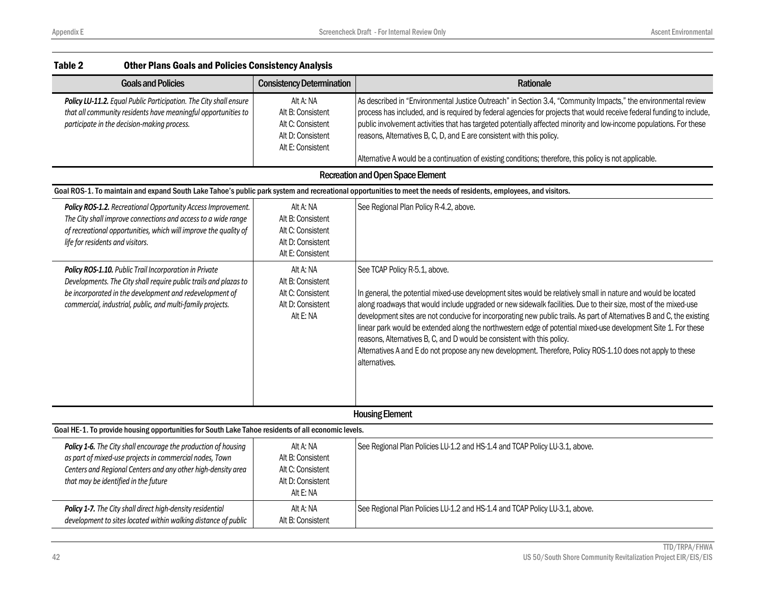**Table 2 Other Plans Goals and Policies Consistency Analysis**

| Goals and Policies | Consistency Determination | Rationale |
|---|---|---|
| ***Policy LU-11.2.*** *Equal Public Participation. The City shall ensure that all community residents have meaningful opportunities to participate in the decision-making process.* | Alt A: NA<br>Alt B: Consistent<br>Alt C: Consistent<br>Alt D: Consistent<br>Alt E: Consistent | As described in "Environmental Justice Outreach" in Section 3.4, "Community Impacts," the environmental review process has included, and is required by federal agencies for projects that would receive federal funding to include, public involvement activities that has targeted potentially affected minority and low-income populations. For these reasons, Alternatives B, C, D, and E are consistent with this policy.<br><br>Alternative A would be a continuation of existing conditions; therefore, this policy is not applicable. |
| **Recreation and Open Space Element** | | |
| **Goal ROS-1. To maintain and expand South Lake Tahoe's public park system and recreational opportunities to meet the needs of residents, employees, and visitors.** | | |
| ***Policy ROS-1.2.*** *Recreational Opportunity Access Improvement. The City shall improve connections and access to a wide range of recreational opportunities, which will improve the quality of life for residents and visitors.* | Alt A: NA<br>Alt B: Consistent<br>Alt C: Consistent<br>Alt D: Consistent<br>Alt E: Consistent | See Regional Plan Policy R-4.2, above. |
| ***Policy ROS-1.10.*** *Public Trail Incorporation in Private Developments. The City shall require public trails and plazas to be incorporated in the development and redevelopment of commercial, industrial, public, and multi-family projects.* | Alt A: NA<br>Alt B: Consistent<br>Alt C: Consistent<br>Alt D: Consistent<br>Alt E: NA | See TCAP Policy R-5.1, above.<br><br>In general, the potential mixed-use development sites would be relatively small in nature and would be located along roadways that would include upgraded or new sidewalk facilities. Due to their size, most of the mixed-use development sites are not conducive for incorporating new public trails. As part of Alternatives B and C, the existing linear park would be extended along the northwestern edge of potential mixed-use development Site 1. For these reasons, Alternatives B, C, and D would be consistent with this policy.<br>Alternatives A and E do not propose any new development. Therefore, Policy ROS-1.10 does not apply to these alternatives. |
| **Housing Element** | | |
| **Goal HE-1. To provide housing opportunities for South Lake Tahoe residents of all economic levels.** | | |
| ***Policy 1-6.*** *The City shall encourage the production of housing as part of mixed-use projects in commercial nodes, Town Centers and Regional Centers and any other high-density area that may be identified in the future* | Alt A: NA<br>Alt B: Consistent<br>Alt C: Consistent<br>Alt D: Consistent<br>Alt E: NA | See Regional Plan Policies LU-1.2 and HS-1.4 and TCAP Policy LU-3.1, above. |
| ***Policy 1-7.*** *The City shall direct high-density residential development to sites located within walking distance of public* | Alt A: NA<br>Alt B: Consistent | See Regional Plan Policies LU-1.2 and HS-1.4 and TCAP Policy LU-3.1, above. |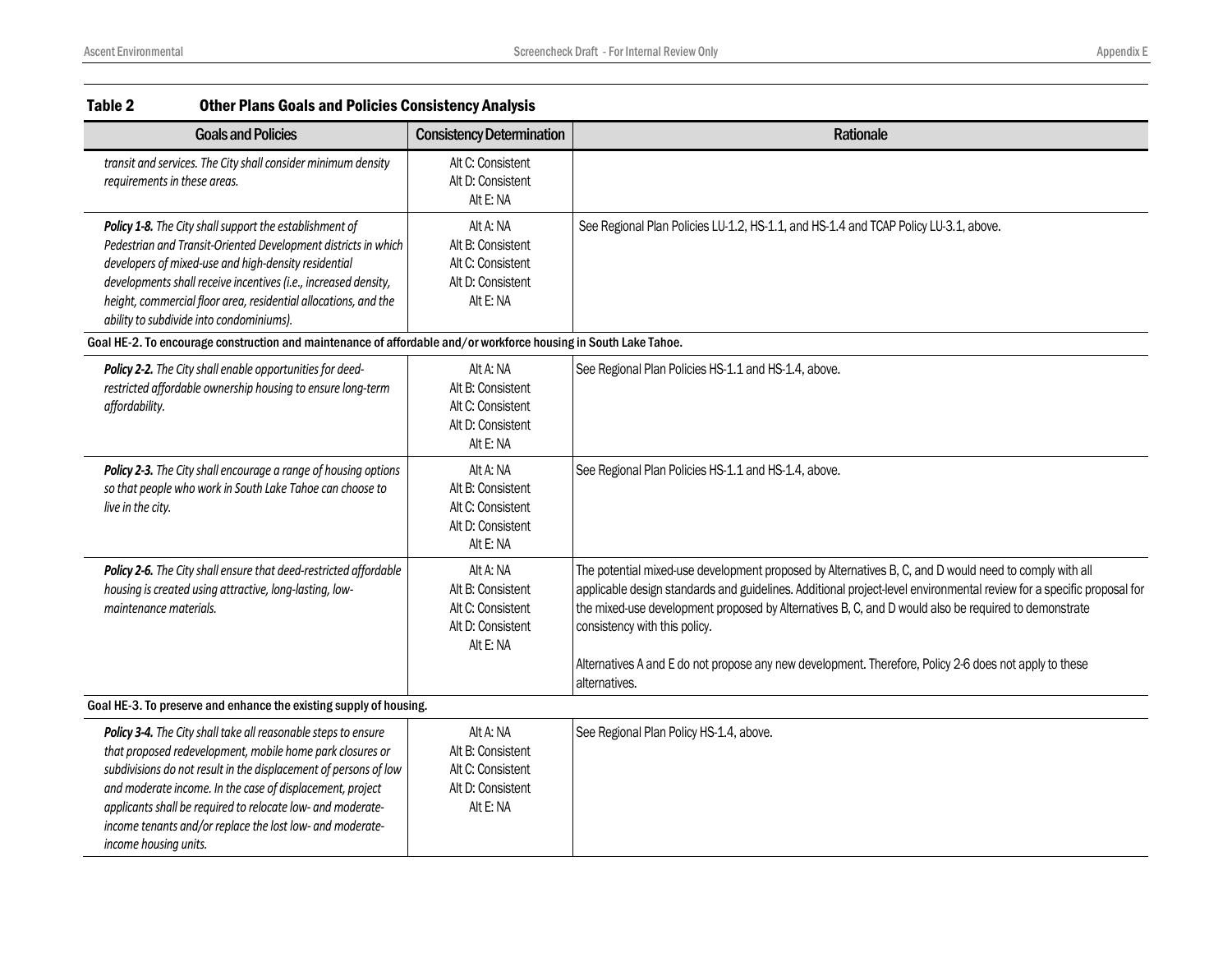**Table 2 Other Plans Goals and Policies Consistency Analysis**

| Goals and Policies | Consistency Determination | Rationale |
|---|---|---|
| *transit and services. The City shall consider minimum density requirements in these areas.* | Alt C: Consistent<br>Alt D: Consistent<br>Alt E: NA | |
| ***Policy 1-8.** The City shall support the establishment of Pedestrian and Transit-Oriented Development districts in which developers of mixed-use and high-density residential developments shall receive incentives (i.e., increased density, height, commercial floor area, residential allocations, and the ability to subdivide into condominiums).* | Alt A: NA<br>Alt B: Consistent<br>Alt C: Consistent<br>Alt D: Consistent<br>Alt E: NA | See Regional Plan Policies LU-1.2, HS-1.1, and HS-1.4 and TCAP Policy LU-3.1, above. |
| **Goal HE-2. To encourage construction and maintenance of affordable and/or workforce housing in South Lake Tahoe.** | | |
| ***Policy 2-2.** The City shall enable opportunities for deed-restricted affordable ownership housing to ensure long-term affordability.* | Alt A: NA<br>Alt B: Consistent<br>Alt C: Consistent<br>Alt D: Consistent<br>Alt E: NA | See Regional Plan Policies HS-1.1 and HS-1.4, above. |
| ***Policy 2-3.** The City shall encourage a range of housing options so that people who work in South Lake Tahoe can choose to live in the city.* | Alt A: NA<br>Alt B: Consistent<br>Alt C: Consistent<br>Alt D: Consistent<br>Alt E: NA | See Regional Plan Policies HS-1.1 and HS-1.4, above. |
| ***Policy 2-6.** The City shall ensure that deed-restricted affordable housing is created using attractive, long-lasting, low-maintenance materials.* | Alt A: NA<br>Alt B: Consistent<br>Alt C: Consistent<br>Alt D: Consistent<br>Alt E: NA | The potential mixed-use development proposed by Alternatives B, C, and D would need to comply with all applicable design standards and guidelines. Additional project-level environmental review for a specific proposal for the mixed-use development proposed by Alternatives B, C, and D would also be required to demonstrate consistency with this policy.<br><br>Alternatives A and E do not propose any new development. Therefore, Policy 2-6 does not apply to these alternatives. |
| **Goal HE-3. To preserve and enhance the existing supply of housing.** | | |
| ***Policy 3-4.** The City shall take all reasonable steps to ensure that proposed redevelopment, mobile home park closures or subdivisions do not result in the displacement of persons of low and moderate income. In the case of displacement, project applicants shall be required to relocate low- and moderate-income tenants and/or replace the lost low- and moderate-income housing units.* | Alt A: NA<br>Alt B: Consistent<br>Alt C: Consistent<br>Alt D: Consistent<br>Alt E: NA | See Regional Plan Policy HS-1.4, above. |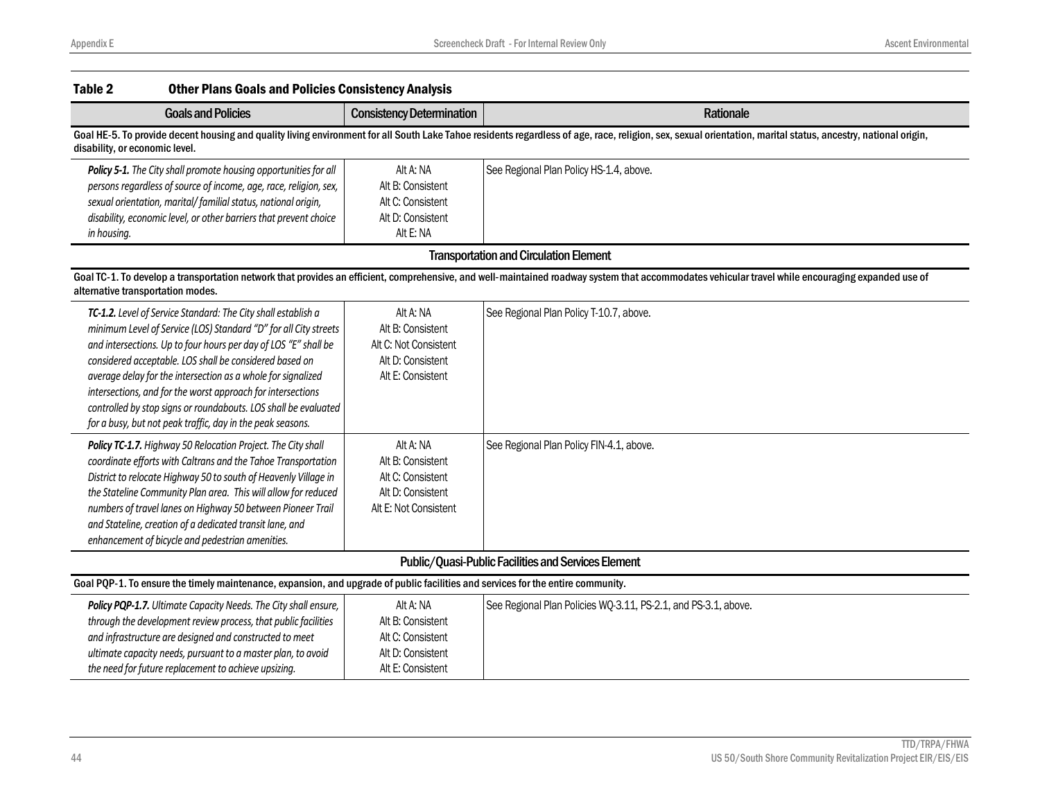**Table 2 Other Plans Goals and Policies Consistency Analysis**

| Goals and Policies | Consistency Determination | Rationale |
|---|---|---|
| **Goal HE-5. To provide decent housing and quality living environment for all South Lake Tahoe residents regardless of age, race, religion, sex, sexual orientation, marital status, ancestry, national origin, disability, or economic level.** | | |
| ***Policy 5-1.*** *The City shall promote housing opportunities for all persons regardless of source of income, age, race, religion, sex, sexual orientation, marital/ familial status, national origin, disability, economic level, or other barriers that prevent choice in housing.* | Alt A: NA<br>Alt B: Consistent<br>Alt C: Consistent<br>Alt D: Consistent<br>Alt E: NA | See Regional Plan Policy HS-1.4, above. |
| **Transportation and Circulation Element** | | |
| **Goal TC-1. To develop a transportation network that provides an efficient, comprehensive, and well-maintained roadway system that accommodates vehicular travel while encouraging expanded use of alternative transportation modes.** | | |
| ***TC-1.2.*** *Level of Service Standard: The City shall establish a minimum Level of Service (LOS) Standard "D" for all City streets and intersections. Up to four hours per day of LOS "E" shall be considered acceptable. LOS shall be considered based on average delay for the intersection as a whole for signalized intersections, and for the worst approach for intersections controlled by stop signs or roundabouts. LOS shall be evaluated for a busy, but not peak traffic, day in the peak seasons.* | Alt A: NA<br>Alt B: Consistent<br>Alt C: Not Consistent<br>Alt D: Consistent<br>Alt E: Consistent | See Regional Plan Policy T-10.7, above. |
| ***Policy TC-1.7.*** *Highway 50 Relocation Project. The City shall coordinate efforts with Caltrans and the Tahoe Transportation District to relocate Highway 50 to south of Heavenly Village in the Stateline Community Plan area. This will allow for reduced numbers of travel lanes on Highway 50 between Pioneer Trail and Stateline, creation of a dedicated transit lane, and enhancement of bicycle and pedestrian amenities.* | Alt A: NA<br>Alt B: Consistent<br>Alt C: Consistent<br>Alt D: Consistent<br>Alt E: Not Consistent | See Regional Plan Policy FIN-4.1, above. |
| **Public/Quasi-Public Facilities and Services Element** | | |
| **Goal PQP-1. To ensure the timely maintenance, expansion, and upgrade of public facilities and services for the entire community.** | | |
| ***Policy PQP-1.7.*** *Ultimate Capacity Needs. The City shall ensure, through the development review process, that public facilities and infrastructure are designed and constructed to meet ultimate capacity needs, pursuant to a master plan, to avoid the need for future replacement to achieve upsizing.* | Alt A: NA<br>Alt B: Consistent<br>Alt C: Consistent<br>Alt D: Consistent<br>Alt E: Consistent | See Regional Plan Policies WQ-3.11, PS-2.1, and PS-3.1, above. |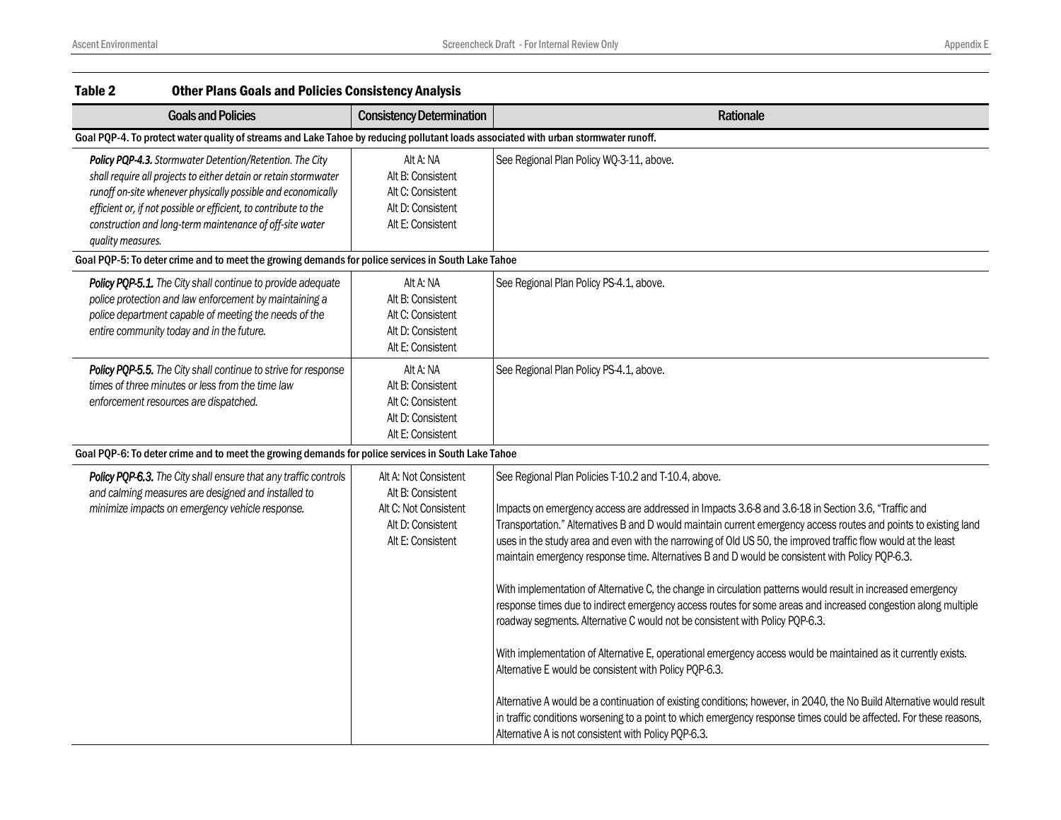**Table 2 Other Plans Goals and Policies Consistency Analysis**

| Goals and Policies | Consistency Determination | Rationale |
|---|---|---|
| **Goal PQP-4. To protect water quality of streams and Lake Tahoe by reducing pollutant loads associated with urban stormwater runoff.** | | |
| ***Policy PQP-4.3.*** *Stormwater Detention/Retention. The City shall require all projects to either detain or retain stormwater runoff on-site whenever physically possible and economically efficient or, if not possible or efficient, to contribute to the construction and long-term maintenance of off-site water quality measures.* | Alt A: NA<br>Alt B: Consistent<br>Alt C: Consistent<br>Alt D: Consistent<br>Alt E: Consistent | See Regional Plan Policy WQ-3-11, above. |
| **Goal PQP-5: To deter crime and to meet the growing demands for police services in South Lake Tahoe** | | |
| ***Policy PQP-5.1.*** *The City shall continue to provide adequate police protection and law enforcement by maintaining a police department capable of meeting the needs of the entire community today and in the future.* | Alt A: NA<br>Alt B: Consistent<br>Alt C: Consistent<br>Alt D: Consistent<br>Alt E: Consistent | See Regional Plan Policy PS-4.1, above. |
| ***Policy PQP-5.5.*** *The City shall continue to strive for response times of three minutes or less from the time law enforcement resources are dispatched.* | Alt A: NA<br>Alt B: Consistent<br>Alt C: Consistent<br>Alt D: Consistent<br>Alt E: Consistent | See Regional Plan Policy PS-4.1, above. |
| **Goal PQP-6: To deter crime and to meet the growing demands for police services in South Lake Tahoe** | | |
| ***Policy PQP-6.3.*** *The City shall ensure that any traffic controls and calming measures are designed and installed to minimize impacts on emergency vehicle response.* | Alt A: Not Consistent<br>Alt B: Consistent<br>Alt C: Not Consistent<br>Alt D: Consistent<br>Alt E: Consistent | See Regional Plan Policies T-10.2 and T-10.4, above.<br><br>Impacts on emergency access are addressed in Impacts 3.6-8 and 3.6-18 in Section 3.6, "Traffic and Transportation." Alternatives B and D would maintain current emergency access routes and points to existing land uses in the study area and even with the narrowing of Old US 50, the improved traffic flow would at the least maintain emergency response time. Alternatives B and D would be consistent with Policy PQP-6.3.<br><br>With implementation of Alternative C, the change in circulation patterns would result in increased emergency response times due to indirect emergency access routes for some areas and increased congestion along multiple roadway segments. Alternative C would not be consistent with Policy PQP-6.3.<br><br>With implementation of Alternative E, operational emergency access would be maintained as it currently exists. Alternative E would be consistent with Policy PQP-6.3.<br><br>Alternative A would be a continuation of existing conditions; however, in 2040, the No Build Alternative would result in traffic conditions worsening to a point to which emergency response times could be affected. For these reasons, Alternative A is not consistent with Policy PQP-6.3. |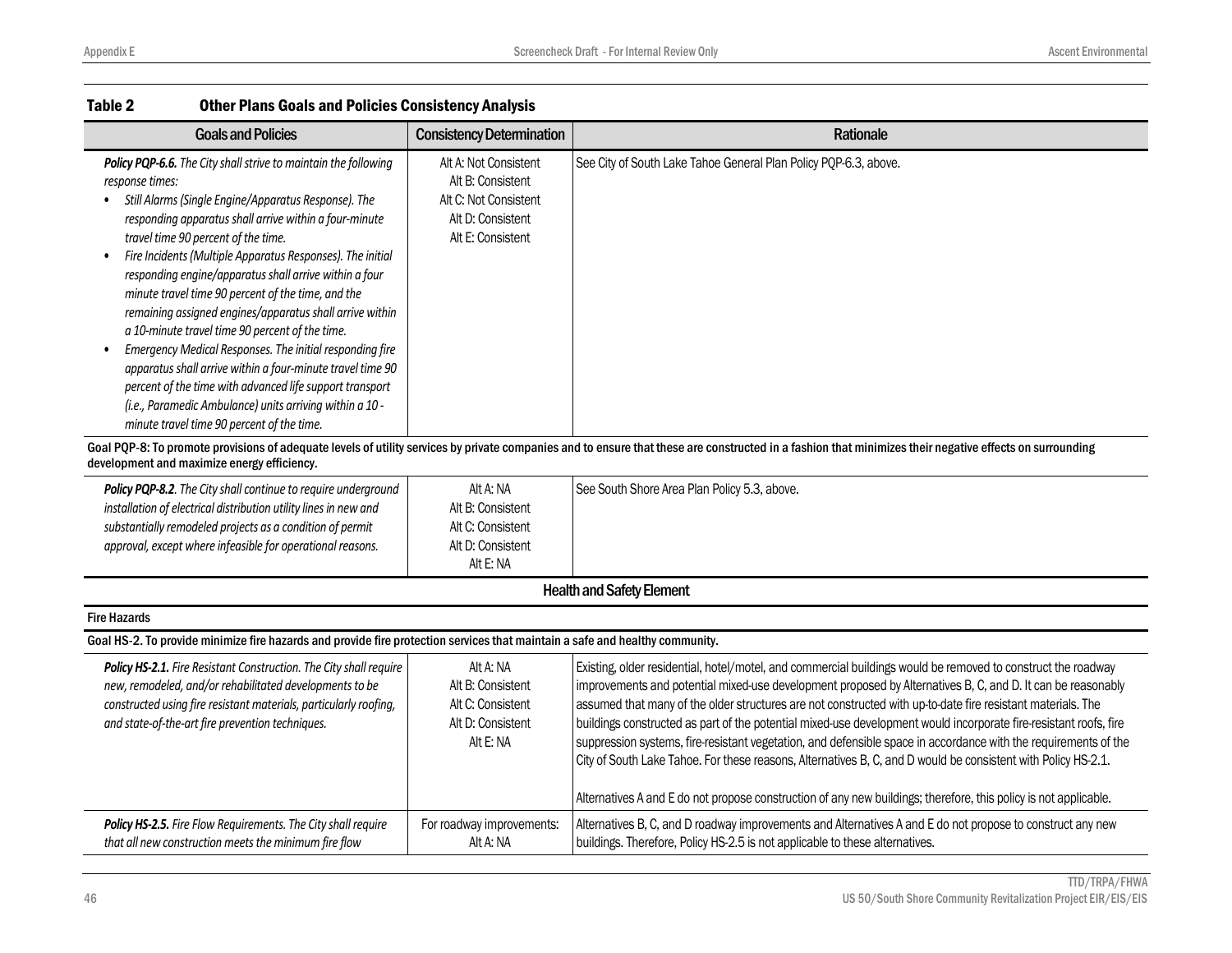**Table 2 Other Plans Goals and Policies Consistency Analysis**

| Goals and Policies | Consistency Determination | Rationale |
|---|---|---|
| ***Policy PQP-6.6.*** *The City shall strive to maintain the following response times:*<br>• *Still Alarms (Single Engine/Apparatus Response). The responding apparatus shall arrive within a four-minute travel time 90 percent of the time.*<br>• *Fire Incidents (Multiple Apparatus Responses). The initial responding engine/apparatus shall arrive within a four minute travel time 90 percent of the time, and the remaining assigned engines/apparatus shall arrive within a 10-minute travel time 90 percent of the time.*<br>• *Emergency Medical Responses. The initial responding fire apparatus shall arrive within a four-minute travel time 90 percent of the time with advanced life support transport (i.e., Paramedic Ambulance) units arriving within a 10-minute travel time 90 percent of the time.* | Alt A: Not Consistent<br>Alt B: Consistent<br>Alt C: Not Consistent<br>Alt D: Consistent<br>Alt E: Consistent | See City of South Lake Tahoe General Plan Policy PQP-6.3, above. |
| **Goal PQP-8: To promote provisions of adequate levels of utility services by private companies and to ensure that these are constructed in a fashion that minimizes their negative effects on surrounding development and maximize energy efficiency.** | | |
| ***Policy PQP-8.2****. The City shall continue to require underground installation of electrical distribution utility lines in new and substantially remodeled projects as a condition of permit approval, except where infeasible for operational reasons.* | Alt A: NA<br>Alt B: Consistent<br>Alt C: Consistent<br>Alt D: Consistent<br>Alt E: NA | See South Shore Area Plan Policy 5.3, above. |
| **Health and Safety Element** | | |
| **Fire Hazards** | | |
| **Goal HS-2. To provide minimize fire hazards and provide fire protection services that maintain a safe and healthy community.** | | |
| ***Policy HS-2.1.*** *Fire Resistant Construction. The City shall require new, remodeled, and/or rehabilitated developments to be constructed using fire resistant materials, particularly roofing, and state-of-the-art fire prevention techniques.* | Alt A: NA<br>Alt B: Consistent<br>Alt C: Consistent<br>Alt D: Consistent<br>Alt E: NA | Existing, older residential, hotel/motel, and commercial buildings would be removed to construct the roadway improvements and potential mixed-use development proposed by Alternatives B, C, and D. It can be reasonably assumed that many of the older structures are not constructed with up-to-date fire resistant materials. The buildings constructed as part of the potential mixed-use development would incorporate fire-resistant roofs, fire suppression systems, fire-resistant vegetation, and defensible space in accordance with the requirements of the City of South Lake Tahoe. For these reasons, Alternatives B, C, and D would be consistent with Policy HS-2.1.<br><br>Alternatives A and E do not propose construction of any new buildings; therefore, this policy is not applicable. |
| ***Policy HS-2.5.*** *Fire Flow Requirements. The City shall require that all new construction meets the minimum fire flow* | For roadway improvements:<br>Alt A: NA | Alternatives B, C, and D roadway improvements and Alternatives A and E do not propose to construct any new buildings. Therefore, Policy HS-2.5 is not applicable to these alternatives. |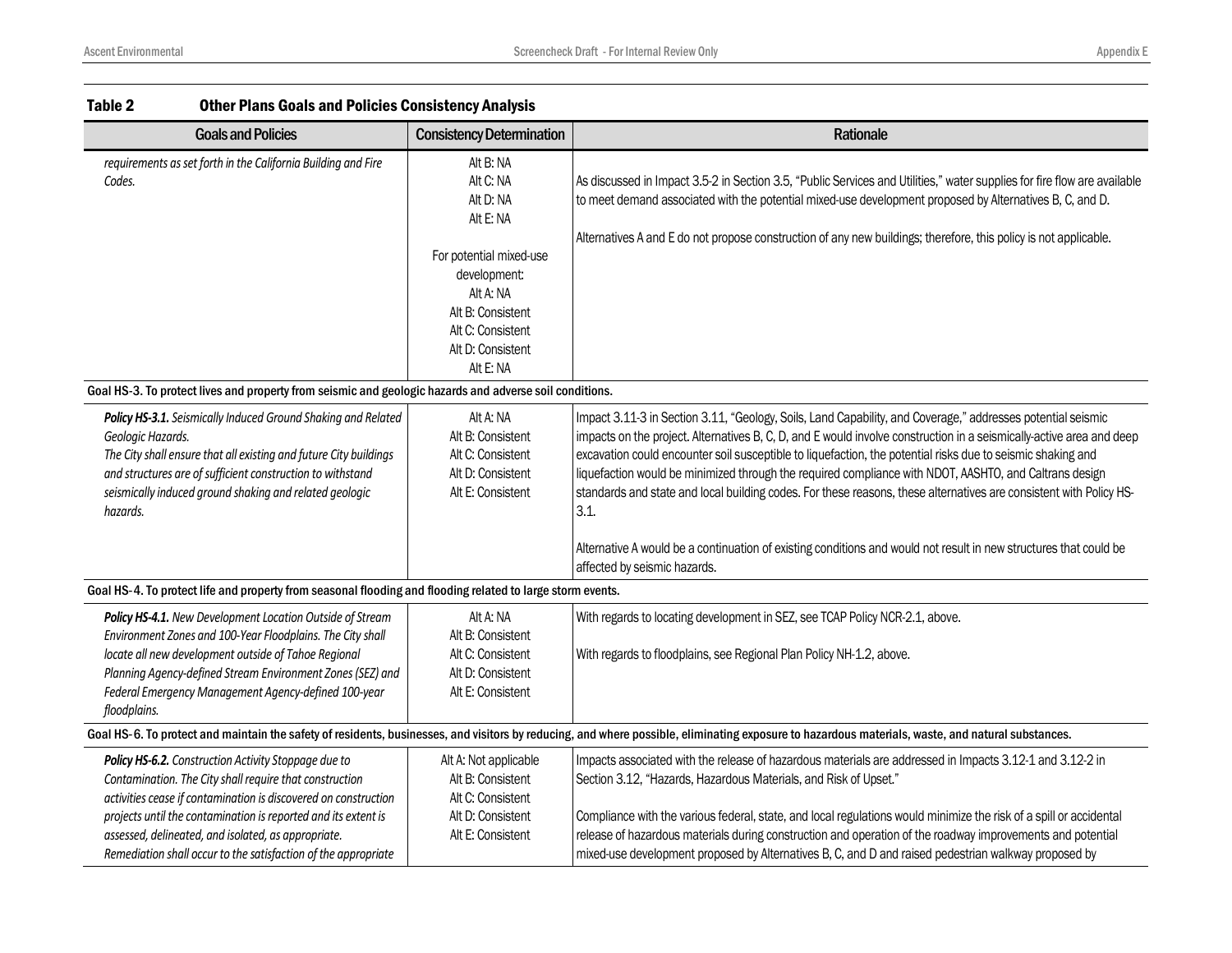**Table 2 Other Plans Goals and Policies Consistency Analysis**

| Goals and Policies | Consistency Determination | Rationale |
|---|---|---|
| *requirements as set forth in the California Building and Fire Codes.* | Alt B: NA<br>Alt C: NA<br>Alt D: NA<br>Alt E: NA<br><br>For potential mixed-use development:<br>Alt A: NA<br>Alt B: Consistent<br>Alt C: Consistent<br>Alt D: Consistent<br>Alt E: NA | As discussed in Impact 3.5-2 in Section 3.5, "Public Services and Utilities," water supplies for fire flow are available to meet demand associated with the potential mixed-use development proposed by Alternatives B, C, and D.<br><br>Alternatives A and E do not propose construction of any new buildings; therefore, this policy is not applicable. |
| **Goal HS-3. To protect lives and property from seismic and geologic hazards and adverse soil conditions.** | | |
| ***Policy HS-3.1.*** *Seismically Induced Ground Shaking and Related Geologic Hazards.*<br>*The City shall ensure that all existing and future City buildings and structures are of sufficient construction to withstand seismically induced ground shaking and related geologic hazards.* | Alt A: NA<br>Alt B: Consistent<br>Alt C: Consistent<br>Alt D: Consistent<br>Alt E: Consistent | Impact 3.11-3 in Section 3.11, "Geology, Soils, Land Capability, and Coverage," addresses potential seismic impacts on the project. Alternatives B, C, D, and E would involve construction in a seismically-active area and deep excavation could encounter soil susceptible to liquefaction, the potential risks due to seismic shaking and liquefaction would be minimized through the required compliance with NDOT, AASHTO, and Caltrans design standards and state and local building codes. For these reasons, these alternatives are consistent with Policy HS-3.1.<br><br>Alternative A would be a continuation of existing conditions and would not result in new structures that could be affected by seismic hazards. |
| **Goal HS-4. To protect life and property from seasonal flooding and flooding related to large storm events.** | | |
| ***Policy HS-4.1.*** *New Development Location Outside of Stream Environment Zones and 100-Year Floodplains. The City shall locate all new development outside of Tahoe Regional Planning Agency-defined Stream Environment Zones (SEZ) and Federal Emergency Management Agency-defined 100-year floodplains.* | Alt A: NA<br>Alt B: Consistent<br>Alt C: Consistent<br>Alt D: Consistent<br>Alt E: Consistent | With regards to locating development in SEZ, see TCAP Policy NCR-2.1, above.<br><br>With regards to floodplains, see Regional Plan Policy NH-1.2, above. |
| **Goal HS-6. To protect and maintain the safety of residents, businesses, and visitors by reducing, and where possible, eliminating exposure to hazardous materials, waste, and natural substances.** | | |
| ***Policy HS-6.2.*** *Construction Activity Stoppage due to Contamination. The City shall require that construction activities cease if contamination is discovered on construction projects until the contamination is reported and its extent is assessed, delineated, and isolated, as appropriate. Remediation shall occur to the satisfaction of the appropriate* | Alt A: Not applicable<br>Alt B: Consistent<br>Alt C: Consistent<br>Alt D: Consistent<br>Alt E: Consistent | Impacts associated with the release of hazardous materials are addressed in Impacts 3.12-1 and 3.12-2 in Section 3.12, "Hazards, Hazardous Materials, and Risk of Upset."<br><br>Compliance with the various federal, state, and local regulations would minimize the risk of a spill or accidental release of hazardous materials during construction and operation of the roadway improvements and potential mixed-use development proposed by Alternatives B, C, and D and raised pedestrian walkway proposed by |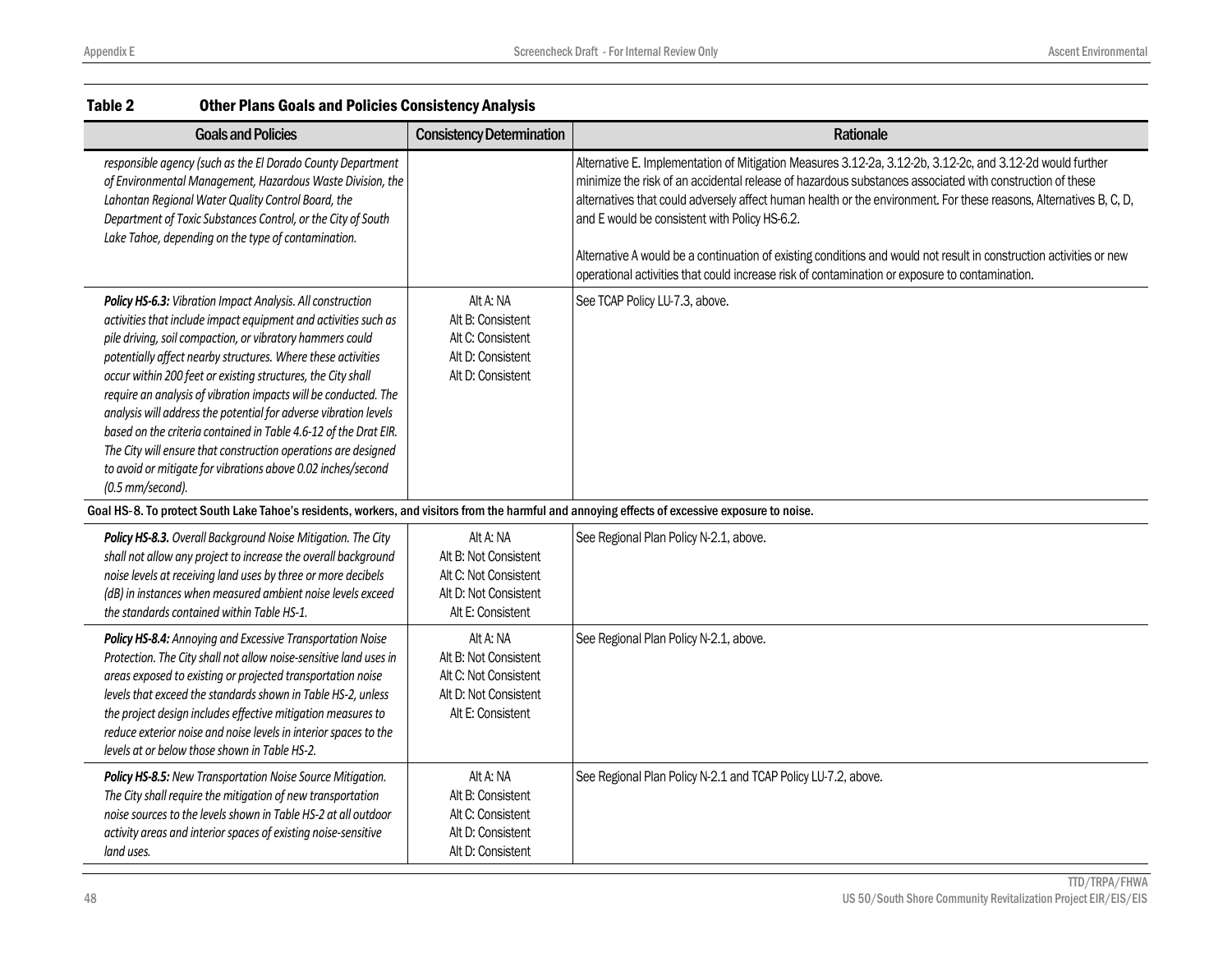**Table 2 Other Plans Goals and Policies Consistency Analysis**

| Goals and Policies | Consistency Determination | Rationale |
|---|---|---|
| *responsible agency (such as the El Dorado County Department of Environmental Management, Hazardous Waste Division, the Lahontan Regional Water Quality Control Board, the Department of Toxic Substances Control, or the City of South Lake Tahoe, depending on the type of contamination.* | | Alternative E. Implementation of Mitigation Measures 3.12-2a, 3.12-2b, 3.12-2c, and 3.12-2d would further minimize the risk of an accidental release of hazardous substances associated with construction of these alternatives that could adversely affect human health or the environment. For these reasons, Alternatives B, C, D, and E would be consistent with Policy HS-6.2.<br><br>Alternative A would be a continuation of existing conditions and would not result in construction activities or new operational activities that could increase risk of contamination or exposure to contamination. |
| ***Policy HS-6.3:*** *Vibration Impact Analysis. All construction activities that include impact equipment and activities such as pile driving, soil compaction, or vibratory hammers could potentially affect nearby structures. Where these activities occur within 200 feet or existing structures, the City shall require an analysis of vibration impacts will be conducted. The analysis will address the potential for adverse vibration levels based on the criteria contained in Table 4.6-12 of the Drat EIR. The City will ensure that construction operations are designed to avoid or mitigate for vibrations above 0.02 inches/second (0.5 mm/second).* | Alt A: NA<br>Alt B: Consistent<br>Alt C: Consistent<br>Alt D: Consistent<br>Alt D: Consistent | See TCAP Policy LU-7.3, above. |
| **Goal HS-8. To protect South Lake Tahoe's residents, workers, and visitors from the harmful and annoying effects of excessive exposure to noise.** | | |
| ***Policy HS-8.3.*** *Overall Background Noise Mitigation. The City shall not allow any project to increase the overall background noise levels at receiving land uses by three or more decibels (dB) in instances when measured ambient noise levels exceed the standards contained within Table HS-1.* | Alt A: NA<br>Alt B: Not Consistent<br>Alt C: Not Consistent<br>Alt D: Not Consistent<br>Alt E: Consistent | See Regional Plan Policy N-2.1, above. |
| ***Policy HS-8.4:*** *Annoying and Excessive Transportation Noise Protection. The City shall not allow noise-sensitive land uses in areas exposed to existing or projected transportation noise levels that exceed the standards shown in Table HS-2, unless the project design includes effective mitigation measures to reduce exterior noise and noise levels in interior spaces to the levels at or below those shown in Table HS-2.* | Alt A: NA<br>Alt B: Not Consistent<br>Alt C: Not Consistent<br>Alt D: Not Consistent<br>Alt E: Consistent | See Regional Plan Policy N-2.1, above. |
| ***Policy HS-8.5:*** *New Transportation Noise Source Mitigation. The City shall require the mitigation of new transportation noise sources to the levels shown in Table HS-2 at all outdoor activity areas and interior spaces of existing noise-sensitive land uses.* | Alt A: NA<br>Alt B: Consistent<br>Alt C: Consistent<br>Alt D: Consistent<br>Alt D: Consistent | See Regional Plan Policy N-2.1 and TCAP Policy LU-7.2, above. |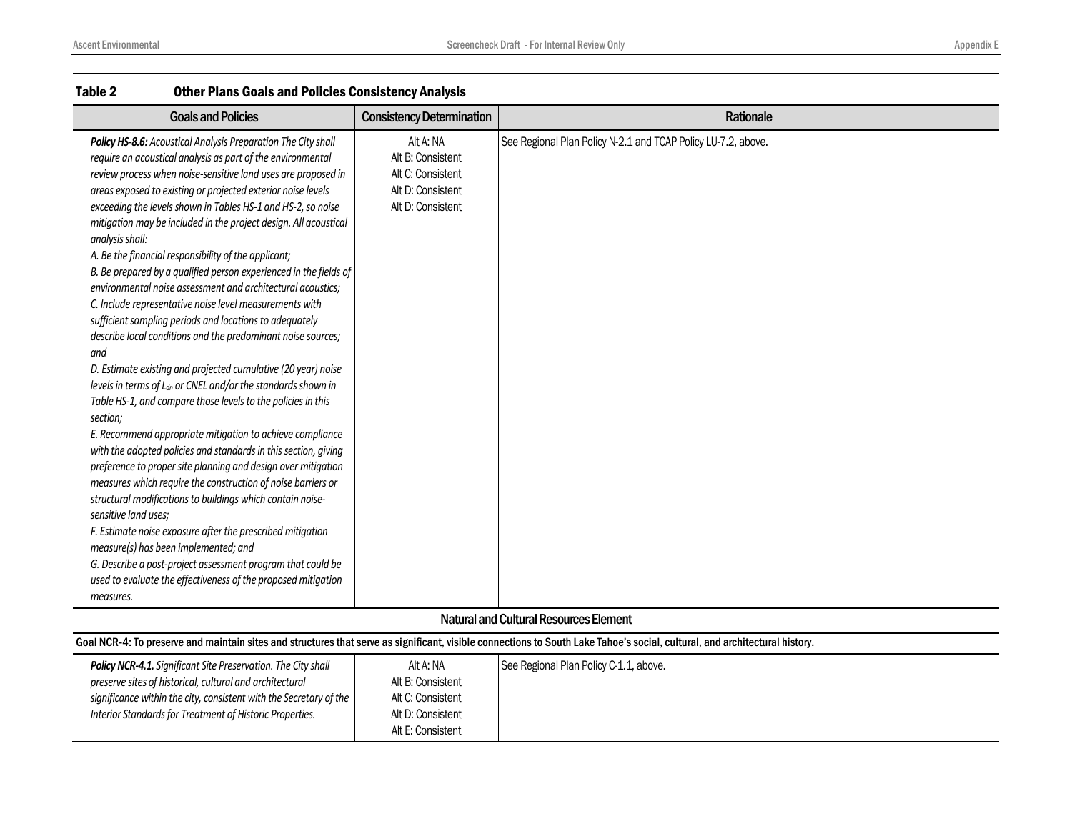**Table 2 Other Plans Goals and Policies Consistency Analysis**

| Goals and Policies | Consistency Determination | Rationale |
|---|---|---|
| ***Policy HS-8.6:*** *Acoustical Analysis Preparation The City shall require an acoustical analysis as part of the environmental review process when noise-sensitive land uses are proposed in areas exposed to existing or projected exterior noise levels exceeding the levels shown in Tables HS-1 and HS-2, so noise mitigation may be included in the project design. All acoustical analysis shall:*<br>*A. Be the financial responsibility of the applicant;*<br>*B. Be prepared by a qualified person experienced in the fields of environmental noise assessment and architectural acoustics;*<br>*C. Include representative noise level measurements with sufficient sampling periods and locations to adequately describe local conditions and the predominant noise sources; and*<br>*D. Estimate existing and projected cumulative (20 year) noise levels in terms of $L_{dn}$ or CNEL and/or the standards shown in Table HS-1, and compare those levels to the policies in this section;*<br>*E. Recommend appropriate mitigation to achieve compliance with the adopted policies and standards in this section, giving preference to proper site planning and design over mitigation measures which require the construction of noise barriers or structural modifications to buildings which contain noise-sensitive land uses;*<br>*F. Estimate noise exposure after the prescribed mitigation measure(s) has been implemented; and*<br>*G. Describe a post-project assessment program that could be used to evaluate the effectiveness of the proposed mitigation measures.* | Alt A: NA<br>Alt B: Consistent<br>Alt C: Consistent<br>Alt D: Consistent<br>Alt D: Consistent | See Regional Plan Policy N-2.1 and TCAP Policy LU-7.2, above. |
| **Natural and Cultural Resources Element** | | |
| **Goal NCR-4: To preserve and maintain sites and structures that serve as significant, visible connections to South Lake Tahoe's social, cultural, and architectural history.** | | |
| ***Policy NCR-4.1.*** *Significant Site Preservation. The City shall preserve sites of historical, cultural and architectural significance within the city, consistent with the Secretary of the Interior Standards for Treatment of Historic Properties.* | Alt A: NA<br>Alt B: Consistent<br>Alt C: Consistent<br>Alt D: Consistent<br>Alt E: Consistent | See Regional Plan Policy C-1.1, above. |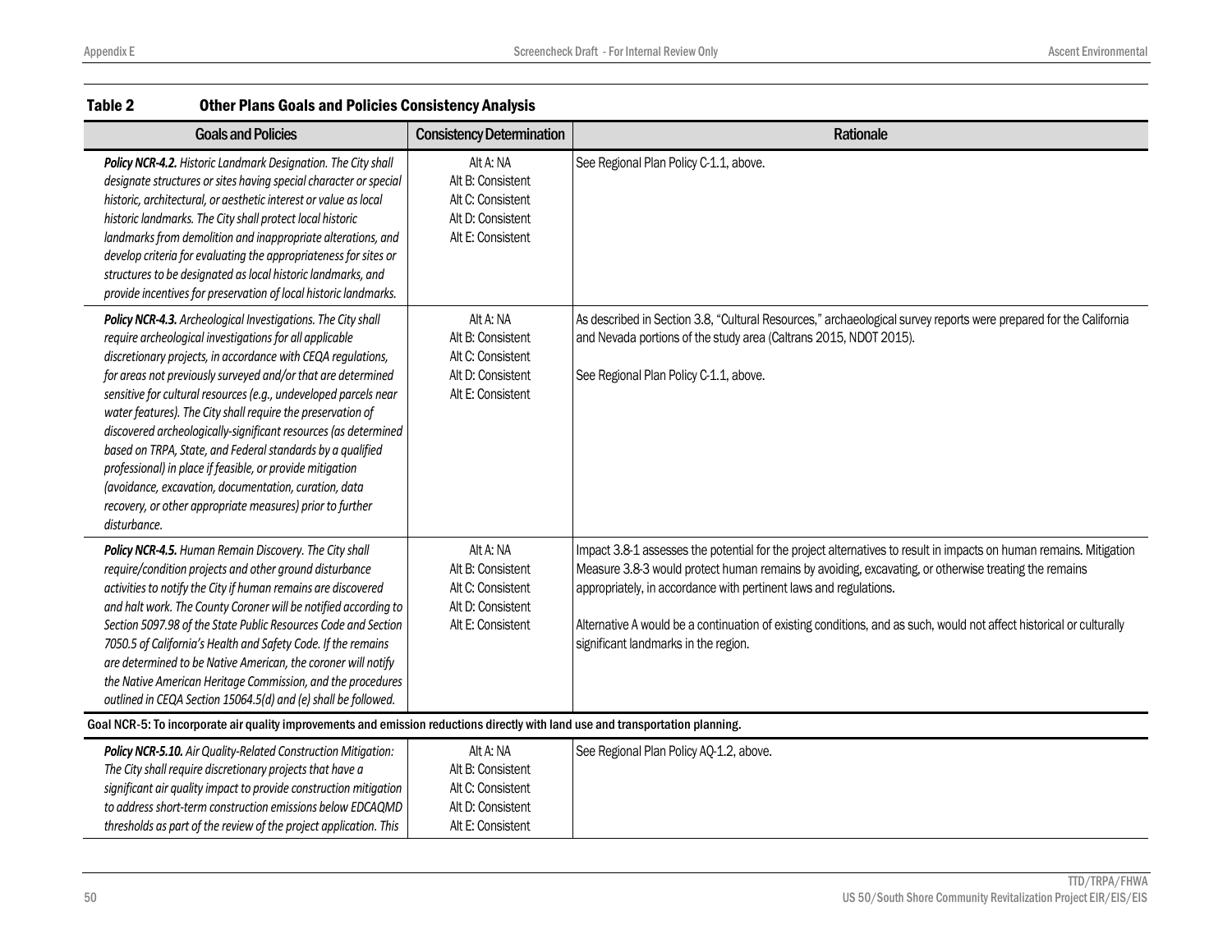**Table 2 Other Plans Goals and Policies Consistency Analysis**

| Goals and Policies | Consistency Determination | Rationale |
|---|---|---|
| ***Policy NCR-4.2.*** *Historic Landmark Designation. The City shall designate structures or sites having special character or special historic, architectural, or aesthetic interest or value as local historic landmarks. The City shall protect local historic landmarks from demolition and inappropriate alterations, and develop criteria for evaluating the appropriateness for sites or structures to be designated as local historic landmarks, and provide incentives for preservation of local historic landmarks.* | Alt A: NA<br>Alt B: Consistent<br>Alt C: Consistent<br>Alt D: Consistent<br>Alt E: Consistent | See Regional Plan Policy C-1.1, above. |
| ***Policy NCR-4.3.*** *Archeological Investigations. The City shall require archeological investigations for all applicable discretionary projects, in accordance with CEQA regulations, for areas not previously surveyed and/or that are determined sensitive for cultural resources (e.g., undeveloped parcels near water features). The City shall require the preservation of discovered archeologically-significant resources (as determined based on TRPA, State, and Federal standards by a qualified professional) in place if feasible, or provide mitigation (avoidance, excavation, documentation, curation, data recovery, or other appropriate measures) prior to further disturbance.* | Alt A: NA<br>Alt B: Consistent<br>Alt C: Consistent<br>Alt D: Consistent<br>Alt E: Consistent | As described in Section 3.8, "Cultural Resources," archaeological survey reports were prepared for the California and Nevada portions of the study area (Caltrans 2015, NDOT 2015).<br><br>See Regional Plan Policy C-1.1, above. |
| ***Policy NCR-4.5.*** *Human Remain Discovery. The City shall require/condition projects and other ground disturbance activities to notify the City if human remains are discovered and halt work. The County Coroner will be notified according to Section 5097.98 of the State Public Resources Code and Section 7050.5 of California's Health and Safety Code. If the remains are determined to be Native American, the coroner will notify the Native American Heritage Commission, and the procedures outlined in CEQA Section 15064.5(d) and (e) shall be followed.* | Alt A: NA<br>Alt B: Consistent<br>Alt C: Consistent<br>Alt D: Consistent<br>Alt E: Consistent | Impact 3.8-1 assesses the potential for the project alternatives to result in impacts on human remains. Mitigation Measure 3.8-3 would protect human remains by avoiding, excavating, or otherwise treating the remains appropriately, in accordance with pertinent laws and regulations.<br><br>Alternative A would be a continuation of existing conditions, and as such, would not affect historical or culturally significant landmarks in the region. |
| **Goal NCR-5: To incorporate air quality improvements and emission reductions directly with land use and transportation planning.** | | |
| ***Policy NCR-5.10.*** *Air Quality-Related Construction Mitigation: The City shall require discretionary projects that have a significant air quality impact to provide construction mitigation to address short-term construction emissions below EDCAQMD thresholds as part of the review of the project application. This* | Alt A: NA<br>Alt B: Consistent<br>Alt C: Consistent<br>Alt D: Consistent<br>Alt E: Consistent | See Regional Plan Policy AQ-1.2, above. |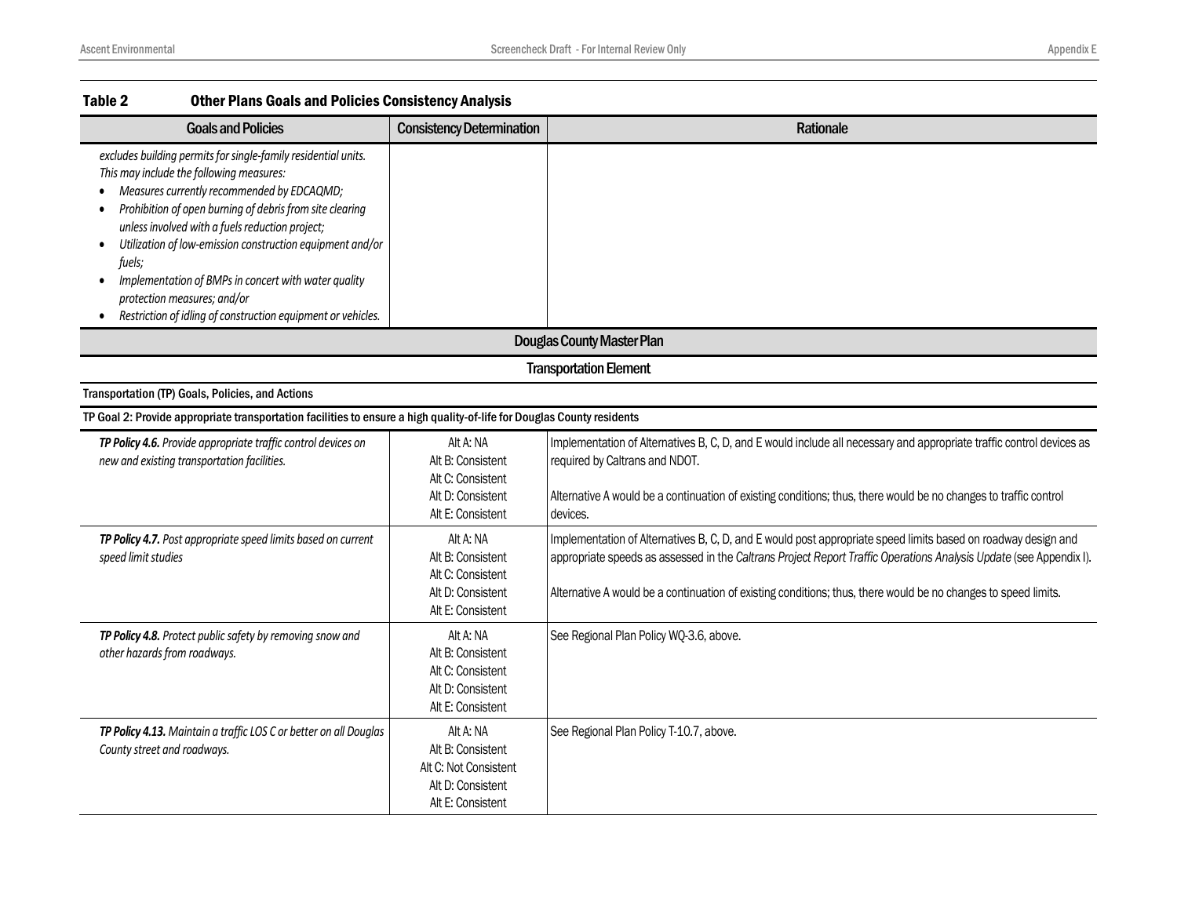**Table 2 Other Plans Goals and Policies Consistency Analysis**

| Goals and Policies | Consistency Determination | Rationale |
|---|---|---|
| *excludes building permits for single-family residential units. This may include the following measures:*<br>• *Measures currently recommended by EDCAQMD;*<br>• *Prohibition of open burning of debris from site clearing unless involved with a fuels reduction project;*<br>• *Utilization of low-emission construction equipment and/or fuels;*<br>• *Implementation of BMPs in concert with water quality protection measures; and/or*<br>• *Restriction of idling of construction equipment or vehicles.* | | |
| **Douglas County Master Plan** | | |
| **Transportation Element** | | |
| **Transportation (TP) Goals, Policies, and Actions** | | |
| **TP Goal 2: Provide appropriate transportation facilities to ensure a high quality-of-life for Douglas County residents** | | |
| ***TP Policy 4.6.*** *Provide appropriate traffic control devices on new and existing transportation facilities.* | Alt A: NA<br>Alt B: Consistent<br>Alt C: Consistent<br>Alt D: Consistent<br>Alt E: Consistent | Implementation of Alternatives B, C, D, and E would include all necessary and appropriate traffic control devices as required by Caltrans and NDOT.<br><br>Alternative A would be a continuation of existing conditions; thus, there would be no changes to traffic control devices. |
| ***TP Policy 4.7.*** *Post appropriate speed limits based on current speed limit studies* | Alt A: NA<br>Alt B: Consistent<br>Alt C: Consistent<br>Alt D: Consistent<br>Alt E: Consistent | Implementation of Alternatives B, C, D, and E would post appropriate speed limits based on roadway design and appropriate speeds as assessed in the *Caltrans Project Report Traffic Operations Analysis Update* (see Appendix I).<br><br>Alternative A would be a continuation of existing conditions; thus, there would be no changes to speed limits. |
| ***TP Policy 4.8.*** *Protect public safety by removing snow and other hazards from roadways.* | Alt A: NA<br>Alt B: Consistent<br>Alt C: Consistent<br>Alt D: Consistent<br>Alt E: Consistent | See Regional Plan Policy WQ-3.6, above. |
| ***TP Policy 4.13.*** *Maintain a traffic LOS C or better on all Douglas County street and roadways.* | Alt A: NA<br>Alt B: Consistent<br>Alt C: Not Consistent<br>Alt D: Consistent<br>Alt E: Consistent | See Regional Plan Policy T-10.7, above. |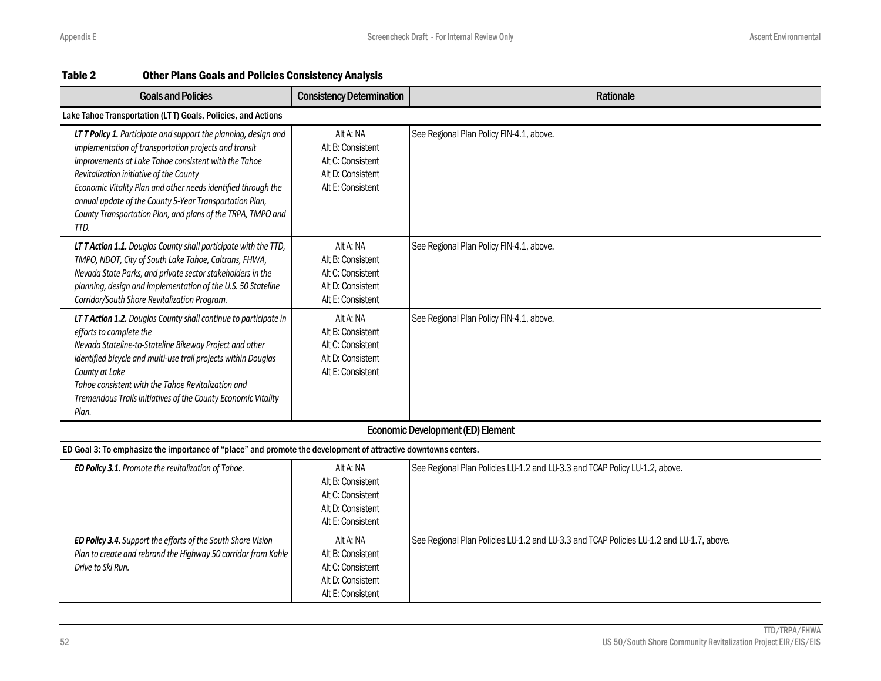**Table 2 Other Plans Goals and Policies Consistency Analysis**

| Goals and Policies | Consistency Determination | Rationale |
|---|---|---|
| **Lake Tahoe Transportation (LT T) Goals, Policies, and Actions** | | |
| ***LT T Policy 1.*** *Participate and support the planning, design and implementation of transportation projects and transit improvements at Lake Tahoe consistent with the Tahoe Revitalization initiative of the County Economic Vitality Plan and other needs identified through the annual update of the County 5-Year Transportation Plan, County Transportation Plan, and plans of the TRPA, TMPO and TTD.* | Alt A: NA<br>Alt B: Consistent<br>Alt C: Consistent<br>Alt D: Consistent<br>Alt E: Consistent | See Regional Plan Policy FIN-4.1, above. |
| ***LT T Action 1.1.*** *Douglas County shall participate with the TTD, TMPO, NDOT, City of South Lake Tahoe, Caltrans, FHWA, Nevada State Parks, and private sector stakeholders in the planning, design and implementation of the U.S. 50 Stateline Corridor/South Shore Revitalization Program.* | Alt A: NA<br>Alt B: Consistent<br>Alt C: Consistent<br>Alt D: Consistent<br>Alt E: Consistent | See Regional Plan Policy FIN-4.1, above. |
| ***LT T Action 1.2.*** *Douglas County shall continue to participate in efforts to complete the Nevada Stateline-to-Stateline Bikeway Project and other identified bicycle and multi-use trail projects within Douglas County at Lake Tahoe consistent with the Tahoe Revitalization and Tremendous Trails initiatives of the County Economic Vitality Plan.* | Alt A: NA<br>Alt B: Consistent<br>Alt C: Consistent<br>Alt D: Consistent<br>Alt E: Consistent | See Regional Plan Policy FIN-4.1, above. |
| **Economic Development (ED) Element** | | |
| **ED Goal 3: To emphasize the importance of "place" and promote the development of attractive downtowns centers.** | | |
| ***ED Policy 3.1.*** *Promote the revitalization of Tahoe.* | Alt A: NA<br>Alt B: Consistent<br>Alt C: Consistent<br>Alt D: Consistent<br>Alt E: Consistent | See Regional Plan Policies LU-1.2 and LU-3.3 and TCAP Policy LU-1.2, above. |
| ***ED Policy 3.4.*** *Support the efforts of the South Shore Vision Plan to create and rebrand the Highway 50 corridor from Kahle Drive to Ski Run.* | Alt A: NA<br>Alt B: Consistent<br>Alt C: Consistent<br>Alt D: Consistent<br>Alt E: Consistent | See Regional Plan Policies LU-1.2 and LU-3.3 and TCAP Policies LU-1.2 and LU-1.7, above. |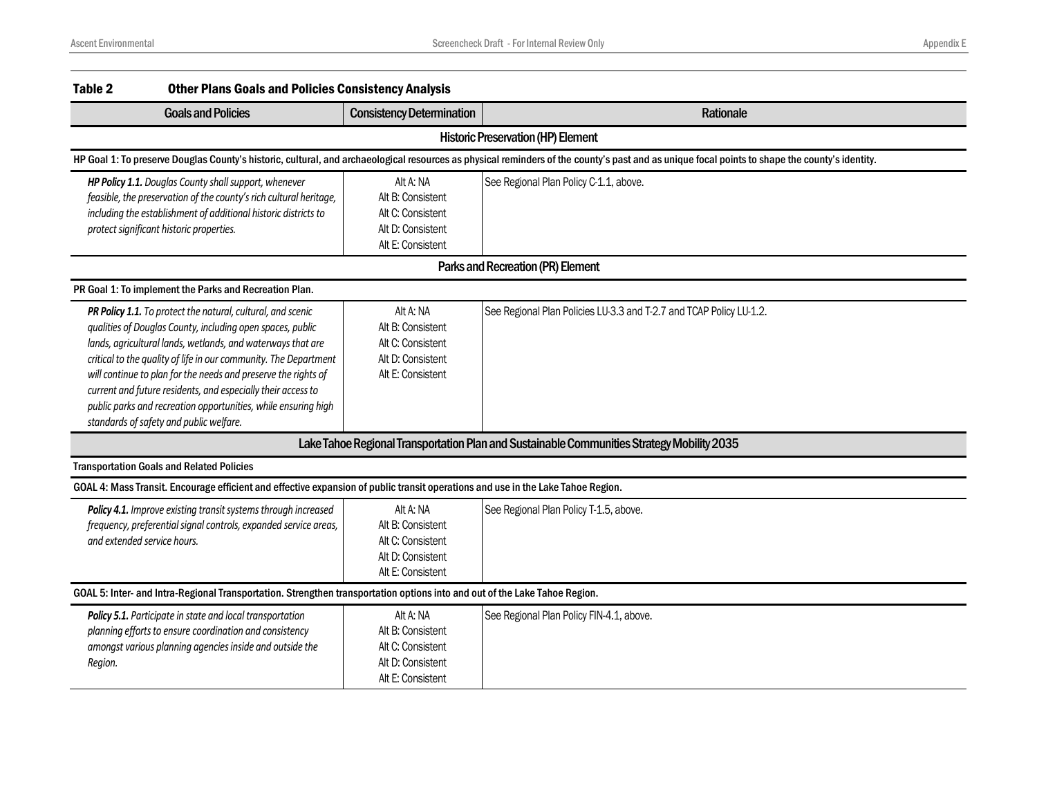**Table 2 Other Plans Goals and Policies Consistency Analysis**

| Goals and Policies | Consistency Determination | Rationale |
|---|---|---|
| **Historic Preservation (HP) Element** | | |
| **HP Goal 1: To preserve Douglas County's historic, cultural, and archaeological resources as physical reminders of the county's past and as unique focal points to shape the county's identity.** | | |
| ***HP Policy 1.1.*** *Douglas County shall support, whenever feasible, the preservation of the county's rich cultural heritage, including the establishment of additional historic districts to protect significant historic properties.* | Alt A: NA<br>Alt B: Consistent<br>Alt C: Consistent<br>Alt D: Consistent<br>Alt E: Consistent | See Regional Plan Policy C-1.1, above. |
| **Parks and Recreation (PR) Element** | | |
| **PR Goal 1: To implement the Parks and Recreation Plan.** | | |
| ***PR Policy 1.1.*** *To protect the natural, cultural, and scenic qualities of Douglas County, including open spaces, public lands, agricultural lands, wetlands, and waterways that are critical to the quality of life in our community. The Department will continue to plan for the needs and preserve the rights of current and future residents, and especially their access to public parks and recreation opportunities, while ensuring high standards of safety and public welfare.* | Alt A: NA<br>Alt B: Consistent<br>Alt C: Consistent<br>Alt D: Consistent<br>Alt E: Consistent | See Regional Plan Policies LU-3.3 and T-2.7 and TCAP Policy LU-1.2. |
| **Lake Tahoe Regional Transportation Plan and Sustainable Communities Strategy Mobility 2035** | | |
| **Transportation Goals and Related Policies** | | |
| **GOAL 4: Mass Transit. Encourage efficient and effective expansion of public transit operations and use in the Lake Tahoe Region.** | | |
| ***Policy 4.1.*** *Improve existing transit systems through increased frequency, preferential signal controls, expanded service areas, and extended service hours.* | Alt A: NA<br>Alt B: Consistent<br>Alt C: Consistent<br>Alt D: Consistent<br>Alt E: Consistent | See Regional Plan Policy T-1.5, above. |
| **GOAL 5: Inter- and Intra-Regional Transportation. Strengthen transportation options into and out of the Lake Tahoe Region.** | | |
| ***Policy 5.1.*** *Participate in state and local transportation planning efforts to ensure coordination and consistency amongst various planning agencies inside and outside the Region.* | Alt A: NA<br>Alt B: Consistent<br>Alt C: Consistent<br>Alt D: Consistent<br>Alt E: Consistent | See Regional Plan Policy FIN-4.1, above. |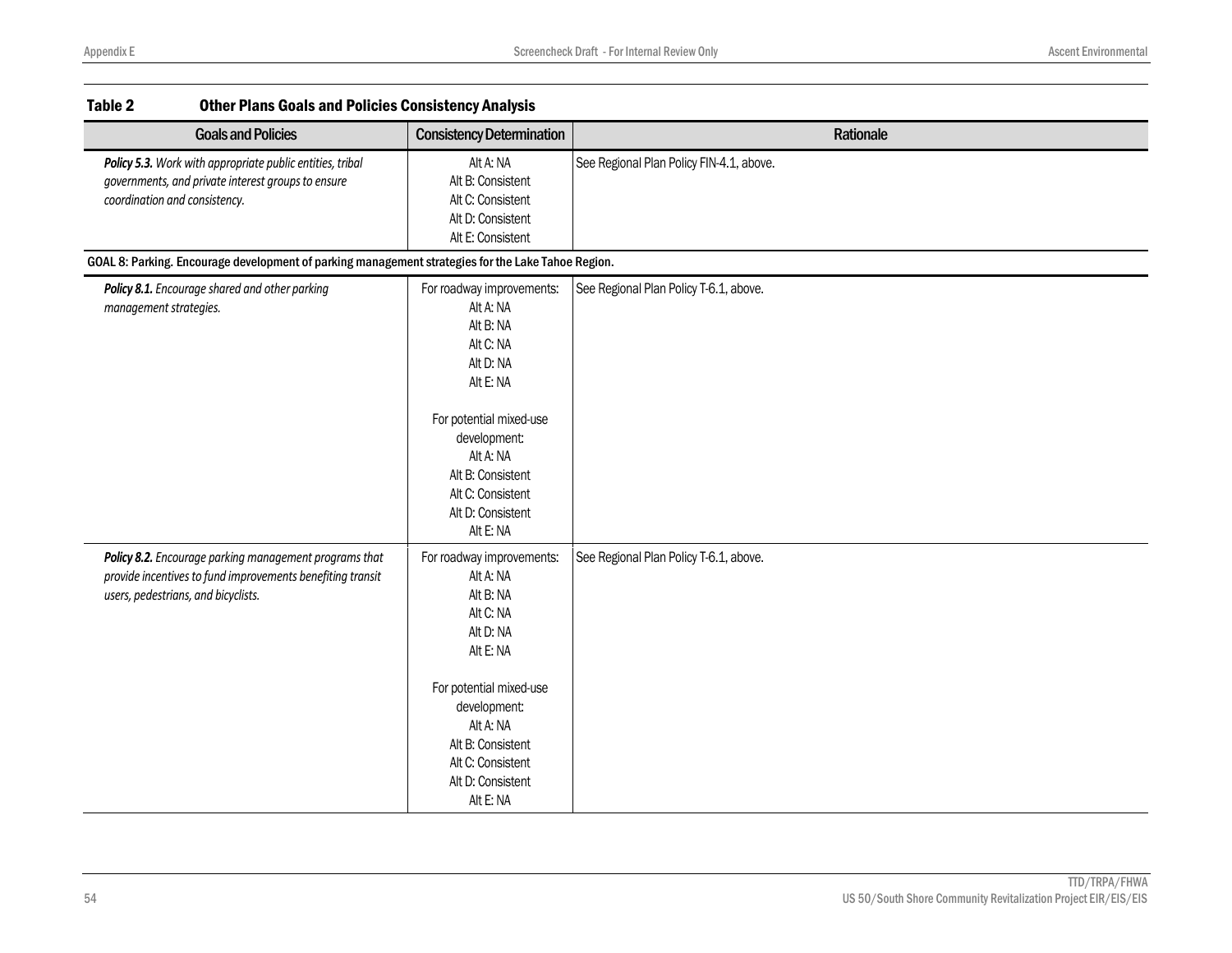**Table 2 Other Plans Goals and Policies Consistency Analysis**

| Goals and Policies | Consistency Determination | Rationale |
|---|---|---|
| ***Policy 5.3.*** *Work with appropriate public entities, tribal governments, and private interest groups to ensure coordination and consistency.* | Alt A: NA<br>Alt B: Consistent<br>Alt C: Consistent<br>Alt D: Consistent<br>Alt E: Consistent | See Regional Plan Policy FIN-4.1, above. |
| **GOAL 8: Parking. Encourage development of parking management strategies for the Lake Tahoe Region.** | | |
| ***Policy 8.1.*** *Encourage shared and other parking management strategies.* | For roadway improvements:<br>Alt A: NA<br>Alt B: NA<br>Alt C: NA<br>Alt D: NA<br>Alt E: NA<br><br>For potential mixed-use development:<br>Alt A: NA<br>Alt B: Consistent<br>Alt C: Consistent<br>Alt D: Consistent<br>Alt E: NA | See Regional Plan Policy T-6.1, above. |
| ***Policy 8.2.*** *Encourage parking management programs that provide incentives to fund improvements benefiting transit users, pedestrians, and bicyclists.* | For roadway improvements:<br>Alt A: NA<br>Alt B: NA<br>Alt C: NA<br>Alt D: NA<br>Alt E: NA<br><br>For potential mixed-use development:<br>Alt A: NA<br>Alt B: Consistent<br>Alt C: Consistent<br>Alt D: Consistent<br>Alt E: NA | See Regional Plan Policy T-6.1, above. |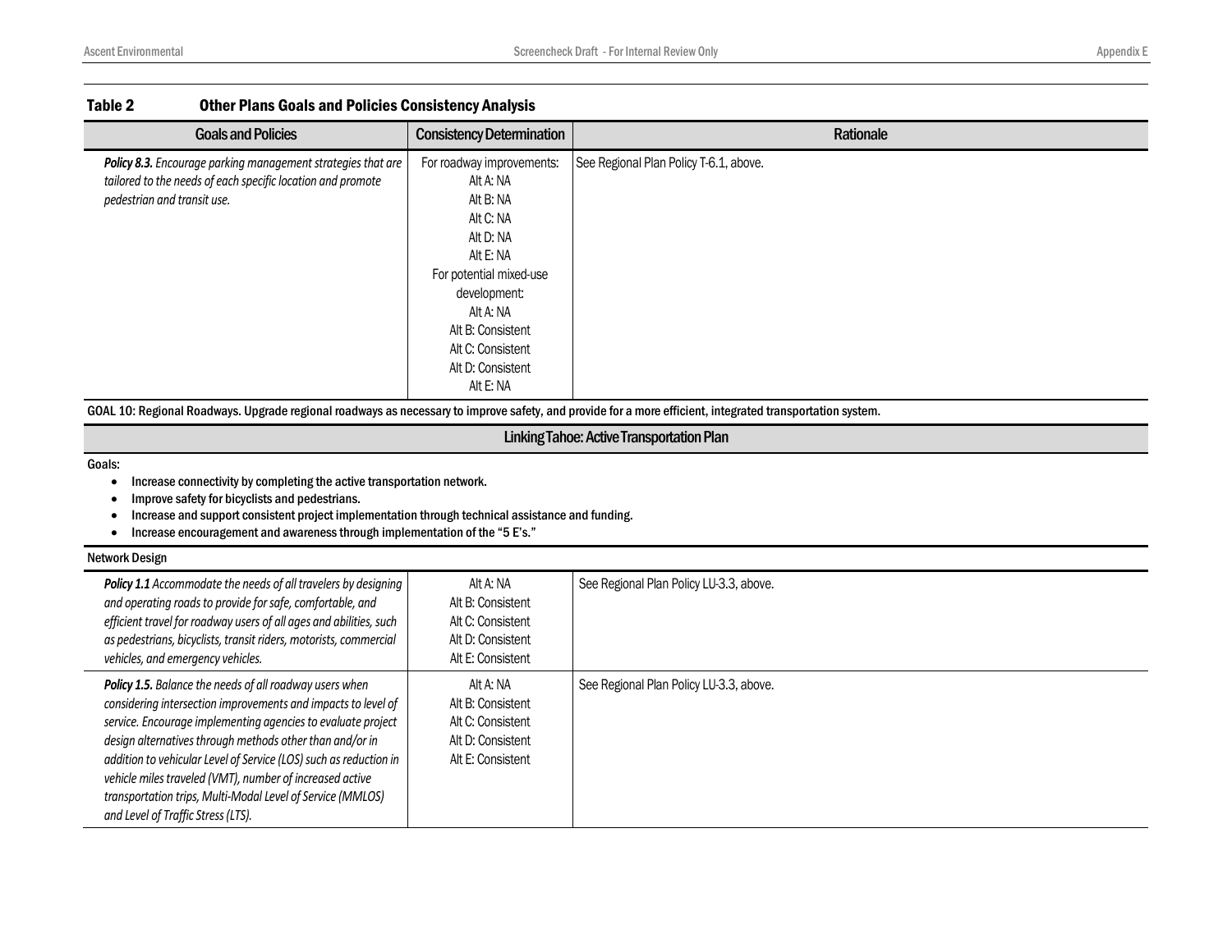**Table 2 Other Plans Goals and Policies Consistency Analysis**

| Goals and Policies | Consistency Determination | Rationale |
|---|---|---|
| ***Policy 8.3.*** *Encourage parking management strategies that are tailored to the needs of each specific location and promote pedestrian and transit use.* | For roadway improvements:<br>Alt A: NA<br>Alt B: NA<br>Alt C: NA<br>Alt D: NA<br>Alt E: NA<br>For potential mixed-use development:<br>Alt A: NA<br>Alt B: Consistent<br>Alt C: Consistent<br>Alt D: Consistent<br>Alt E: NA | See Regional Plan Policy T-6.1, above. |
| **GOAL 10: Regional Roadways. Upgrade regional roadways as necessary to improve safety, and provide for a more efficient, integrated transportation system.** | | |
| **Linking Tahoe: Active Transportation Plan** | | |
| **Goals:**<br>• **Increase connectivity by completing the active transportation network.**<br>• **Improve safety for bicyclists and pedestrians.**<br>• **Increase and support consistent project implementation through technical assistance and funding.**<br>• **Increase encouragement and awareness through implementation of the "5 E's."** | | |
| **Network Design** | | |
| ***Policy 1.1*** *Accommodate the needs of all travelers by designing and operating roads to provide for safe, comfortable, and efficient travel for roadway users of all ages and abilities, such as pedestrians, bicyclists, transit riders, motorists, commercial vehicles, and emergency vehicles.* | Alt A: NA<br>Alt B: Consistent<br>Alt C: Consistent<br>Alt D: Consistent<br>Alt E: Consistent | See Regional Plan Policy LU-3.3, above. |
| ***Policy 1.5.*** *Balance the needs of all roadway users when considering intersection improvements and impacts to level of service. Encourage implementing agencies to evaluate project design alternatives through methods other than and/or in addition to vehicular Level of Service (LOS) such as reduction in vehicle miles traveled (VMT), number of increased active transportation trips, Multi-Modal Level of Service (MMLOS) and Level of Traffic Stress (LTS).* | Alt A: NA<br>Alt B: Consistent<br>Alt C: Consistent<br>Alt D: Consistent<br>Alt E: Consistent | See Regional Plan Policy LU-3.3, above. |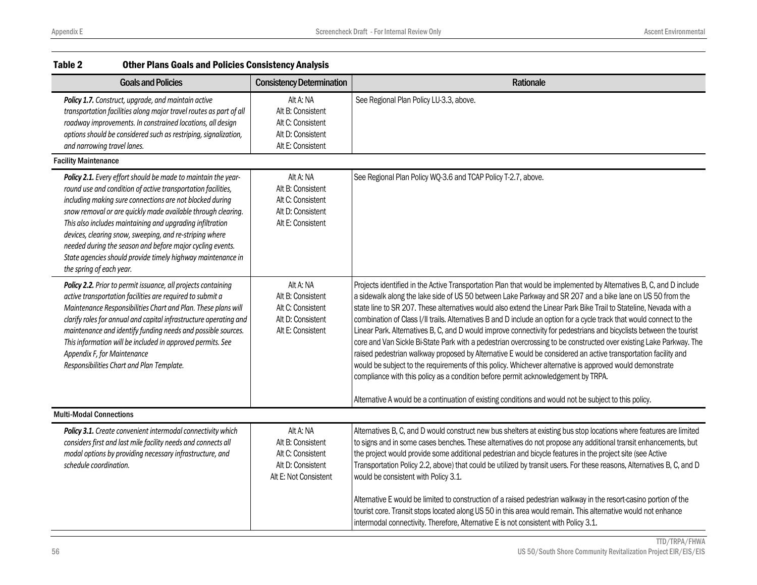**Table 2 Other Plans Goals and Policies Consistency Analysis**

| Goals and Policies | Consistency Determination | Rationale |
|---|---|---|
| ***Policy 1.7.*** *Construct, upgrade, and maintain active transportation facilities along major travel routes as part of all roadway improvements. In constrained locations, all design options should be considered such as restriping, signalization, and narrowing travel lanes.* | Alt A: NA<br>Alt B: Consistent<br>Alt C: Consistent<br>Alt D: Consistent<br>Alt E: Consistent | See Regional Plan Policy LU-3.3, above. |
| **Facility Maintenance** | | |
| ***Policy 2.1.*** *Every effort should be made to maintain the year-round use and condition of active transportation facilities, including making sure connections are not blocked during snow removal or are quickly made available through clearing. This also includes maintaining and upgrading infiltration devices, clearing snow, sweeping, and re-striping where needed during the season and before major cycling events. State agencies should provide timely highway maintenance in the spring of each year.* | Alt A: NA<br>Alt B: Consistent<br>Alt C: Consistent<br>Alt D: Consistent<br>Alt E: Consistent | See Regional Plan Policy WQ-3.6 and TCAP Policy T-2.7, above. |
| ***Policy 2.2.*** *Prior to permit issuance, all projects containing active transportation facilities are required to submit a Maintenance Responsibilities Chart and Plan. These plans will clarify roles for annual and capital infrastructure operating and maintenance and identify funding needs and possible sources. This information will be included in approved permits. See Appendix F, for Maintenance Responsibilities Chart and Plan Template.* | Alt A: NA<br>Alt B: Consistent<br>Alt C: Consistent<br>Alt D: Consistent<br>Alt E: Consistent | Projects identified in the Active Transportation Plan that would be implemented by Alternatives B, C, and D include a sidewalk along the lake side of US 50 between Lake Parkway and SR 207 and a bike lane on US 50 from the state line to SR 207. These alternatives would also extend the Linear Park Bike Trail to Stateline, Nevada with a combination of Class I/II trails. Alternatives B and D include an option for a cycle track that would connect to the Linear Park. Alternatives B, C, and D would improve connectivity for pedestrians and bicyclists between the tourist core and Van Sickle Bi-State Park with a pedestrian overcrossing to be constructed over existing Lake Parkway. The raised pedestrian walkway proposed by Alternative E would be considered an active transportation facility and would be subject to the requirements of this policy. Whichever alternative is approved would demonstrate compliance with this policy as a condition before permit acknowledgement by TRPA.<br><br>Alternative A would be a continuation of existing conditions and would not be subject to this policy. |
| **Multi-Modal Connections** | | |
| ***Policy 3.1.*** *Create convenient intermodal connectivity which considers first and last mile facility needs and connects all modal options by providing necessary infrastructure, and schedule coordination.* | Alt A: NA<br>Alt B: Consistent<br>Alt C: Consistent<br>Alt D: Consistent<br>Alt E: Not Consistent | Alternatives B, C, and D would construct new bus shelters at existing bus stop locations where features are limited to signs and in some cases benches. These alternatives do not propose any additional transit enhancements, but the project would provide some additional pedestrian and bicycle features in the project site (see Active Transportation Policy 2.2, above) that could be utilized by transit users. For these reasons, Alternatives B, C, and D would be consistent with Policy 3.1.<br><br>Alternative E would be limited to construction of a raised pedestrian walkway in the resort-casino portion of the tourist core. Transit stops located along US 50 in this area would remain. This alternative would not enhance intermodal connectivity. Therefore, Alternative E is not consistent with Policy 3.1. |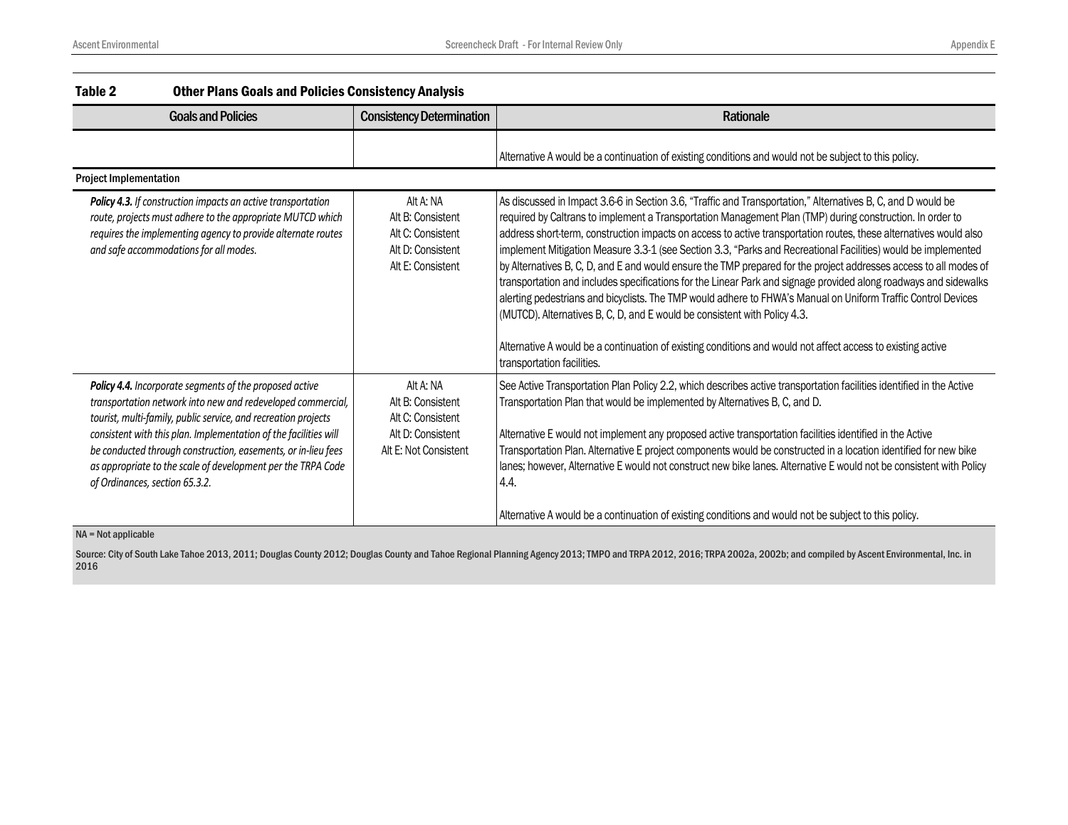**Table 2 Other Plans Goals and Policies Consistency Analysis**

| Goals and Policies | Consistency Determination | Rationale |
|---|---|---|
| | | Alternative A would be a continuation of existing conditions and would not be subject to this policy. |
| **Project Implementation** | | |
| ***Policy 4.3.*** *If construction impacts an active transportation route, projects must adhere to the appropriate MUTCD which requires the implementing agency to provide alternate routes and safe accommodations for all modes.* | Alt A: NA<br>Alt B: Consistent<br>Alt C: Consistent<br>Alt D: Consistent<br>Alt E: Consistent | As discussed in Impact 3.6-6 in Section 3.6, "Traffic and Transportation," Alternatives B, C, and D would be required by Caltrans to implement a Transportation Management Plan (TMP) during construction. In order to address short-term, construction impacts on access to active transportation routes, these alternatives would also implement Mitigation Measure 3.3-1 (see Section 3.3, "Parks and Recreational Facilities) would be implemented by Alternatives B, C, D, and E and would ensure the TMP prepared for the project addresses access to all modes of transportation and includes specifications for the Linear Park and signage provided along roadways and sidewalks alerting pedestrians and bicyclists. The TMP would adhere to FHWA's Manual on Uniform Traffic Control Devices (MUTCD). Alternatives B, C, D, and E would be consistent with Policy 4.3.<br><br>Alternative A would be a continuation of existing conditions and would not affect access to existing active transportation facilities. |
| ***Policy 4.4.*** *Incorporate segments of the proposed active transportation network into new and redeveloped commercial, tourist, multi-family, public service, and recreation projects consistent with this plan. Implementation of the facilities will be conducted through construction, easements, or in-lieu fees as appropriate to the scale of development per the TRPA Code of Ordinances, section 65.3.2.* | Alt A: NA<br>Alt B: Consistent<br>Alt C: Consistent<br>Alt D: Consistent<br>Alt E: Not Consistent | See Active Transportation Plan Policy 2.2, which describes active transportation facilities identified in the Active Transportation Plan that would be implemented by Alternatives B, C, and D.<br><br>Alternative E would not implement any proposed active transportation facilities identified in the Active Transportation Plan. Alternative E project components would be constructed in a location identified for new bike lanes; however, Alternative E would not construct new bike lanes. Alternative E would not be consistent with Policy 4.4.<br><br>Alternative A would be a continuation of existing conditions and would not be subject to this policy. |

NA = Not applicable

Source: City of South Lake Tahoe 2013, 2011; Douglas County 2012; Douglas County and Tahoe Regional Planning Agency 2013; TMPO and TRPA 2012, 2016; TRPA 2002a, 2002b; and compiled by Ascent Environmental, Inc. in 2016